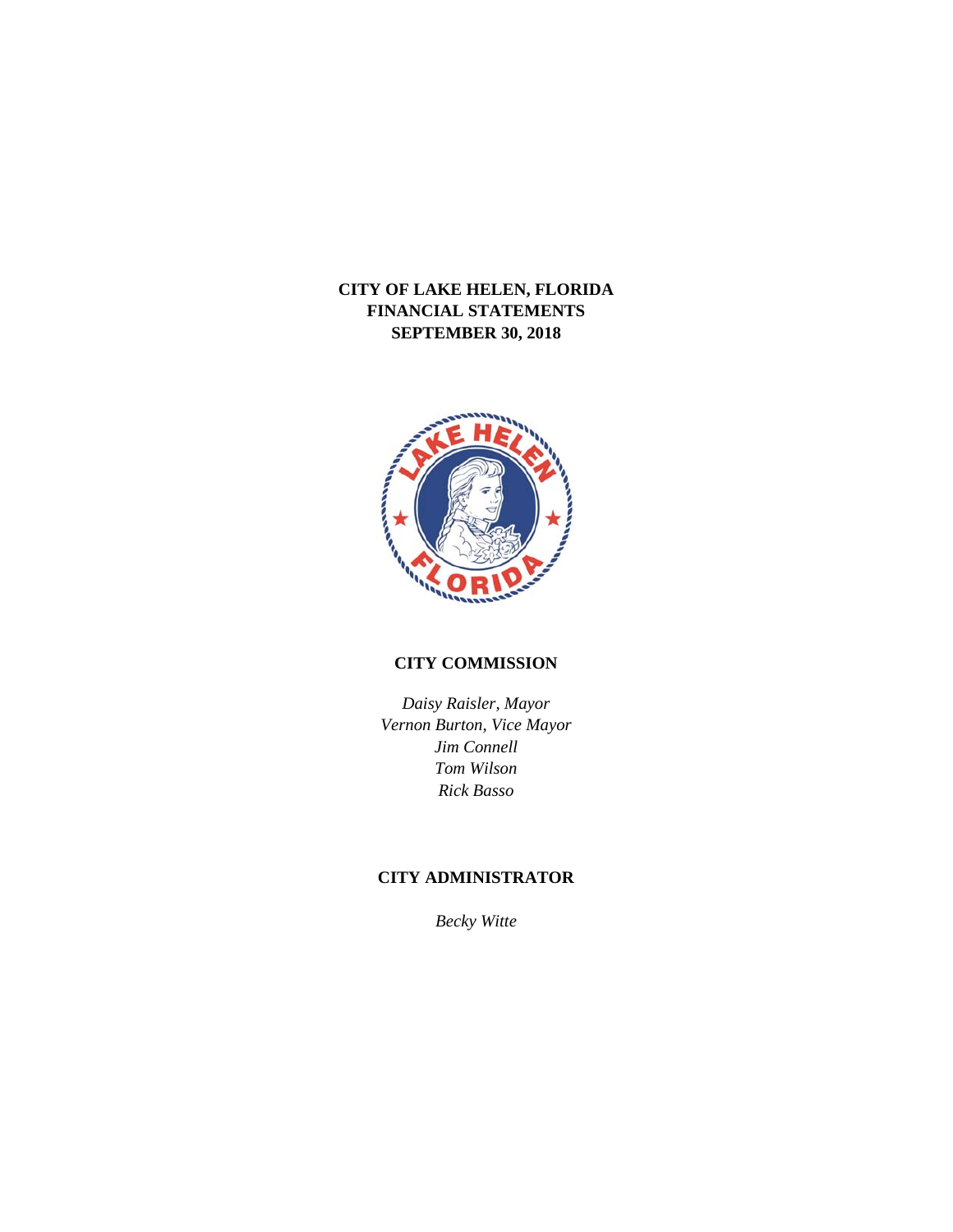# CITY OF LAKE HELEN, FLORIDA
# FINANCIAL STATEMENTS
# SEPTEMBER 30, 2018

## CITY COMMISSION

*Daisy Raisler, Mayor*
*Vernon Burton, Vice Mayor*
*Jim Connell*
*Tom Wilson*
*Rick Basso*

## CITY ADMINISTRATOR

*Becky Witte*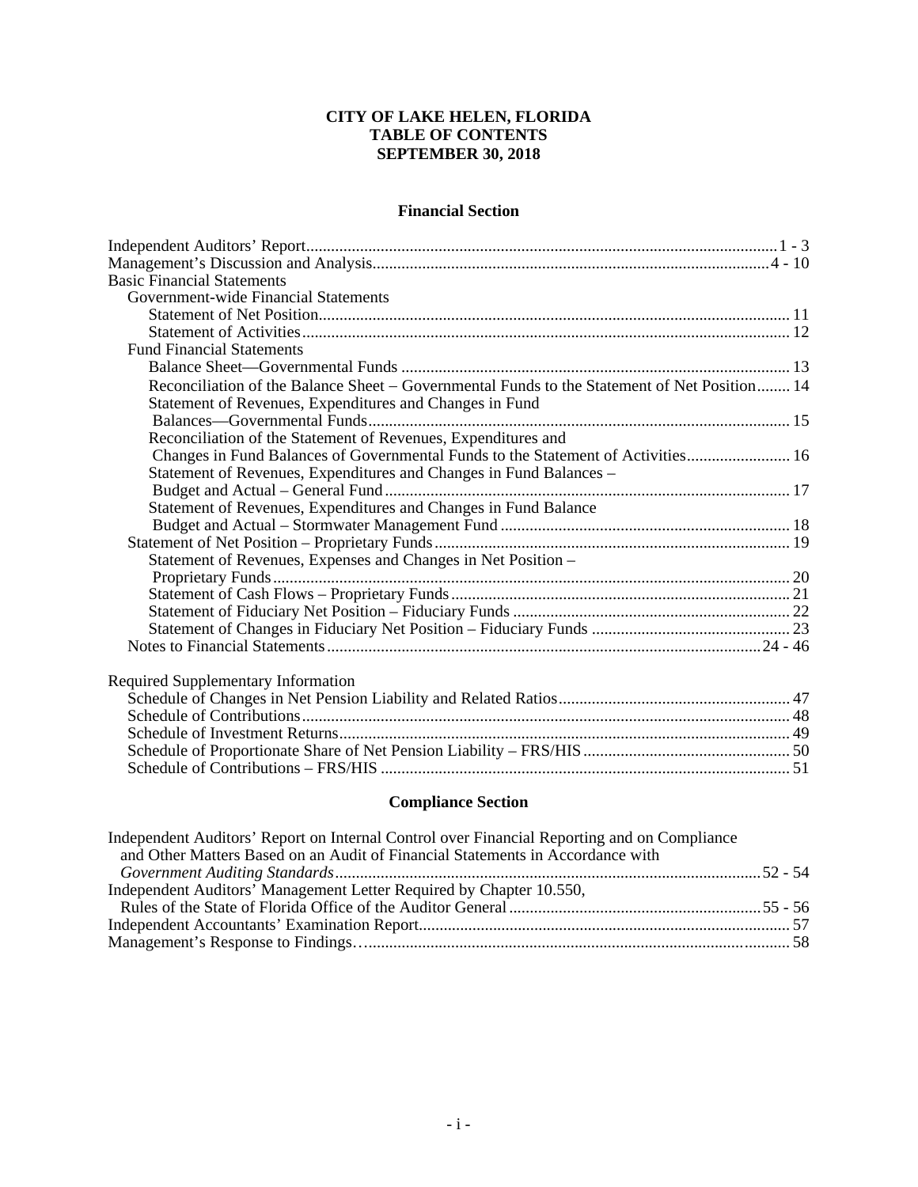# CITY OF LAKE HELEN, FLORIDA
# TABLE OF CONTENTS
# SEPTEMBER 30, 2018

## Financial Section

| | |
|---|---|
| Independent Auditors' Report | 1 - 3 |
| Management's Discussion and Analysis | 4 - 10 |
| Basic Financial Statements | |
| Government-wide Financial Statements | |
| Statement of Net Position | 11 |
| Statement of Activities | 12 |
| Fund Financial Statements | |
| Balance Sheet—Governmental Funds | 13 |
| Reconciliation of the Balance Sheet – Governmental Funds to the Statement of Net Position | 14 |
| Statement of Revenues, Expenditures and Changes in Fund Balances—Governmental Funds | 15 |
| Reconciliation of the Statement of Revenues, Expenditures and Changes in Fund Balances of Governmental Funds to the Statement of Activities | 16 |
| Statement of Revenues, Expenditures and Changes in Fund Balances – Budget and Actual – General Fund | 17 |
| Statement of Revenues, Expenditures and Changes in Fund Balance Budget and Actual – Stormwater Management Fund | 18 |
| Statement of Net Position – Proprietary Funds | 19 |
| Statement of Revenues, Expenses and Changes in Net Position – Proprietary Funds | 20 |
| Statement of Cash Flows – Proprietary Funds | 21 |
| Statement of Fiduciary Net Position – Fiduciary Funds | 22 |
| Statement of Changes in Fiduciary Net Position – Fiduciary Funds | 23 |
| Notes to Financial Statements | 24 - 46 |
| | |
| Required Supplementary Information | |
| Schedule of Changes in Net Pension Liability and Related Ratios | 47 |
| Schedule of Contributions | 48 |
| Schedule of Investment Returns | 49 |
| Schedule of Proportionate Share of Net Pension Liability – FRS/HIS | 50 |
| Schedule of Contributions – FRS/HIS | 51 |

## Compliance Section

| | |
|---|---|
| Independent Auditors' Report on Internal Control over Financial Reporting and on Compliance and Other Matters Based on an Audit of Financial Statements in Accordance with *Government Auditing Standards* | 52 - 54 |
| Independent Auditors' Management Letter Required by Chapter 10.550, Rules of the State of Florida Office of the Auditor General | 55 - 56 |
| Independent Accountants' Examination Report | 57 |
| Management's Response to Findings | 58 |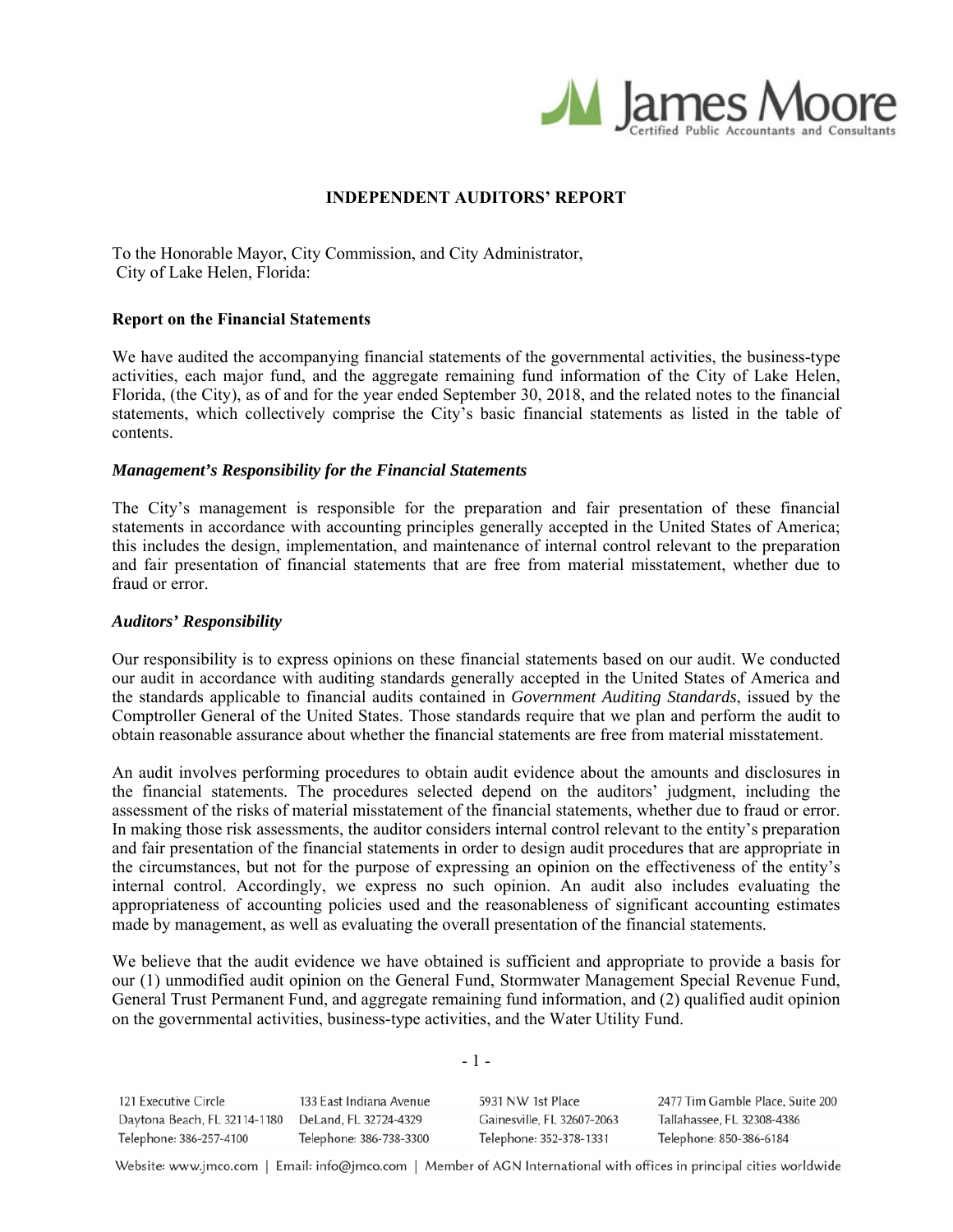# INDEPENDENT AUDITORS' REPORT

To the Honorable Mayor, City Commission, and City Administrator,
City of Lake Helen, Florida:

## Report on the Financial Statements

We have audited the accompanying financial statements of the governmental activities, the business-type activities, each major fund, and the aggregate remaining fund information of the City of Lake Helen, Florida, (the City), as of and for the year ended September 30, 2018, and the related notes to the financial statements, which collectively comprise the City's basic financial statements as listed in the table of contents.

### *Management's Responsibility for the Financial Statements*

The City's management is responsible for the preparation and fair presentation of these financial statements in accordance with accounting principles generally accepted in the United States of America; this includes the design, implementation, and maintenance of internal control relevant to the preparation and fair presentation of financial statements that are free from material misstatement, whether due to fraud or error.

### *Auditors' Responsibility*

Our responsibility is to express opinions on these financial statements based on our audit. We conducted our audit in accordance with auditing standards generally accepted in the United States of America and the standards applicable to financial audits contained in *Government Auditing Standards*, issued by the Comptroller General of the United States. Those standards require that we plan and perform the audit to obtain reasonable assurance about whether the financial statements are free from material misstatement.

An audit involves performing procedures to obtain audit evidence about the amounts and disclosures in the financial statements. The procedures selected depend on the auditors' judgment, including the assessment of the risks of material misstatement of the financial statements, whether due to fraud or error. In making those risk assessments, the auditor considers internal control relevant to the entity's preparation and fair presentation of the financial statements in order to design audit procedures that are appropriate in the circumstances, but not for the purpose of expressing an opinion on the effectiveness of the entity's internal control. Accordingly, we express no such opinion. An audit also includes evaluating the appropriateness of accounting policies used and the reasonableness of significant accounting estimates made by management, as well as evaluating the overall presentation of the financial statements.

We believe that the audit evidence we have obtained is sufficient and appropriate to provide a basis for our (1) unmodified audit opinion on the General Fund, Stormwater Management Special Revenue Fund, General Trust Permanent Fund, and aggregate remaining fund information, and (2) qualified audit opinion on the governmental activities, business-type activities, and the Water Utility Fund.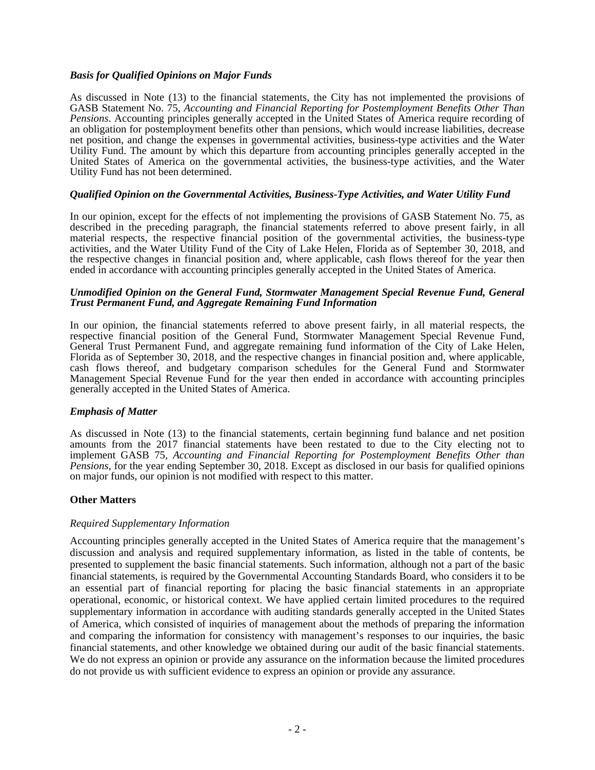### *Basis for Qualified Opinions on Major Funds*

As discussed in Note (13) to the financial statements, the City has not implemented the provisions of GASB Statement No. 75, *Accounting and Financial Reporting for Postemployment Benefits Other Than Pensions*. Accounting principles generally accepted in the United States of America require recording of an obligation for postemployment benefits other than pensions, which would increase liabilities, decrease net position, and change the expenses in governmental activities, business-type activities and the Water Utility Fund. The amount by which this departure from accounting principles generally accepted in the United States of America on the governmental activities, the business-type activities, and the Water Utility Fund has not been determined.

### *Qualified Opinion on the Governmental Activities, Business-Type Activities, and Water Utility Fund*

In our opinion, except for the effects of not implementing the provisions of GASB Statement No. 75, as described in the preceding paragraph, the financial statements referred to above present fairly, in all material respects, the respective financial position of the governmental activities, the business-type activities, and the Water Utility Fund of the City of Lake Helen, Florida as of September 30, 2018, and the respective changes in financial position and, where applicable, cash flows thereof for the year then ended in accordance with accounting principles generally accepted in the United States of America.

### *Unmodified Opinion on the General Fund, Stormwater Management Special Revenue Fund, General Trust Permanent Fund, and Aggregate Remaining Fund Information*

In our opinion, the financial statements referred to above present fairly, in all material respects, the respective financial position of the General Fund, Stormwater Management Special Revenue Fund, General Trust Permanent Fund, and aggregate remaining fund information of the City of Lake Helen, Florida as of September 30, 2018, and the respective changes in financial position and, where applicable, cash flows thereof, and budgetary comparison schedules for the General Fund and Stormwater Management Special Revenue Fund for the year then ended in accordance with accounting principles generally accepted in the United States of America.

### *Emphasis of Matter*

As discussed in Note (13) to the financial statements, certain beginning fund balance and net position amounts from the 2017 financial statements have been restated to due to the City electing not to implement GASB 75, *Accounting and Financial Reporting for Postemployment Benefits Other than Pensions*, for the year ending September 30, 2018. Except as disclosed in our basis for qualified opinions on major funds, our opinion is not modified with respect to this matter.

## **Other Matters**

*Required Supplementary Information*

Accounting principles generally accepted in the United States of America require that the management's discussion and analysis and required supplementary information, as listed in the table of contents, be presented to supplement the basic financial statements. Such information, although not a part of the basic financial statements, is required by the Governmental Accounting Standards Board, who considers it to be an essential part of financial reporting for placing the basic financial statements in an appropriate operational, economic, or historical context. We have applied certain limited procedures to the required supplementary information in accordance with auditing standards generally accepted in the United States of America, which consisted of inquiries of management about the methods of preparing the information and comparing the information for consistency with management's responses to our inquiries, the basic financial statements, and other knowledge we obtained during our audit of the basic financial statements. We do not express an opinion or provide any assurance on the information because the limited procedures do not provide us with sufficient evidence to express an opinion or provide any assurance.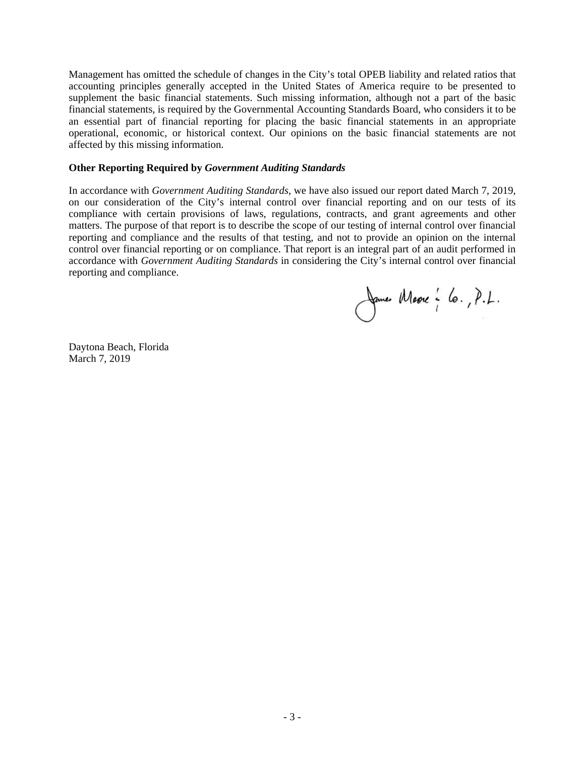Management has omitted the schedule of changes in the City's total OPEB liability and related ratios that accounting principles generally accepted in the United States of America require to be presented to supplement the basic financial statements. Such missing information, although not a part of the basic financial statements, is required by the Governmental Accounting Standards Board, who considers it to be an essential part of financial reporting for placing the basic financial statements in an appropriate operational, economic, or historical context. Our opinions on the basic financial statements are not affected by this missing information.

**Other Reporting Required by *Government Auditing Standards***

In accordance with *Government Auditing Standards*, we have also issued our report dated March 7, 2019, on our consideration of the City's internal control over financial reporting and on our tests of its compliance with certain provisions of laws, regulations, contracts, and grant agreements and other matters. The purpose of that report is to describe the scope of our testing of internal control over financial reporting and compliance and the results of that testing, and not to provide an opinion on the internal control over financial reporting or on compliance. That report is an integral part of an audit performed in accordance with *Government Auditing Standards* in considering the City's internal control over financial reporting and compliance.

James Moore & Co., P.L.

Daytona Beach, Florida
March 7, 2019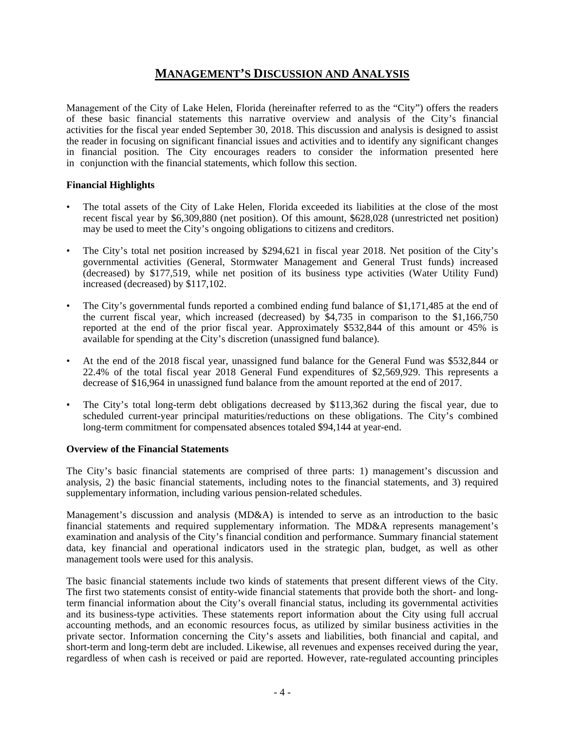# MANAGEMENT'S DISCUSSION AND ANALYSIS

Management of the City of Lake Helen, Florida (hereinafter referred to as the "City") offers the readers of these basic financial statements this narrative overview and analysis of the City's financial activities for the fiscal year ended September 30, 2018. This discussion and analysis is designed to assist the reader in focusing on significant financial issues and activities and to identify any significant changes in financial position. The City encourages readers to consider the information presented here in conjunction with the financial statements, which follow this section.

**Financial Highlights**

- The total assets of the City of Lake Helen, Florida exceeded its liabilities at the close of the most recent fiscal year by $6,309,880 (net position). Of this amount, $628,028 (unrestricted net position) may be used to meet the City's ongoing obligations to citizens and creditors.

- The City's total net position increased by $294,621 in fiscal year 2018. Net position of the City's governmental activities (General, Stormwater Management and General Trust funds) increased (decreased) by $177,519, while net position of its business type activities (Water Utility Fund) increased (decreased) by $117,102.

- The City's governmental funds reported a combined ending fund balance of $1,171,485 at the end of the current fiscal year, which increased (decreased) by $4,735 in comparison to the $1,166,750 reported at the end of the prior fiscal year. Approximately $532,844 of this amount or 45% is available for spending at the City's discretion (unassigned fund balance).

- At the end of the 2018 fiscal year, unassigned fund balance for the General Fund was $532,844 or 22.4% of the total fiscal year 2018 General Fund expenditures of $2,569,929. This represents a decrease of $16,964 in unassigned fund balance from the amount reported at the end of 2017.

- The City's total long-term debt obligations decreased by $113,362 during the fiscal year, due to scheduled current-year principal maturities/reductions on these obligations. The City's combined long-term commitment for compensated absences totaled $94,144 at year-end.

**Overview of the Financial Statements**

The City's basic financial statements are comprised of three parts: 1) management's discussion and analysis, 2) the basic financial statements, including notes to the financial statements, and 3) required supplementary information, including various pension-related schedules.

Management's discussion and analysis (MD&A) is intended to serve as an introduction to the basic financial statements and required supplementary information. The MD&A represents management's examination and analysis of the City's financial condition and performance. Summary financial statement data, key financial and operational indicators used in the strategic plan, budget, as well as other management tools were used for this analysis.

The basic financial statements include two kinds of statements that present different views of the City. The first two statements consist of entity-wide financial statements that provide both the short- and long-term financial information about the City's overall financial status, including its governmental activities and its business-type activities. These statements report information about the City using full accrual accounting methods, and an economic resources focus, as utilized by similar business activities in the private sector. Information concerning the City's assets and liabilities, both financial and capital, and short-term and long-term debt are included. Likewise, all revenues and expenses received during the year, regardless of when cash is received or paid are reported. However, rate-regulated accounting principles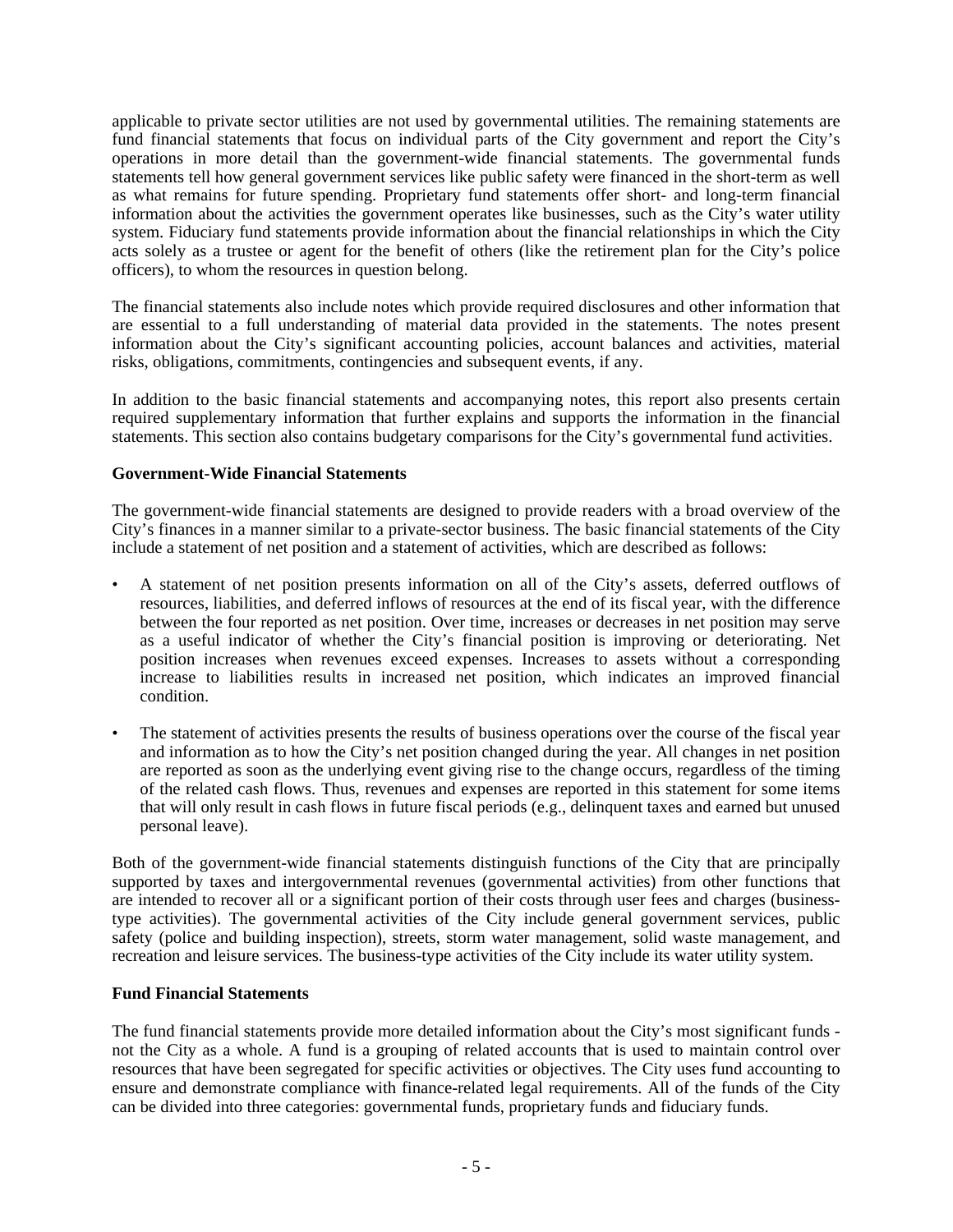applicable to private sector utilities are not used by governmental utilities. The remaining statements are fund financial statements that focus on individual parts of the City government and report the City's operations in more detail than the government-wide financial statements. The governmental funds statements tell how general government services like public safety were financed in the short-term as well as what remains for future spending. Proprietary fund statements offer short- and long-term financial information about the activities the government operates like businesses, such as the City's water utility system. Fiduciary fund statements provide information about the financial relationships in which the City acts solely as a trustee or agent for the benefit of others (like the retirement plan for the City's police officers), to whom the resources in question belong.

The financial statements also include notes which provide required disclosures and other information that are essential to a full understanding of material data provided in the statements. The notes present information about the City's significant accounting policies, account balances and activities, material risks, obligations, commitments, contingencies and subsequent events, if any.

In addition to the basic financial statements and accompanying notes, this report also presents certain required supplementary information that further explains and supports the information in the financial statements. This section also contains budgetary comparisons for the City's governmental fund activities.

**Government-Wide Financial Statements**

The government-wide financial statements are designed to provide readers with a broad overview of the City's finances in a manner similar to a private-sector business. The basic financial statements of the City include a statement of net position and a statement of activities, which are described as follows:

- A statement of net position presents information on all of the City's assets, deferred outflows of resources, liabilities, and deferred inflows of resources at the end of its fiscal year, with the difference between the four reported as net position. Over time, increases or decreases in net position may serve as a useful indicator of whether the City's financial position is improving or deteriorating. Net position increases when revenues exceed expenses. Increases to assets without a corresponding increase to liabilities results in increased net position, which indicates an improved financial condition.
- The statement of activities presents the results of business operations over the course of the fiscal year and information as to how the City's net position changed during the year. All changes in net position are reported as soon as the underlying event giving rise to the change occurs, regardless of the timing of the related cash flows. Thus, revenues and expenses are reported in this statement for some items that will only result in cash flows in future fiscal periods (e.g., delinquent taxes and earned but unused personal leave).

Both of the government-wide financial statements distinguish functions of the City that are principally supported by taxes and intergovernmental revenues (governmental activities) from other functions that are intended to recover all or a significant portion of their costs through user fees and charges (business-type activities). The governmental activities of the City include general government services, public safety (police and building inspection), streets, storm water management, solid waste management, and recreation and leisure services. The business-type activities of the City include its water utility system.

**Fund Financial Statements**

The fund financial statements provide more detailed information about the City's most significant funds - not the City as a whole. A fund is a grouping of related accounts that is used to maintain control over resources that have been segregated for specific activities or objectives. The City uses fund accounting to ensure and demonstrate compliance with finance-related legal requirements. All of the funds of the City can be divided into three categories: governmental funds, proprietary funds and fiduciary funds.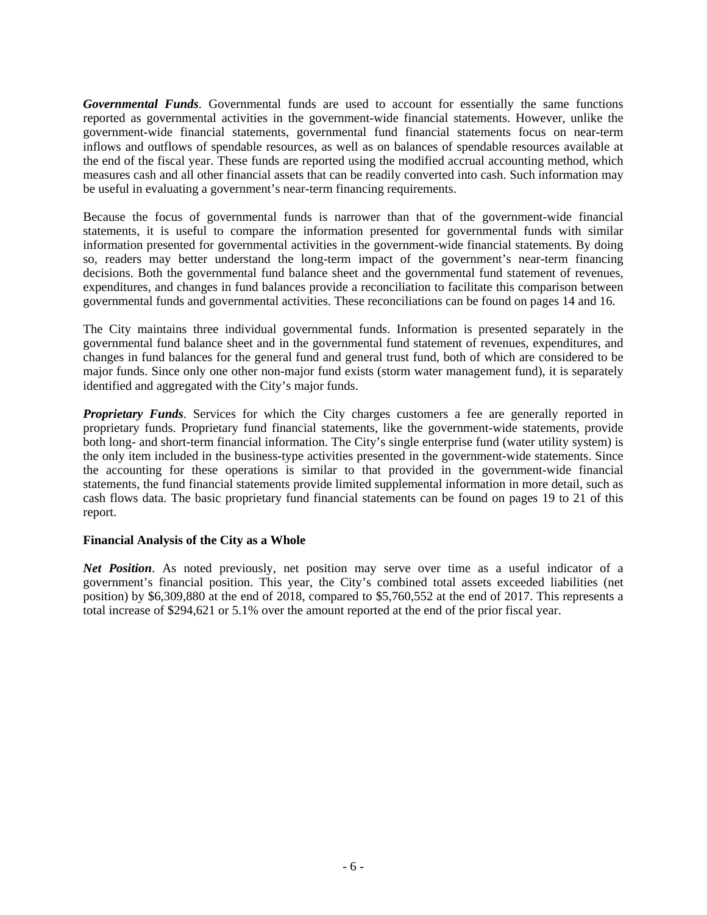***Governmental Funds***. Governmental funds are used to account for essentially the same functions reported as governmental activities in the government-wide financial statements. However, unlike the government-wide financial statements, governmental fund financial statements focus on near-term inflows and outflows of spendable resources, as well as on balances of spendable resources available at the end of the fiscal year. These funds are reported using the modified accrual accounting method, which measures cash and all other financial assets that can be readily converted into cash. Such information may be useful in evaluating a government's near-term financing requirements.

Because the focus of governmental funds is narrower than that of the government-wide financial statements, it is useful to compare the information presented for governmental funds with similar information presented for governmental activities in the government-wide financial statements. By doing so, readers may better understand the long-term impact of the government's near-term financing decisions. Both the governmental fund balance sheet and the governmental fund statement of revenues, expenditures, and changes in fund balances provide a reconciliation to facilitate this comparison between governmental funds and governmental activities. These reconciliations can be found on pages 14 and 16.

The City maintains three individual governmental funds. Information is presented separately in the governmental fund balance sheet and in the governmental fund statement of revenues, expenditures, and changes in fund balances for the general fund and general trust fund, both of which are considered to be major funds. Since only one other non-major fund exists (storm water management fund), it is separately identified and aggregated with the City's major funds.

***Proprietary Funds***. Services for which the City charges customers a fee are generally reported in proprietary funds. Proprietary fund financial statements, like the government-wide statements, provide both long- and short-term financial information. The City's single enterprise fund (water utility system) is the only item included in the business-type activities presented in the government-wide statements. Since the accounting for these operations is similar to that provided in the government-wide financial statements, the fund financial statements provide limited supplemental information in more detail, such as cash flows data. The basic proprietary fund financial statements can be found on pages 19 to 21 of this report.

**Financial Analysis of the City as a Whole**

***Net Position***. As noted previously, net position may serve over time as a useful indicator of a government's financial position. This year, the City's combined total assets exceeded liabilities (net position) by $6,309,880 at the end of 2018, compared to $5,760,552 at the end of 2017. This represents a total increase of $294,621 or 5.1% over the amount reported at the end of the prior fiscal year.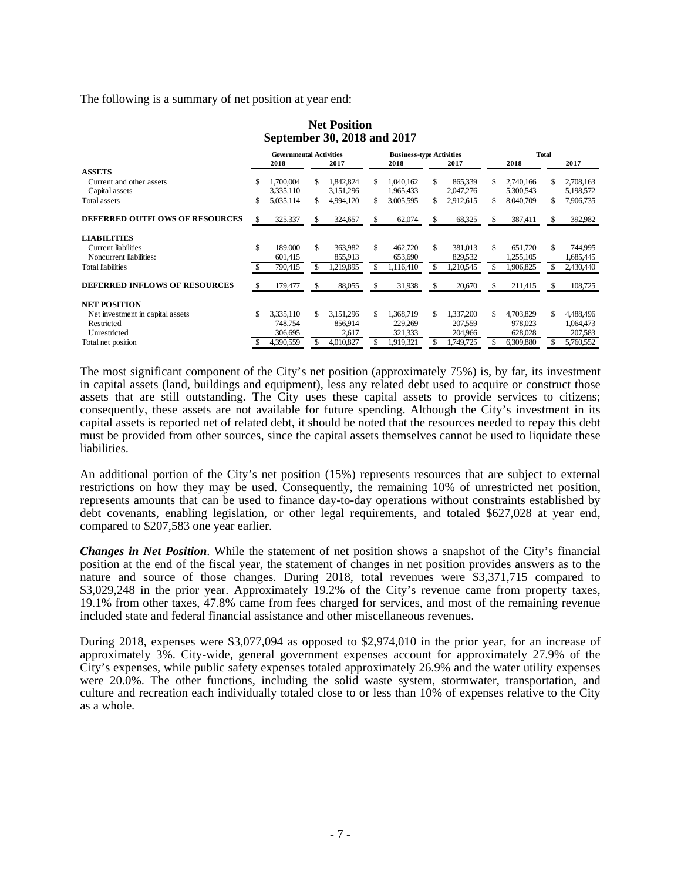The following is a summary of net position at year end:

**Net Position**
**September 30, 2018 and 2017**

| | Governmental Activities | | Business-type Activities | | Total | |
|---|---|---|---|---|---|---|
| | 2018 | 2017 | 2018 | 2017 | 2018 | 2017 |
| **ASSETS** | | | | | | |
| Current and other assets | $ 1,700,004 | $ 1,842,824 | $ 1,040,162 | $ 865,339 | $ 2,740,166 | $ 2,708,163 |
| Capital assets | 3,335,110 | 3,151,296 | 1,965,433 | 2,047,276 | 5,300,543 | 5,198,572 |
| Total assets | $ 5,035,114 | $ 4,994,120 | $ 3,005,595 | $ 2,912,615 | $ 8,040,709 | $ 7,906,735 |
| **DEFERRED OUTFLOWS OF RESOURCES** | $ 325,337 | $ 324,657 | $ 62,074 | $ 68,325 | $ 387,411 | $ 392,982 |
| **LIABILITIES** | | | | | | |
| Current liabilities | $ 189,000 | $ 363,982 | $ 462,720 | $ 381,013 | $ 651,720 | $ 744,995 |
| Noncurrent liabilities: | 601,415 | 855,913 | 653,690 | 829,532 | 1,255,105 | 1,685,445 |
| Total liabilities | $ 790,415 | $ 1,219,895 | $ 1,116,410 | $ 1,210,545 | $ 1,906,825 | $ 2,430,440 |
| **DEFERRED INFLOWS OF RESOURCES** | $ 179,477 | $ 88,055 | $ 31,938 | $ 20,670 | $ 211,415 | $ 108,725 |
| **NET POSITION** | | | | | | |
| Net investment in capital assets | $ 3,335,110 | $ 3,151,296 | $ 1,368,719 | $ 1,337,200 | $ 4,703,829 | $ 4,488,496 |
| Restricted | 748,754 | 856,914 | 229,269 | 207,559 | 978,023 | 1,064,473 |
| Unrestricted | 306,695 | 2,617 | 321,333 | 204,966 | 628,028 | 207,583 |
| Total net position | $ 4,390,559 | $ 4,010,827 | $ 1,919,321 | $ 1,749,725 | $ 6,309,880 | $ 5,760,552 |

The most significant component of the City's net position (approximately 75%) is, by far, its investment in capital assets (land, buildings and equipment), less any related debt used to acquire or construct those assets that are still outstanding. The City uses these capital assets to provide services to citizens; consequently, these assets are not available for future spending. Although the City's investment in its capital assets is reported net of related debt, it should be noted that the resources needed to repay this debt must be provided from other sources, since the capital assets themselves cannot be used to liquidate these liabilities.

An additional portion of the City's net position (15%) represents resources that are subject to external restrictions on how they may be used. Consequently, the remaining 10% of unrestricted net position, represents amounts that can be used to finance day-to-day operations without constraints established by debt covenants, enabling legislation, or other legal requirements, and totaled $627,028 at year end, compared to $207,583 one year earlier.

***Changes in Net Position***. While the statement of net position shows a snapshot of the City's financial position at the end of the fiscal year, the statement of changes in net position provides answers as to the nature and source of those changes. During 2018, total revenues were $3,371,715 compared to $3,029,248 in the prior year. Approximately 19.2% of the City's revenue came from property taxes, 19.1% from other taxes, 47.8% came from fees charged for services, and most of the remaining revenue included state and federal financial assistance and other miscellaneous revenues.

During 2018, expenses were $3,077,094 as opposed to $2,974,010 in the prior year, for an increase of approximately 3%. City-wide, general government expenses account for approximately 27.9% of the City's expenses, while public safety expenses totaled approximately 26.9% and the water utility expenses were 20.0%. The other functions, including the solid waste system, stormwater, transportation, and culture and recreation each individually totaled close to or less than 10% of expenses relative to the City as a whole.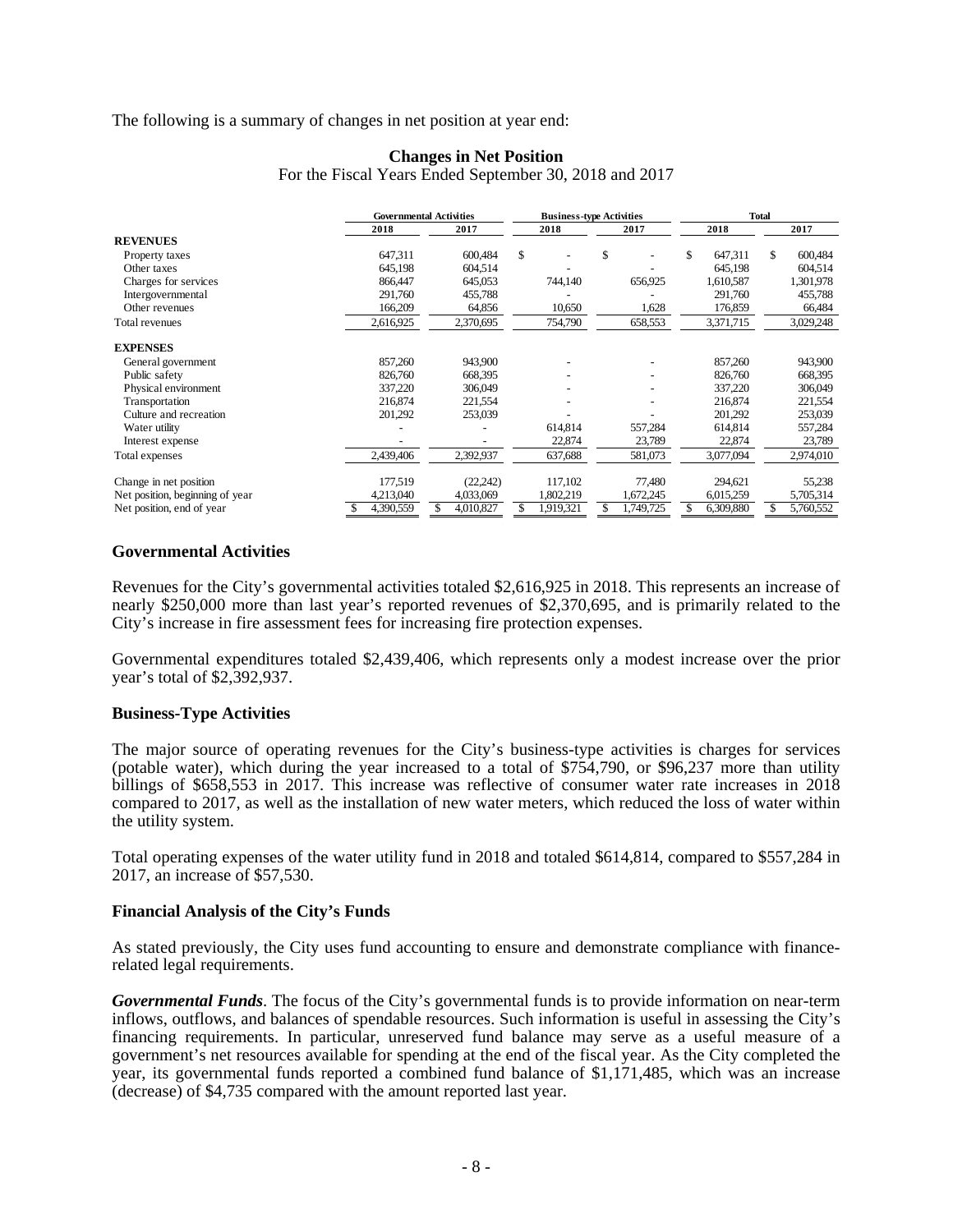The following is a summary of changes in net position at year end:

**Changes in Net Position**
For the Fiscal Years Ended September 30, 2018 and 2017

| | Governmental Activities | | Business-type Activities | | Total | |
|---|---|---|---|---|---|---|
| | 2018 | 2017 | 2018 | 2017 | 2018 | 2017 |
| **REVENUES** | | | | | | |
| Property taxes | 647,311 | 600,484 | $ - | $ - | $ 647,311 | $ 600,484 |
| Other taxes | 645,198 | 604,514 | - | - | 645,198 | 604,514 |
| Charges for services | 866,447 | 645,053 | 744,140 | 656,925 | 1,610,587 | 1,301,978 |
| Intergovernmental | 291,760 | 455,788 | - | - | 291,760 | 455,788 |
| Other revenues | 166,209 | 64,856 | 10,650 | 1,628 | 176,859 | 66,484 |
| Total revenues | 2,616,925 | 2,370,695 | 754,790 | 658,553 | 3,371,715 | 3,029,248 |
| **EXPENSES** | | | | | | |
| General government | 857,260 | 943,900 | - | - | 857,260 | 943,900 |
| Public safety | 826,760 | 668,395 | - | - | 826,760 | 668,395 |
| Physical environment | 337,220 | 306,049 | - | - | 337,220 | 306,049 |
| Transportation | 216,874 | 221,554 | - | - | 216,874 | 221,554 |
| Culture and recreation | 201,292 | 253,039 | - | - | 201,292 | 253,039 |
| Water utility | - | - | 614,814 | 557,284 | 614,814 | 557,284 |
| Interest expense | - | - | 22,874 | 23,789 | 22,874 | 23,789 |
| Total expenses | 2,439,406 | 2,392,937 | 637,688 | 581,073 | 3,077,094 | 2,974,010 |
| Change in net position | 177,519 | (22,242) | 117,102 | 77,480 | 294,621 | 55,238 |
| Net position, beginning of year | 4,213,040 | 4,033,069 | 1,802,219 | 1,672,245 | 6,015,259 | 5,705,314 |
| Net position, end of year | $ 4,390,559 | $ 4,010,827 | $ 1,919,321 | $ 1,749,725 | $ 6,309,880 | $ 5,760,552 |

### Governmental Activities

Revenues for the City's governmental activities totaled $2,616,925 in 2018. This represents an increase of nearly $250,000 more than last year's reported revenues of $2,370,695, and is primarily related to the City's increase in fire assessment fees for increasing fire protection expenses.

Governmental expenditures totaled $2,439,406, which represents only a modest increase over the prior year's total of $2,392,937.

### Business-Type Activities

The major source of operating revenues for the City's business-type activities is charges for services (potable water), which during the year increased to a total of $754,790, or $96,237 more than utility billings of $658,553 in 2017. This increase was reflective of consumer water rate increases in 2018 compared to 2017, as well as the installation of new water meters, which reduced the loss of water within the utility system.

Total operating expenses of the water utility fund in 2018 and totaled $614,814, compared to $557,284 in 2017, an increase of $57,530.

### Financial Analysis of the City's Funds

As stated previously, the City uses fund accounting to ensure and demonstrate compliance with finance-related legal requirements.

***Governmental Funds***. The focus of the City's governmental funds is to provide information on near-term inflows, outflows, and balances of spendable resources. Such information is useful in assessing the City's financing requirements. In particular, unreserved fund balance may serve as a useful measure of a government's net resources available for spending at the end of the fiscal year. As the City completed the year, its governmental funds reported a combined fund balance of $1,171,485, which was an increase (decrease) of $4,735 compared with the amount reported last year.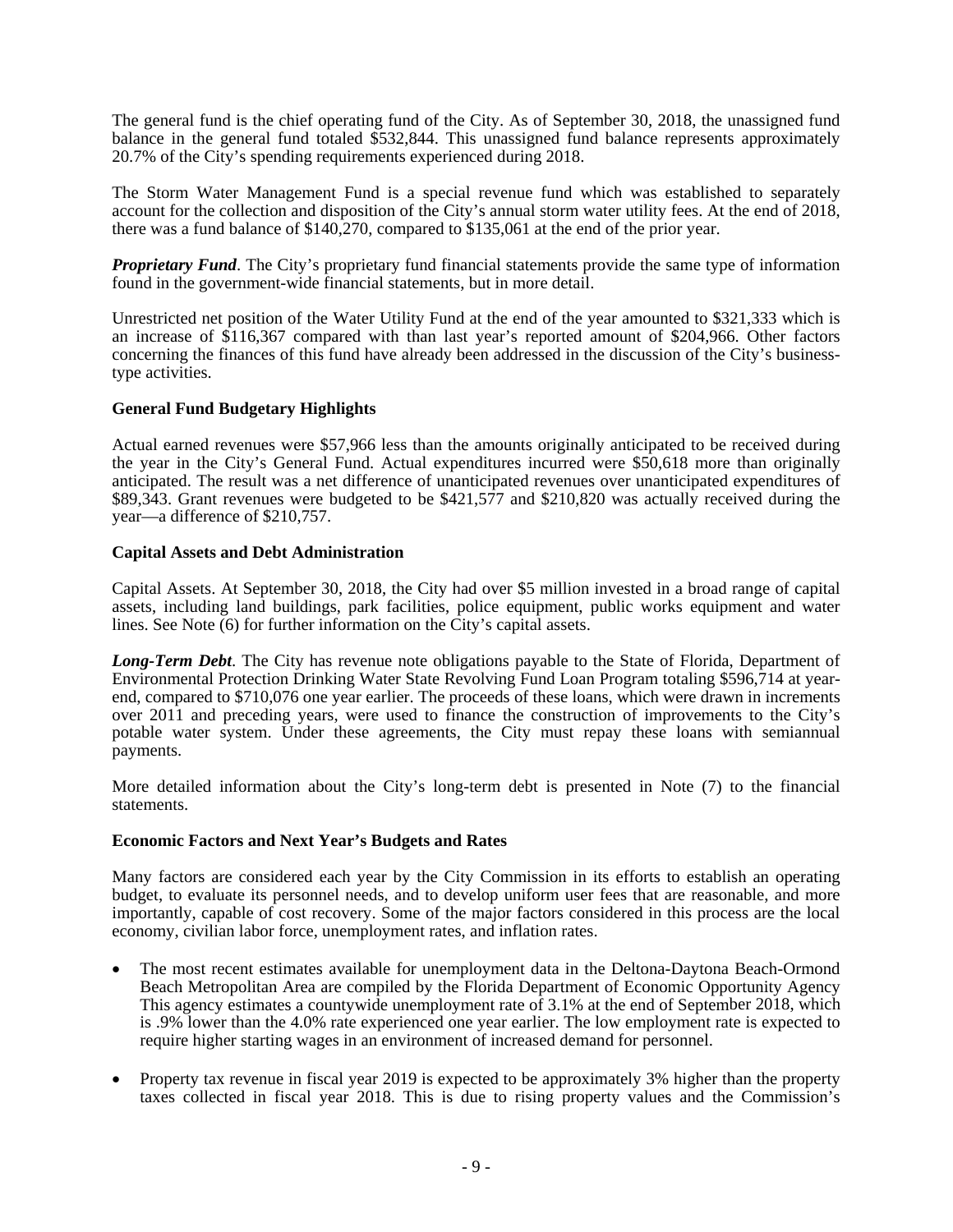The general fund is the chief operating fund of the City. As of September 30, 2018, the unassigned fund balance in the general fund totaled $532,844. This unassigned fund balance represents approximately 20.7% of the City's spending requirements experienced during 2018.

The Storm Water Management Fund is a special revenue fund which was established to separately account for the collection and disposition of the City's annual storm water utility fees. At the end of 2018, there was a fund balance of $140,270, compared to $135,061 at the end of the prior year.

***Proprietary Fund***. The City's proprietary fund financial statements provide the same type of information found in the government-wide financial statements, but in more detail.

Unrestricted net position of the Water Utility Fund at the end of the year amounted to $321,333 which is an increase of $116,367 compared with than last year's reported amount of $204,966. Other factors concerning the finances of this fund have already been addressed in the discussion of the City's business-type activities.

**General Fund Budgetary Highlights**

Actual earned revenues were $57,966 less than the amounts originally anticipated to be received during the year in the City's General Fund. Actual expenditures incurred were $50,618 more than originally anticipated. The result was a net difference of unanticipated revenues over unanticipated expenditures of $89,343. Grant revenues were budgeted to be $421,577 and $210,820 was actually received during the year—a difference of $210,757.

**Capital Assets and Debt Administration**

Capital Assets. At September 30, 2018, the City had over $5 million invested in a broad range of capital assets, including land buildings, park facilities, police equipment, public works equipment and water lines. See Note (6) for further information on the City's capital assets.

***Long-Term Debt***. The City has revenue note obligations payable to the State of Florida, Department of Environmental Protection Drinking Water State Revolving Fund Loan Program totaling $596,714 at year-end, compared to $710,076 one year earlier. The proceeds of these loans, which were drawn in increments over 2011 and preceding years, were used to finance the construction of improvements to the City's potable water system. Under these agreements, the City must repay these loans with semiannual payments.

More detailed information about the City's long-term debt is presented in Note (7) to the financial statements.

**Economic Factors and Next Year's Budgets and Rates**

Many factors are considered each year by the City Commission in its efforts to establish an operating budget, to evaluate its personnel needs, and to develop uniform user fees that are reasonable, and more importantly, capable of cost recovery. Some of the major factors considered in this process are the local economy, civilian labor force, unemployment rates, and inflation rates.

- The most recent estimates available for unemployment data in the Deltona-Daytona Beach-Ormond Beach Metropolitan Area are compiled by the Florida Department of Economic Opportunity Agency This agency estimates a countywide unemployment rate of 3.1% at the end of September 2018, which is .9% lower than the 4.0% rate experienced one year earlier. The low employment rate is expected to require higher starting wages in an environment of increased demand for personnel.

- Property tax revenue in fiscal year 2019 is expected to be approximately 3% higher than the property taxes collected in fiscal year 2018. This is due to rising property values and the Commission's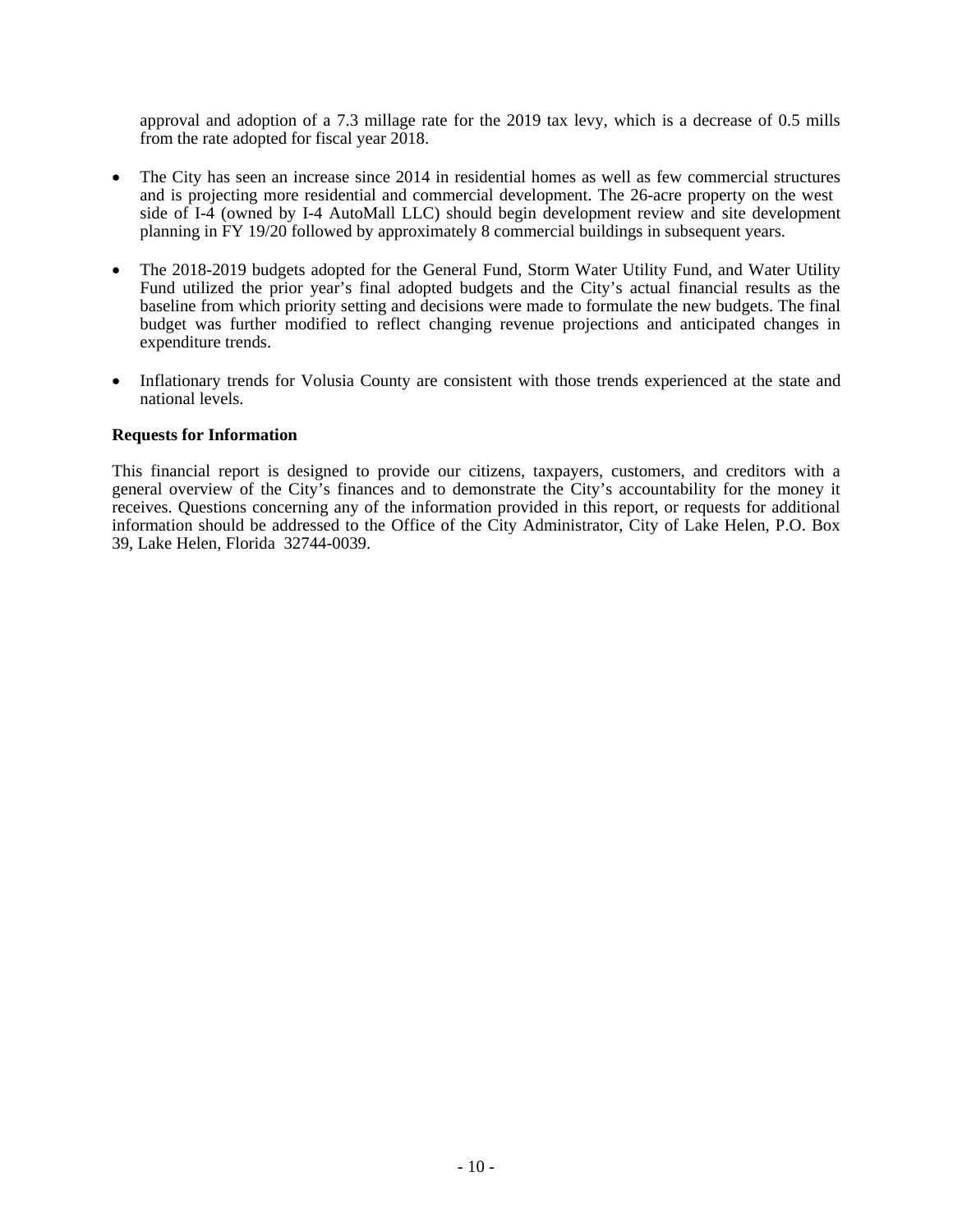approval and adoption of a 7.3 millage rate for the 2019 tax levy, which is a decrease of 0.5 mills from the rate adopted for fiscal year 2018.

- The City has seen an increase since 2014 in residential homes as well as few commercial structures and is projecting more residential and commercial development. The 26-acre property on the west side of I-4 (owned by I-4 AutoMall LLC) should begin development review and site development planning in FY 19/20 followed by approximately 8 commercial buildings in subsequent years.

- The 2018-2019 budgets adopted for the General Fund, Storm Water Utility Fund, and Water Utility Fund utilized the prior year's final adopted budgets and the City's actual financial results as the baseline from which priority setting and decisions were made to formulate the new budgets. The final budget was further modified to reflect changing revenue projections and anticipated changes in expenditure trends.

- Inflationary trends for Volusia County are consistent with those trends experienced at the state and national levels.

**Requests for Information**

This financial report is designed to provide our citizens, taxpayers, customers, and creditors with a general overview of the City's finances and to demonstrate the City's accountability for the money it receives. Questions concerning any of the information provided in this report, or requests for additional information should be addressed to the Office of the City Administrator, City of Lake Helen, P.O. Box 39, Lake Helen, Florida 32744-0039.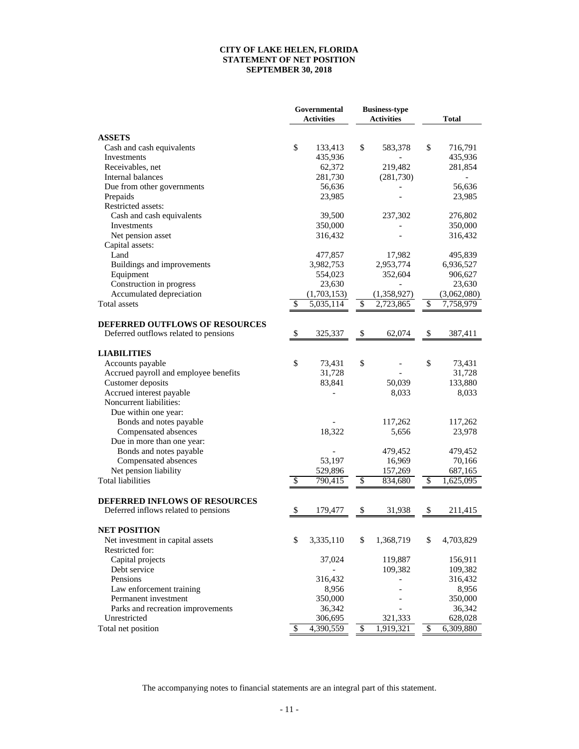# CITY OF LAKE HELEN, FLORIDA
## STATEMENT OF NET POSITION
### SEPTEMBER 30, 2018

| | Governmental Activities | Business-type Activities | Total |
|---|---|---|---|
| **ASSETS** | | | |
| Cash and cash equivalents | $ 133,413 | $ 583,378 | $ 716,791 |
| Investments | 435,936 | - | 435,936 |
| Receivables, net | 62,372 | 219,482 | 281,854 |
| Internal balances | 281,730 | (281,730) | - |
| Due from other governments | 56,636 | - | 56,636 |
| Prepaids | 23,985 | - | 23,985 |
| Restricted assets: | | | |
| Cash and cash equivalents | 39,500 | 237,302 | 276,802 |
| Investments | 350,000 | - | 350,000 |
| Net pension asset | 316,432 | - | 316,432 |
| Capital assets: | | | |
| Land | 477,857 | 17,982 | 495,839 |
| Buildings and improvements | 3,982,753 | 2,953,774 | 6,936,527 |
| Equipment | 554,023 | 352,604 | 906,627 |
| Construction in progress | 23,630 | - | 23,630 |
| Accumulated depreciation | (1,703,153) | (1,358,927) | (3,062,080) |
| Total assets | $ 5,035,114 | $ 2,723,865 | $ 7,758,979 |
| **DEFERRED OUTFLOWS OF RESOURCES** | | | |
| Deferred outflows related to pensions | $ 325,337 | $ 62,074 | $ 387,411 |
| **LIABILITIES** | | | |
| Accounts payable | $ 73,431 | $ - | $ 73,431 |
| Accrued payroll and employee benefits | 31,728 | - | 31,728 |
| Customer deposits | 83,841 | 50,039 | 133,880 |
| Accrued interest payable | - | 8,033 | 8,033 |
| Noncurrent liabilities: | | | |
| Due within one year: | | | |
| Bonds and notes payable | - | 117,262 | 117,262 |
| Compensated absences | 18,322 | 5,656 | 23,978 |
| Due in more than one year: | | | |
| Bonds and notes payable | - | 479,452 | 479,452 |
| Compensated absences | 53,197 | 16,969 | 70,166 |
| Net pension liability | 529,896 | 157,269 | 687,165 |
| Total liabilities | $ 790,415 | $ 834,680 | $ 1,625,095 |
| **DEFERRED INFLOWS OF RESOURCES** | | | |
| Deferred inflows related to pensions | $ 179,477 | $ 31,938 | $ 211,415 |
| **NET POSITION** | | | |
| Net investment in capital assets | $ 3,335,110 | $ 1,368,719 | $ 4,703,829 |
| Restricted for: | | | |
| Capital projects | 37,024 | 119,887 | 156,911 |
| Debt service | - | 109,382 | 109,382 |
| Pensions | 316,432 | - | 316,432 |
| Law enforcement training | 8,956 | - | 8,956 |
| Permanent investment | 350,000 | - | 350,000 |
| Parks and recreation improvements | 36,342 | - | 36,342 |
| Unrestricted | 306,695 | 321,333 | 628,028 |
| Total net position | $ 4,390,559 | $ 1,919,321 | $ 6,309,880 |

The accompanying notes to financial statements are an integral part of this statement.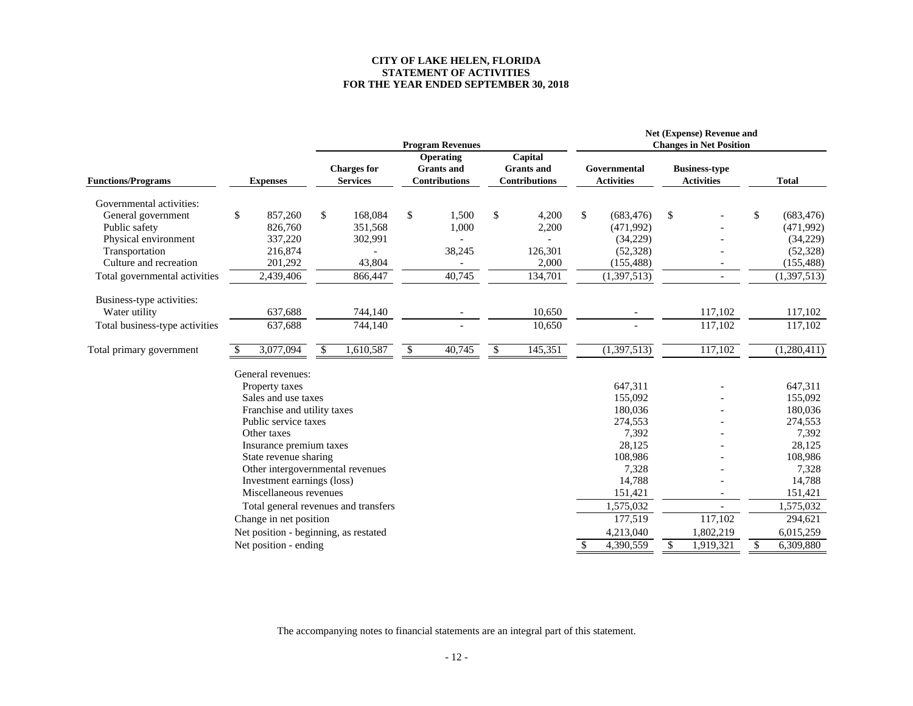**CITY OF LAKE HELEN, FLORIDA**
**STATEMENT OF ACTIVITIES**
**FOR THE YEAR ENDED SEPTEMBER 30, 2018**

| | | Program Revenues | | | Net (Expense) Revenue and Changes in Net Position | | |
|---|---|---|---|---|---|---|---|
| **Functions/Programs** | **Expenses** | **Charges for Services** | **Operating Grants and Contributions** | **Capital Grants and Contributions** | **Governmental Activities** | **Business-type Activities** | **Total** |
| Governmental activities: | | | | | | | |
| General government | $ 857,260 | $ 168,084 | $ 1,500 | $ 4,200 | $ (683,476) | $ - | $ (683,476) |
| Public safety | 826,760 | 351,568 | 1,000 | 2,200 | (471,992) | - | (471,992) |
| Physical environment | 337,220 | 302,991 | - | - | (34,229) | - | (34,229) |
| Transportation | 216,874 | - | 38,245 | 126,301 | (52,328) | - | (52,328) |
| Culture and recreation | 201,292 | 43,804 | - | 2,000 | (155,488) | - | (155,488) |
| Total governmental activities | 2,439,406 | 866,447 | 40,745 | 134,701 | (1,397,513) | - | (1,397,513) |
| Business-type activities: | | | | | | | |
| Water utility | 637,688 | 744,140 | - | 10,650 | - | 117,102 | 117,102 |
| Total business-type activities | 637,688 | 744,140 | - | 10,650 | - | 117,102 | 117,102 |
| Total primary government | $ 3,077,094 | $ 1,610,587 | $ 40,745 | $ 145,351 | (1,397,513) | 117,102 | (1,280,411) |
| | General revenues: | | | | | | |
| | Property taxes | | | | 647,311 | - | 647,311 |
| | Sales and use taxes | | | | 155,092 | - | 155,092 |
| | Franchise and utility taxes | | | | 180,036 | - | 180,036 |
| | Public service taxes | | | | 274,553 | - | 274,553 |
| | Other taxes | | | | 7,392 | - | 7,392 |
| | Insurance premium taxes | | | | 28,125 | - | 28,125 |
| | State revenue sharing | | | | 108,986 | - | 108,986 |
| | Other intergovernmental revenues | | | | 7,328 | - | 7,328 |
| | Investment earnings (loss) | | | | 14,788 | - | 14,788 |
| | Miscellaneous revenues | | | | 151,421 | - | 151,421 |
| | Total general revenues and transfers | | | | 1,575,032 | - | 1,575,032 |
| | Change in net position | | | | 177,519 | 117,102 | 294,621 |
| | Net position - beginning, as restated | | | | 4,213,040 | 1,802,219 | 6,015,259 |
| | Net position - ending | | | | $ 4,390,559 | $ 1,919,321 | $ 6,309,880 |

The accompanying notes to financial statements are an integral part of this statement.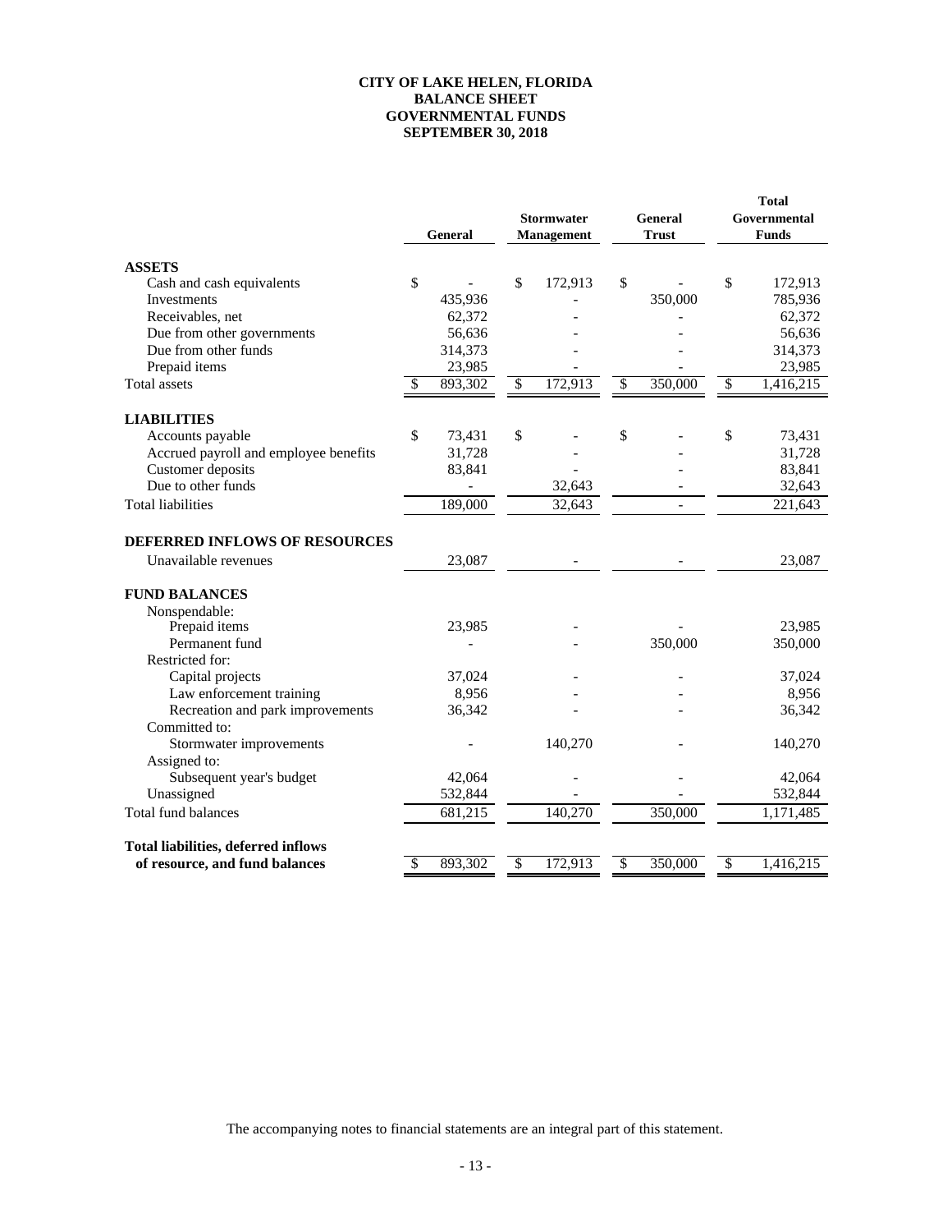# CITY OF LAKE HELEN, FLORIDA
## BALANCE SHEET
## GOVERNMENTAL FUNDS
## SEPTEMBER 30, 2018

| | General | Stormwater Management | General Trust | Total Governmental Funds |
|---|---|---|---|---|
| **ASSETS** | | | | |
| Cash and cash equivalents | $ - | $ 172,913 | $ - | $ 172,913 |
| Investments | 435,936 | - | 350,000 | 785,936 |
| Receivables, net | 62,372 | - | - | 62,372 |
| Due from other governments | 56,636 | - | - | 56,636 |
| Due from other funds | 314,373 | - | - | 314,373 |
| Prepaid items | 23,985 | - | - | 23,985 |
| Total assets | $ 893,302 | $ 172,913 | $ 350,000 | $ 1,416,215 |
| **LIABILITIES** | | | | |
| Accounts payable | $ 73,431 | $ - | $ - | $ 73,431 |
| Accrued payroll and employee benefits | 31,728 | - | - | 31,728 |
| Customer deposits | 83,841 | - | - | 83,841 |
| Due to other funds | - | 32,643 | - | 32,643 |
| Total liabilities | 189,000 | 32,643 | - | 221,643 |
| **DEFERRED INFLOWS OF RESOURCES** | | | | |
| Unavailable revenues | 23,087 | - | - | 23,087 |
| **FUND BALANCES** | | | | |
| Nonspendable: | | | | |
| Prepaid items | 23,985 | - | - | 23,985 |
| Permanent fund | - | - | 350,000 | 350,000 |
| Restricted for: | | | | |
| Capital projects | 37,024 | - | - | 37,024 |
| Law enforcement training | 8,956 | - | - | 8,956 |
| Recreation and park improvements | 36,342 | - | - | 36,342 |
| Committed to: | | | | |
| Stormwater improvements | - | 140,270 | - | 140,270 |
| Assigned to: | | | | |
| Subsequent year's budget | 42,064 | - | - | 42,064 |
| Unassigned | 532,844 | - | - | 532,844 |
| Total fund balances | 681,215 | 140,270 | 350,000 | 1,171,485 |
| **Total liabilities, deferred inflows of resource, and fund balances** | $ 893,302 | $ 172,913 | $ 350,000 | $ 1,416,215 |

The accompanying notes to financial statements are an integral part of this statement.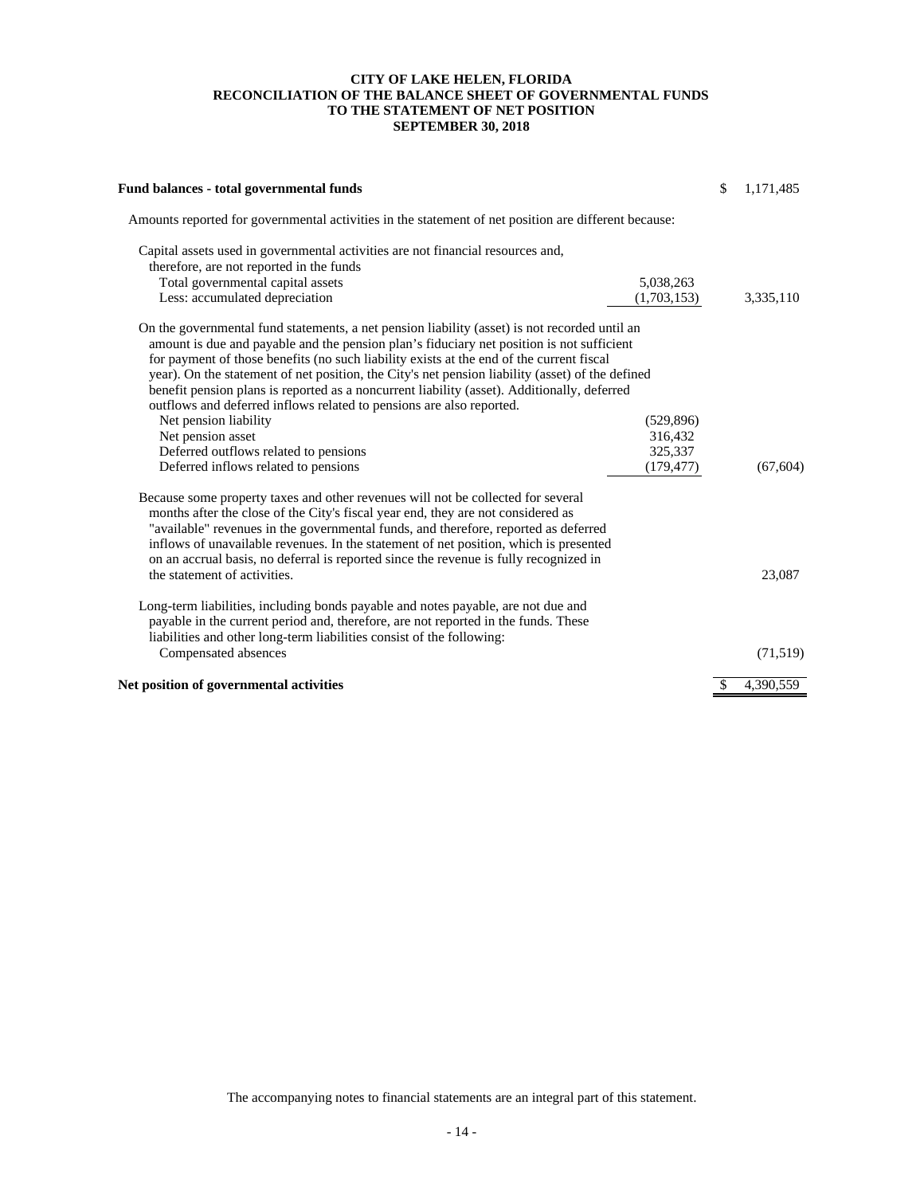# CITY OF LAKE HELEN, FLORIDA
## RECONCILIATION OF THE BALANCE SHEET OF GOVERNMENTAL FUNDS TO THE STATEMENT OF NET POSITION
### SEPTEMBER 30, 2018

| | | |
|---|---|---|
| **Fund balances - total governmental funds** | | $ 1,171,485 |
| Amounts reported for governmental activities in the statement of net position are different because: | | |
| Capital assets used in governmental activities are not financial resources and, therefore, are not reported in the funds | | |
| Total governmental capital assets | 5,038,263 | |
| Less: accumulated depreciation | (1,703,153) | 3,335,110 |
| On the governmental fund statements, a net pension liability (asset) is not recorded until an amount is due and payable and the pension plan's fiduciary net position is not sufficient for payment of those benefits (no such liability exists at the end of the current fiscal year). On the statement of net position, the City's net pension liability (asset) of the defined benefit pension plans is reported as a noncurrent liability (asset). Additionally, deferred outflows and deferred inflows related to pensions are also reported. | | |
| Net pension liability | (529,896) | |
| Net pension asset | 316,432 | |
| Deferred outflows related to pensions | 325,337 | |
| Deferred inflows related to pensions | (179,477) | (67,604) |
| Because some property taxes and other revenues will not be collected for several months after the close of the City's fiscal year end, they are not considered as "available" revenues in the governmental funds, and therefore, reported as deferred inflows of unavailable revenues. In the statement of net position, which is presented on an accrual basis, no deferral is reported since the revenue is fully recognized in the statement of activities. | | 23,087 |
| Long-term liabilities, including bonds payable and notes payable, are not due and payable in the current period and, therefore, are not reported in the funds. These liabilities and other long-term liabilities consist of the following: | | |
| Compensated absences | | (71,519) |
| **Net position of governmental activities** | | $ 4,390,559 |

The accompanying notes to financial statements are an integral part of this statement.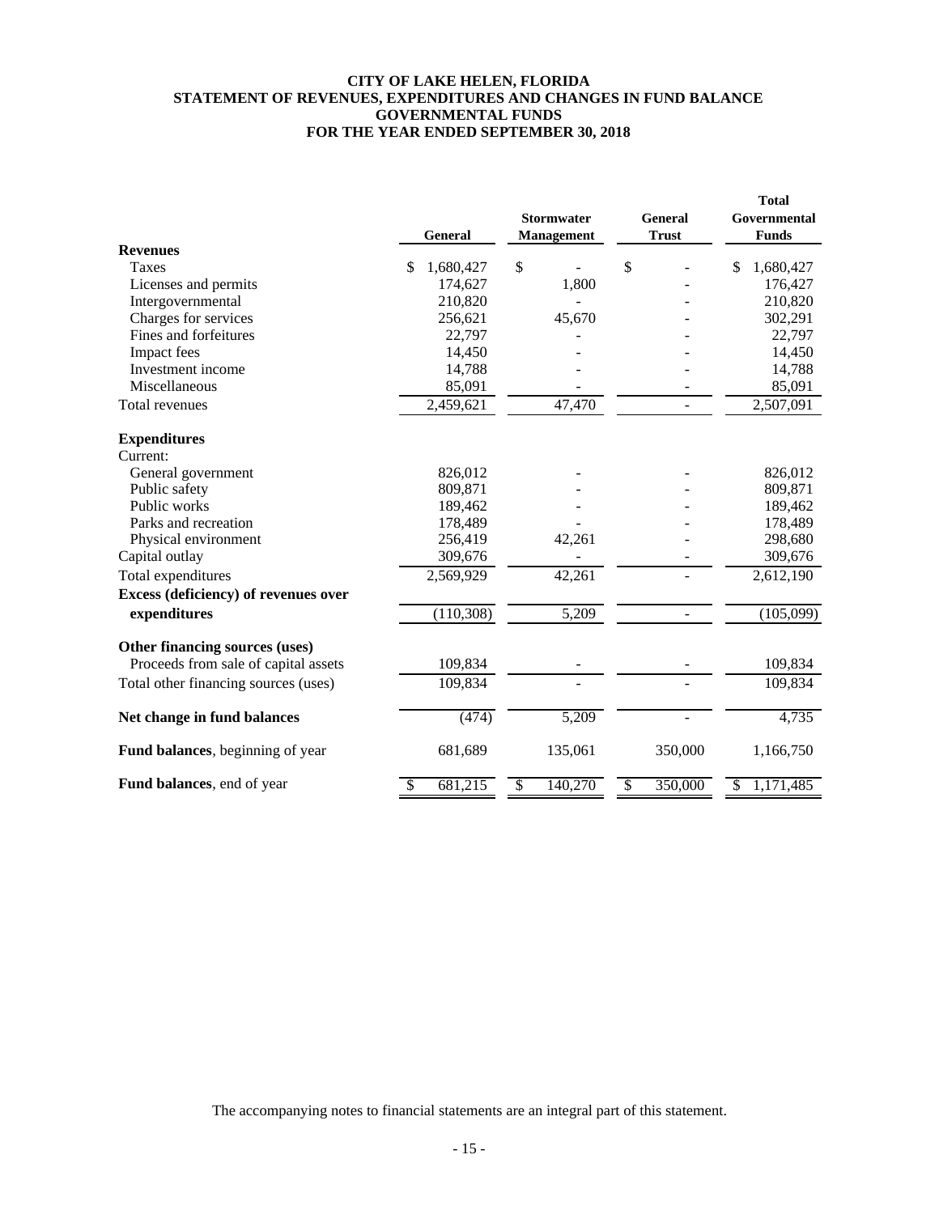# CITY OF LAKE HELEN, FLORIDA
## STATEMENT OF REVENUES, EXPENDITURES AND CHANGES IN FUND BALANCE
## GOVERNMENTAL FUNDS
## FOR THE YEAR ENDED SEPTEMBER 30, 2018

| | General | Stormwater Management | General Trust | Total Governmental Funds |
|---|---|---|---|---|
| **Revenues** | | | | |
| Taxes | $ 1,680,427 | $ - | $ - | $ 1,680,427 |
| Licenses and permits | 174,627 | 1,800 | - | 176,427 |
| Intergovernmental | 210,820 | - | - | 210,820 |
| Charges for services | 256,621 | 45,670 | - | 302,291 |
| Fines and forfeitures | 22,797 | - | - | 22,797 |
| Impact fees | 14,450 | - | - | 14,450 |
| Investment income | 14,788 | - | - | 14,788 |
| Miscellaneous | 85,091 | - | - | 85,091 |
| Total revenues | 2,459,621 | 47,470 | - | 2,507,091 |
| **Expenditures** | | | | |
| Current: | | | | |
| General government | 826,012 | - | - | 826,012 |
| Public safety | 809,871 | - | - | 809,871 |
| Public works | 189,462 | - | - | 189,462 |
| Parks and recreation | 178,489 | - | - | 178,489 |
| Physical environment | 256,419 | 42,261 | - | 298,680 |
| Capital outlay | 309,676 | - | - | 309,676 |
| Total expenditures | 2,569,929 | 42,261 | - | 2,612,190 |
| **Excess (deficiency) of revenues over expenditures** | (110,308) | 5,209 | - | (105,099) |
| **Other financing sources (uses)** | | | | |
| Proceeds from sale of capital assets | 109,834 | - | - | 109,834 |
| Total other financing sources (uses) | 109,834 | - | - | 109,834 |
| **Net change in fund balances** | (474) | 5,209 | - | 4,735 |
| **Fund balances**, beginning of year | 681,689 | 135,061 | 350,000 | 1,166,750 |
| **Fund balances**, end of year | $ 681,215 | $ 140,270 | $ 350,000 | $ 1,171,485 |

The accompanying notes to financial statements are an integral part of this statement.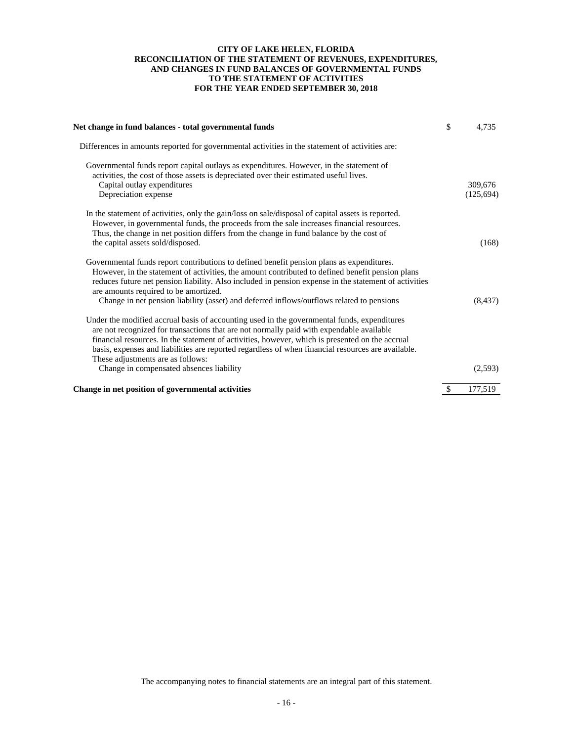**CITY OF LAKE HELEN, FLORIDA**
**RECONCILIATION OF THE STATEMENT OF REVENUES, EXPENDITURES, AND CHANGES IN FUND BALANCES OF GOVERNMENTAL FUNDS TO THE STATEMENT OF ACTIVITIES**
**FOR THE YEAR ENDED SEPTEMBER 30, 2018**

| | |
|---|---|
| **Net change in fund balances - total governmental funds** | $ 4,735 |
| Differences in amounts reported for governmental activities in the statement of activities are: | |
| Governmental funds report capital outlays as expenditures. However, in the statement of activities, the cost of those assets is depreciated over their estimated useful lives. | |
| Capital outlay expenditures | 309,676 |
| Depreciation expense | (125,694) |
| In the statement of activities, only the gain/loss on sale/disposal of capital assets is reported. However, in governmental funds, the proceeds from the sale increases financial resources. Thus, the change in net position differs from the change in fund balance by the cost of the capital assets sold/disposed. | (168) |
| Governmental funds report contributions to defined benefit pension plans as expenditures. However, in the statement of activities, the amount contributed to defined benefit pension plans reduces future net pension liability. Also included in pension expense in the statement of activities are amounts required to be amortized. | |
| Change in net pension liability (asset) and deferred inflows/outflows related to pensions | (8,437) |
| Under the modified accrual basis of accounting used in the governmental funds, expenditures are not recognized for transactions that are not normally paid with expendable available financial resources. In the statement of activities, however, which is presented on the accrual basis, expenses and liabilities are reported regardless of when financial resources are available. These adjustments are as follows: | |
| Change in compensated absences liability | (2,593) |
| **Change in net position of governmental activities** | $ 177,519 |

The accompanying notes to financial statements are an integral part of this statement.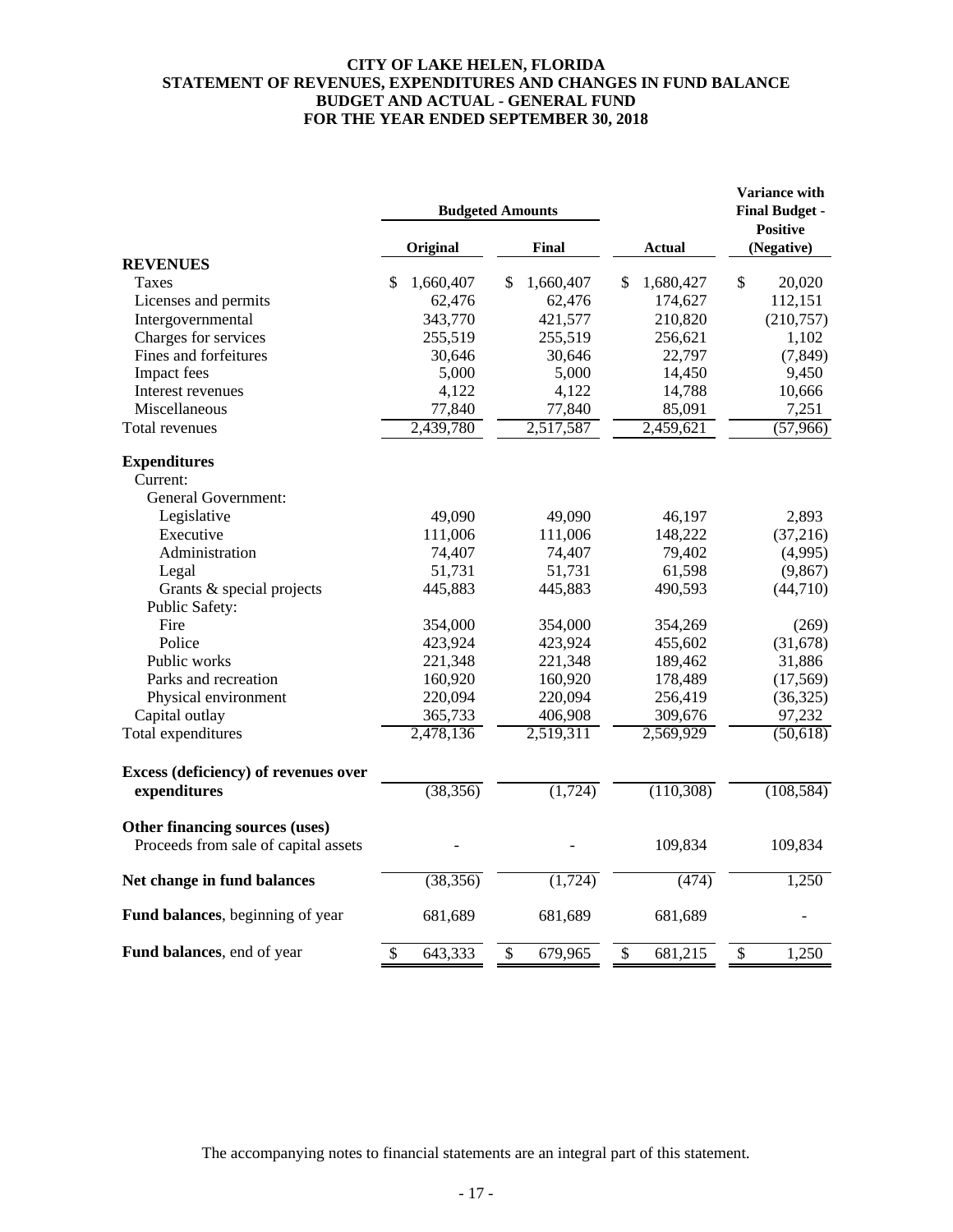# CITY OF LAKE HELEN, FLORIDA
## STATEMENT OF REVENUES, EXPENDITURES AND CHANGES IN FUND BALANCE
## BUDGET AND ACTUAL - GENERAL FUND
## FOR THE YEAR ENDED SEPTEMBER 30, 2018

| | Budgeted Amounts | | | Variance with Final Budget - Positive |
|---|---|---|---|---|
| | Original | Final | Actual | (Negative) |
| **REVENUES** | | | | |
| Taxes | $ 1,660,407 | $ 1,660,407 | $ 1,680,427 | $ 20,020 |
| Licenses and permits | 62,476 | 62,476 | 174,627 | 112,151 |
| Intergovernmental | 343,770 | 421,577 | 210,820 | (210,757) |
| Charges for services | 255,519 | 255,519 | 256,621 | 1,102 |
| Fines and forfeitures | 30,646 | 30,646 | 22,797 | (7,849) |
| Impact fees | 5,000 | 5,000 | 14,450 | 9,450 |
| Interest revenues | 4,122 | 4,122 | 14,788 | 10,666 |
| Miscellaneous | 77,840 | 77,840 | 85,091 | 7,251 |
| Total revenues | 2,439,780 | 2,517,587 | 2,459,621 | (57,966) |
| **Expenditures** | | | | |
| Current: | | | | |
| General Government: | | | | |
| Legislative | 49,090 | 49,090 | 46,197 | 2,893 |
| Executive | 111,006 | 111,006 | 148,222 | (37,216) |
| Administration | 74,407 | 74,407 | 79,402 | (4,995) |
| Legal | 51,731 | 51,731 | 61,598 | (9,867) |
| Grants & special projects | 445,883 | 445,883 | 490,593 | (44,710) |
| Public Safety: | | | | |
| Fire | 354,000 | 354,000 | 354,269 | (269) |
| Police | 423,924 | 423,924 | 455,602 | (31,678) |
| Public works | 221,348 | 221,348 | 189,462 | 31,886 |
| Parks and recreation | 160,920 | 160,920 | 178,489 | (17,569) |
| Physical environment | 220,094 | 220,094 | 256,419 | (36,325) |
| Capital outlay | 365,733 | 406,908 | 309,676 | 97,232 |
| Total expenditures | 2,478,136 | 2,519,311 | 2,569,929 | (50,618) |
| **Excess (deficiency) of revenues over expenditures** | (38,356) | (1,724) | (110,308) | (108,584) |
| **Other financing sources (uses)** | | | | |
| Proceeds from sale of capital assets | - | - | 109,834 | 109,834 |
| **Net change in fund balances** | (38,356) | (1,724) | (474) | 1,250 |
| **Fund balances**, beginning of year | 681,689 | 681,689 | 681,689 | - |
| **Fund balances**, end of year | $ 643,333 | $ 679,965 | $ 681,215 | $ 1,250 |

The accompanying notes to financial statements are an integral part of this statement.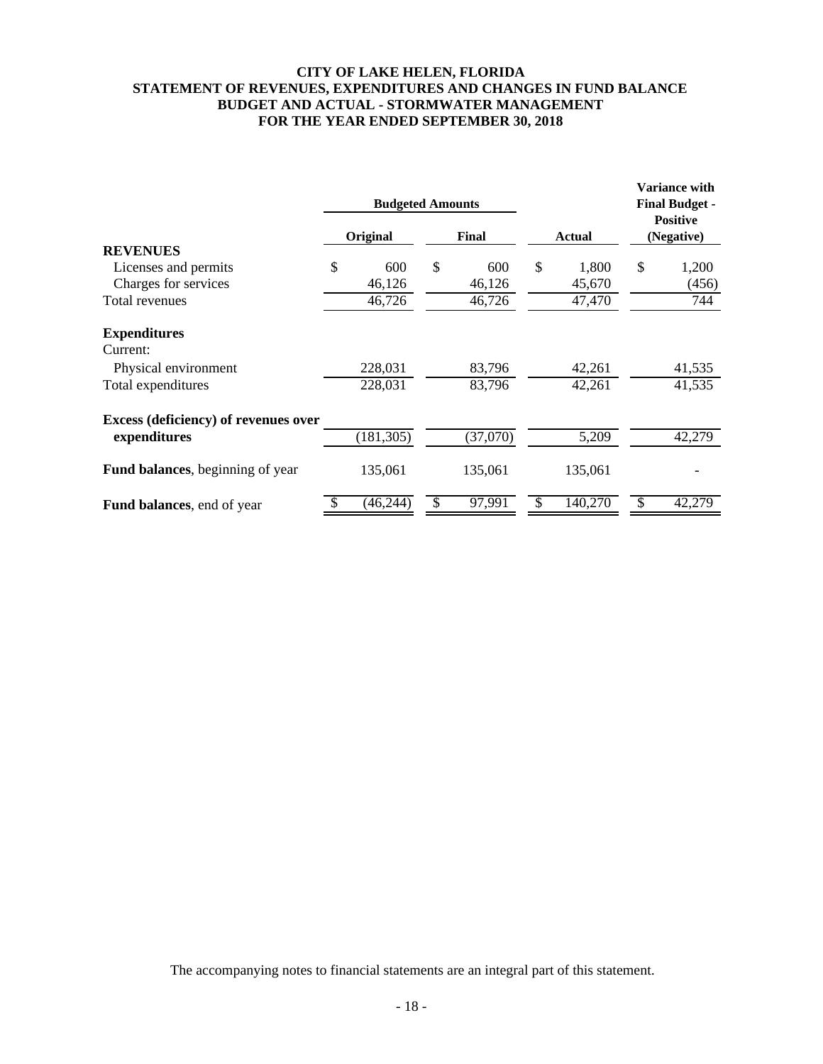# CITY OF LAKE HELEN, FLORIDA
## STATEMENT OF REVENUES, EXPENDITURES AND CHANGES IN FUND BALANCE
## BUDGET AND ACTUAL - STORMWATER MANAGEMENT
## FOR THE YEAR ENDED SEPTEMBER 30, 2018

| | Budgeted Amounts | | | Variance with Final Budget - Positive (Negative) |
|---|---|---|---|---|
| | Original | Final | Actual | |
| **REVENUES** | | | | |
| Licenses and permits | $ 600 | $ 600 | $ 1,800 | $ 1,200 |
| Charges for services | 46,126 | 46,126 | 45,670 | (456) |
| Total revenues | 46,726 | 46,726 | 47,470 | 744 |
| **Expenditures** | | | | |
| Current: | | | | |
| Physical environment | 228,031 | 83,796 | 42,261 | 41,535 |
| Total expenditures | 228,031 | 83,796 | 42,261 | 41,535 |
| **Excess (deficiency) of revenues over expenditures** | (181,305) | (37,070) | 5,209 | 42,279 |
| **Fund balances**, beginning of year | 135,061 | 135,061 | 135,061 | - |
| **Fund balances**, end of year | $ (46,244) | $ 97,991 | $ 140,270 | $ 42,279 |

The accompanying notes to financial statements are an integral part of this statement.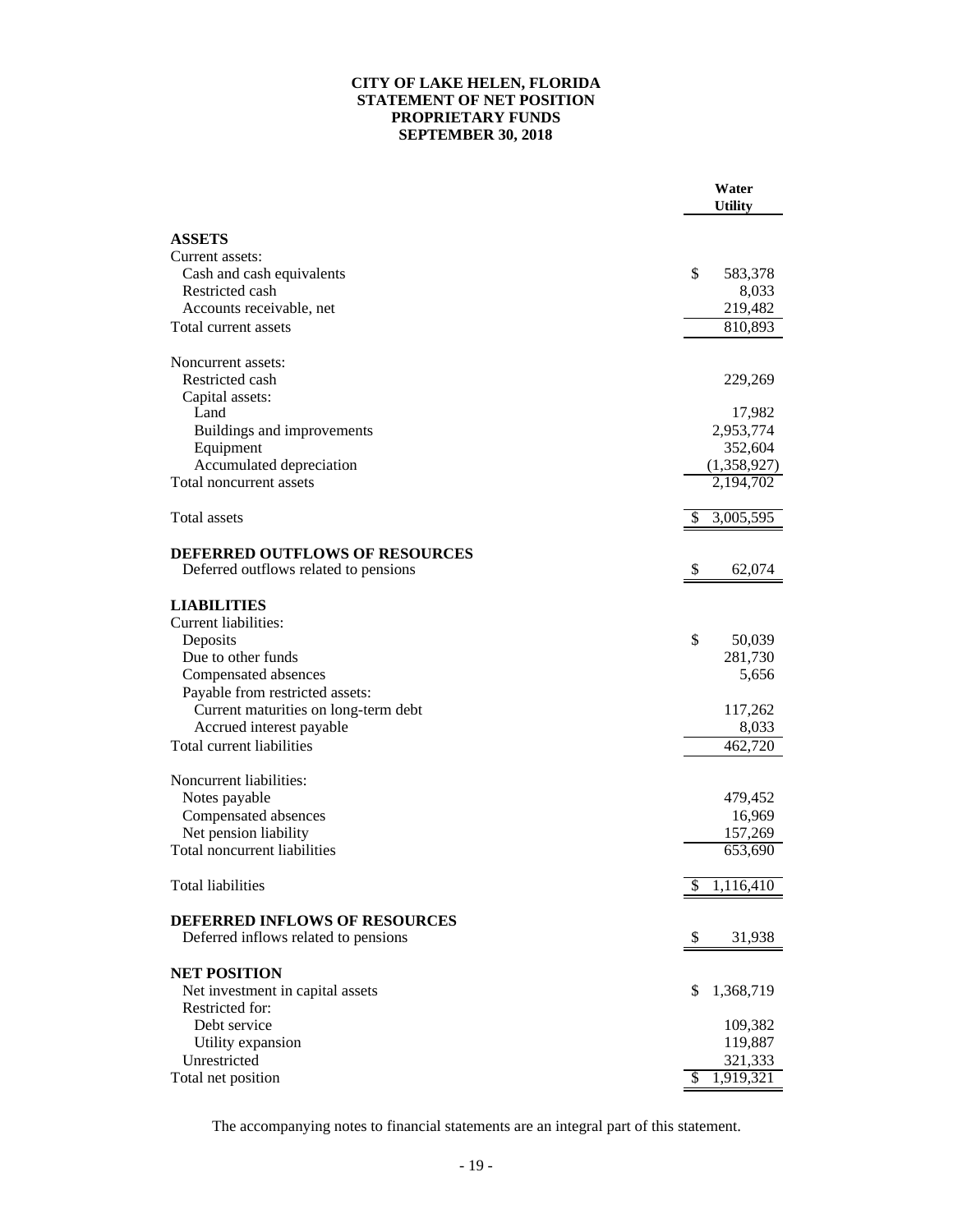# CITY OF LAKE HELEN, FLORIDA
## STATEMENT OF NET POSITION
## PROPRIETARY FUNDS
## SEPTEMBER 30, 2018

| | Water Utility |
|---|---|
| **ASSETS** | |
| Current assets: | |
| Cash and cash equivalents | $ 583,378 |
| Restricted cash | 8,033 |
| Accounts receivable, net | 219,482 |
| Total current assets | 810,893 |
| | |
| Noncurrent assets: | |
| Restricted cash | 229,269 |
| Capital assets: | |
| Land | 17,982 |
| Buildings and improvements | 2,953,774 |
| Equipment | 352,604 |
| Accumulated depreciation | (1,358,927) |
| Total noncurrent assets | 2,194,702 |
| | |
| Total assets | $ 3,005,595 |
| | |
| **DEFERRED OUTFLOWS OF RESOURCES** | |
| Deferred outflows related to pensions | $ 62,074 |
| | |
| **LIABILITIES** | |
| Current liabilities: | |
| Deposits | $ 50,039 |
| Due to other funds | 281,730 |
| Compensated absences | 5,656 |
| Payable from restricted assets: | |
| Current maturities on long-term debt | 117,262 |
| Accrued interest payable | 8,033 |
| Total current liabilities | 462,720 |
| | |
| Noncurrent liabilities: | |
| Notes payable | 479,452 |
| Compensated absences | 16,969 |
| Net pension liability | 157,269 |
| Total noncurrent liabilities | 653,690 |
| | |
| Total liabilities | $ 1,116,410 |
| | |
| **DEFERRED INFLOWS OF RESOURCES** | |
| Deferred inflows related to pensions | $ 31,938 |
| | |
| **NET POSITION** | |
| Net investment in capital assets | $ 1,368,719 |
| Restricted for: | |
| Debt service | 109,382 |
| Utility expansion | 119,887 |
| Unrestricted | 321,333 |
| Total net position | $ 1,919,321 |

The accompanying notes to financial statements are an integral part of this statement.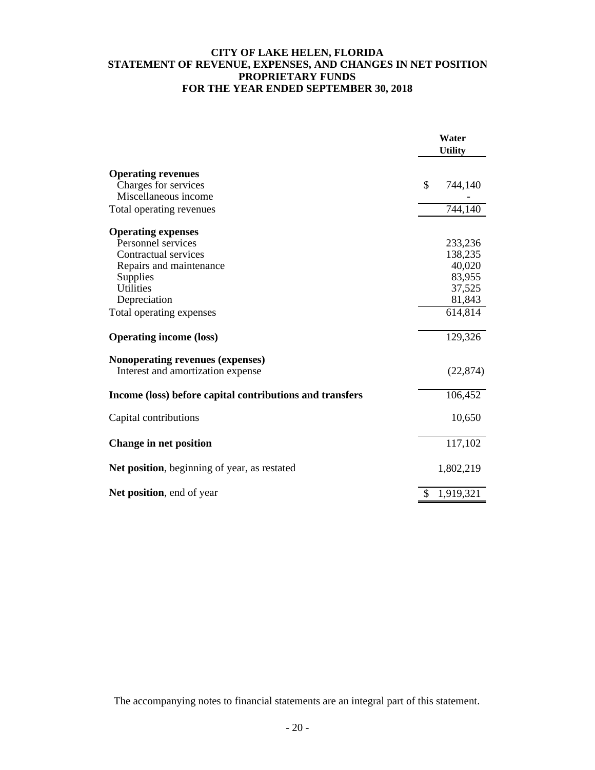# CITY OF LAKE HELEN, FLORIDA
## STATEMENT OF REVENUE, EXPENSES, AND CHANGES IN NET POSITION
## PROPRIETARY FUNDS
## FOR THE YEAR ENDED SEPTEMBER 30, 2018

| | Water Utility |
|---|---|
| **Operating revenues** | |
| Charges for services | $ 744,140 |
| Miscellaneous income | - |
| Total operating revenues | 744,140 |
| **Operating expenses** | |
| Personnel services | 233,236 |
| Contractual services | 138,235 |
| Repairs and maintenance | 40,020 |
| Supplies | 83,955 |
| Utilities | 37,525 |
| Depreciation | 81,843 |
| Total operating expenses | 614,814 |
| **Operating income (loss)** | 129,326 |
| **Nonoperating revenues (expenses)** | |
| Interest and amortization expense | (22,874) |
| **Income (loss) before capital contributions and transfers** | 106,452 |
| Capital contributions | 10,650 |
| **Change in net position** | 117,102 |
| **Net position**, beginning of year, as restated | 1,802,219 |
| **Net position**, end of year | $ 1,919,321 |

The accompanying notes to financial statements are an integral part of this statement.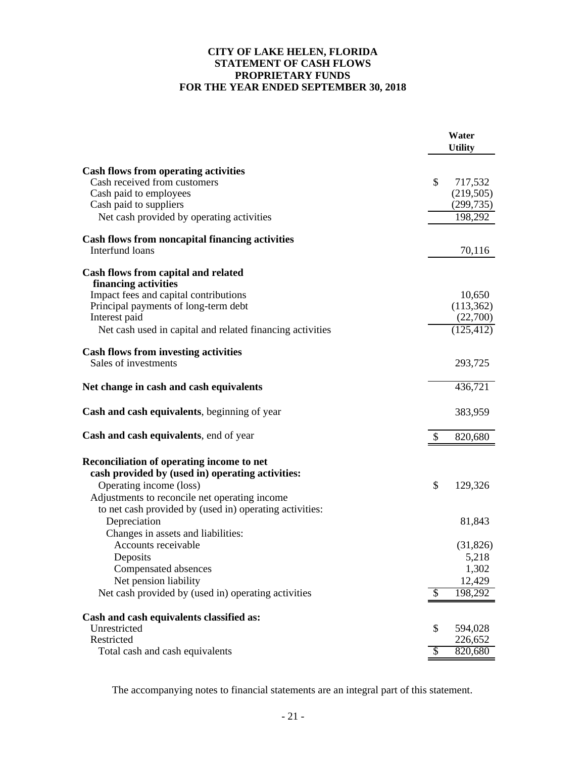# CITY OF LAKE HELEN, FLORIDA
## STATEMENT OF CASH FLOWS
## PROPRIETARY FUNDS
## FOR THE YEAR ENDED SEPTEMBER 30, 2018

| | Water Utility |
|---|---|
| **Cash flows from operating activities** | |
| Cash received from customers | $ 717,532 |
| Cash paid to employees | (219,505) |
| Cash paid to suppliers | (299,735) |
| Net cash provided by operating activities | 198,292 |
| **Cash flows from noncapital financing activities** | |
| Interfund loans | 70,116 |
| **Cash flows from capital and related financing activities** | |
| Impact fees and capital contributions | 10,650 |
| Principal payments of long-term debt | (113,362) |
| Interest paid | (22,700) |
| Net cash used in capital and related financing activities | (125,412) |
| **Cash flows from investing activities** | |
| Sales of investments | 293,725 |
| **Net change in cash and cash equivalents** | 436,721 |
| **Cash and cash equivalents**, beginning of year | 383,959 |
| **Cash and cash equivalents**, end of year | $ 820,680 |
| **Reconciliation of operating income to net cash provided by (used in) operating activities:** | |
| Operating income (loss) | $ 129,326 |
| Adjustments to reconcile net operating income to net cash provided by (used in) operating activities: | |
| Depreciation | 81,843 |
| Changes in assets and liabilities: | |
| Accounts receivable | (31,826) |
| Deposits | 5,218 |
| Compensated absences | 1,302 |
| Net pension liability | 12,429 |
| Net cash provided by (used in) operating activities | $ 198,292 |
| **Cash and cash equivalents classified as:** | |
| Unrestricted | $ 594,028 |
| Restricted | 226,652 |
| Total cash and cash equivalents | $ 820,680 |

The accompanying notes to financial statements are an integral part of this statement.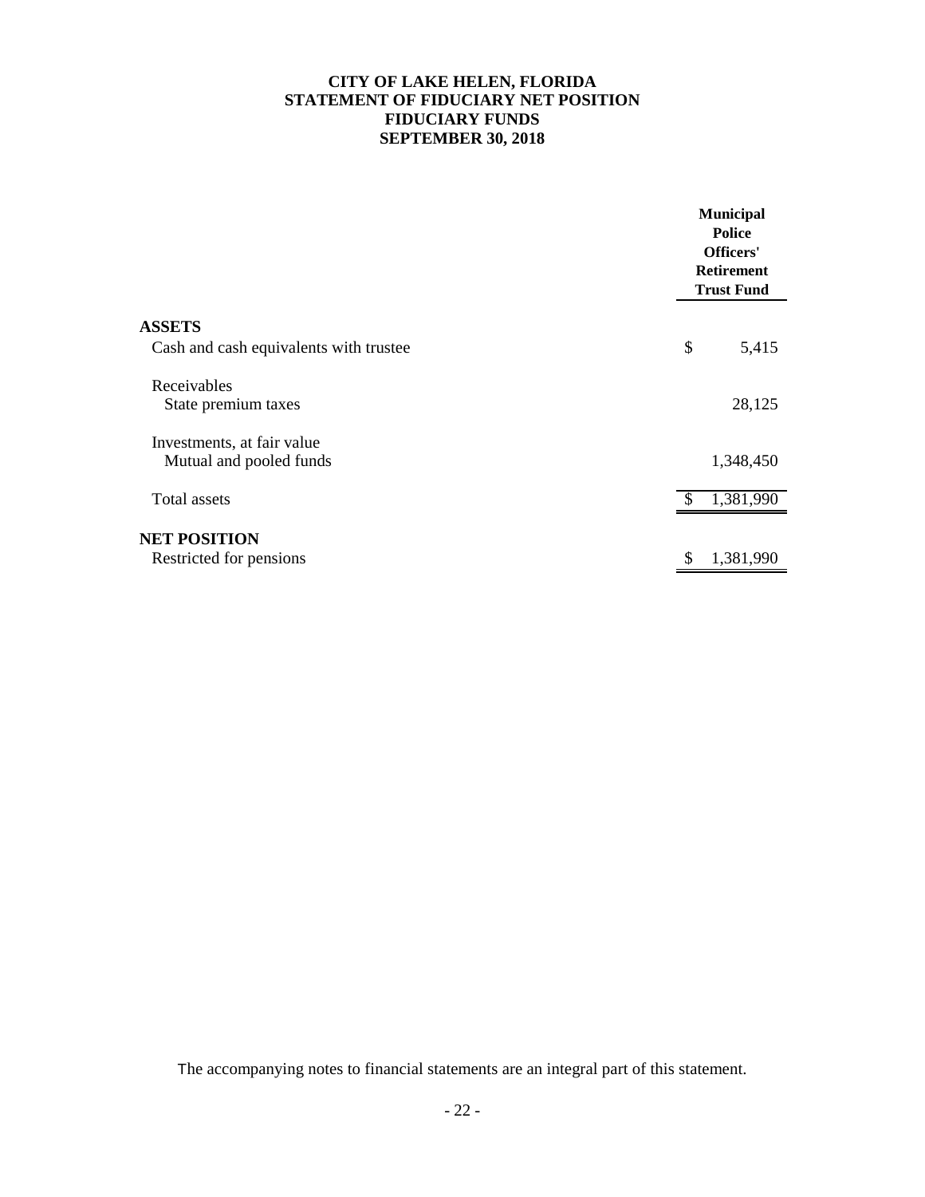# CITY OF LAKE HELEN, FLORIDA
## STATEMENT OF FIDUCIARY NET POSITION
## FIDUCIARY FUNDS
## SEPTEMBER 30, 2018

| | Municipal Police Officers' Retirement Trust Fund |
|---|---|
| **ASSETS** | |
| Cash and cash equivalents with trustee | $ 5,415 |
| Receivables | |
| State premium taxes | 28,125 |
| Investments, at fair value | |
| Mutual and pooled funds | 1,348,450 |
| Total assets | $ 1,381,990 |
| **NET POSITION** | |
| Restricted for pensions | $ 1,381,990 |

The accompanying notes to financial statements are an integral part of this statement.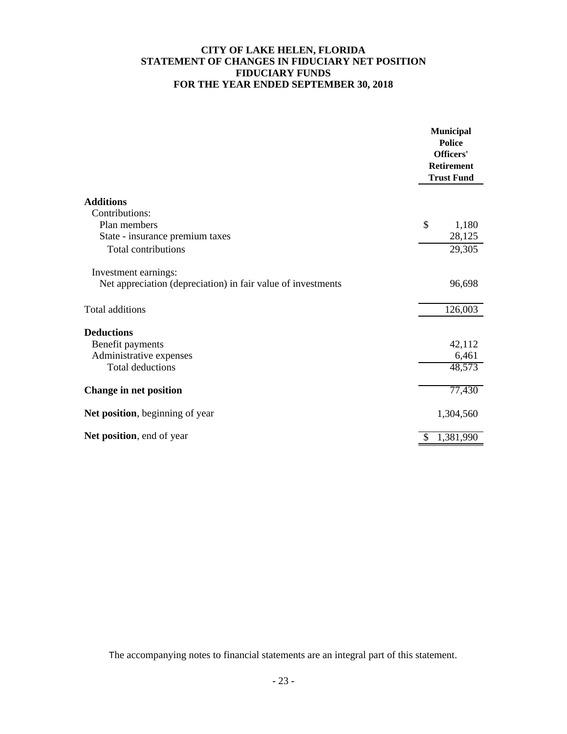# CITY OF LAKE HELEN, FLORIDA
## STATEMENT OF CHANGES IN FIDUCIARY NET POSITION
## FIDUCIARY FUNDS
## FOR THE YEAR ENDED SEPTEMBER 30, 2018

| | Municipal Police Officers' Retirement Trust Fund |
|---|---|
| **Additions** | |
| Contributions: | |
| Plan members | $ 1,180 |
| State - insurance premium taxes | 28,125 |
| Total contributions | 29,305 |
| Investment earnings: | |
| Net appreciation (depreciation) in fair value of investments | 96,698 |
| Total additions | 126,003 |
| **Deductions** | |
| Benefit payments | 42,112 |
| Administrative expenses | 6,461 |
| Total deductions | 48,573 |
| **Change in net position** | 77,430 |
| **Net position**, beginning of year | 1,304,560 |
| **Net position**, end of year | $ 1,381,990 |

The accompanying notes to financial statements are an integral part of this statement.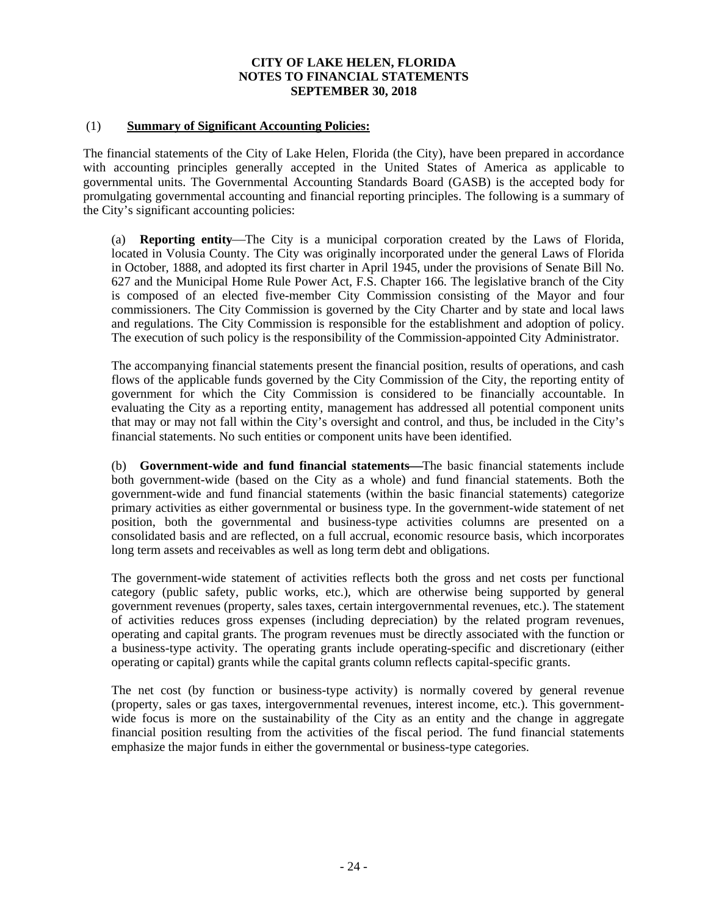# CITY OF LAKE HELEN, FLORIDA
## NOTES TO FINANCIAL STATEMENTS
## SEPTEMBER 30, 2018

(1) **Summary of Significant Accounting Policies:**

The financial statements of the City of Lake Helen, Florida (the City), have been prepared in accordance with accounting principles generally accepted in the United States of America as applicable to governmental units. The Governmental Accounting Standards Board (GASB) is the accepted body for promulgating governmental accounting and financial reporting principles. The following is a summary of the City's significant accounting policies:

(a) **Reporting entity**—The City is a municipal corporation created by the Laws of Florida, located in Volusia County. The City was originally incorporated under the general Laws of Florida in October, 1888, and adopted its first charter in April 1945, under the provisions of Senate Bill No. 627 and the Municipal Home Rule Power Act, F.S. Chapter 166. The legislative branch of the City is composed of an elected five-member City Commission consisting of the Mayor and four commissioners. The City Commission is governed by the City Charter and by state and local laws and regulations. The City Commission is responsible for the establishment and adoption of policy. The execution of such policy is the responsibility of the Commission-appointed City Administrator.

The accompanying financial statements present the financial position, results of operations, and cash flows of the applicable funds governed by the City Commission of the City, the reporting entity of government for which the City Commission is considered to be financially accountable. In evaluating the City as a reporting entity, management has addressed all potential component units that may or may not fall within the City's oversight and control, and thus, be included in the City's financial statements. No such entities or component units have been identified.

(b) **Government-wide and fund financial statements—**The basic financial statements include both government-wide (based on the City as a whole) and fund financial statements. Both the government-wide and fund financial statements (within the basic financial statements) categorize primary activities as either governmental or business type. In the government-wide statement of net position, both the governmental and business-type activities columns are presented on a consolidated basis and are reflected, on a full accrual, economic resource basis, which incorporates long term assets and receivables as well as long term debt and obligations.

The government-wide statement of activities reflects both the gross and net costs per functional category (public safety, public works, etc.), which are otherwise being supported by general government revenues (property, sales taxes, certain intergovernmental revenues, etc.). The statement of activities reduces gross expenses (including depreciation) by the related program revenues, operating and capital grants. The program revenues must be directly associated with the function or a business-type activity. The operating grants include operating-specific and discretionary (either operating or capital) grants while the capital grants column reflects capital-specific grants.

The net cost (by function or business-type activity) is normally covered by general revenue (property, sales or gas taxes, intergovernmental revenues, interest income, etc.). This government-wide focus is more on the sustainability of the City as an entity and the change in aggregate financial position resulting from the activities of the fiscal period. The fund financial statements emphasize the major funds in either the governmental or business-type categories.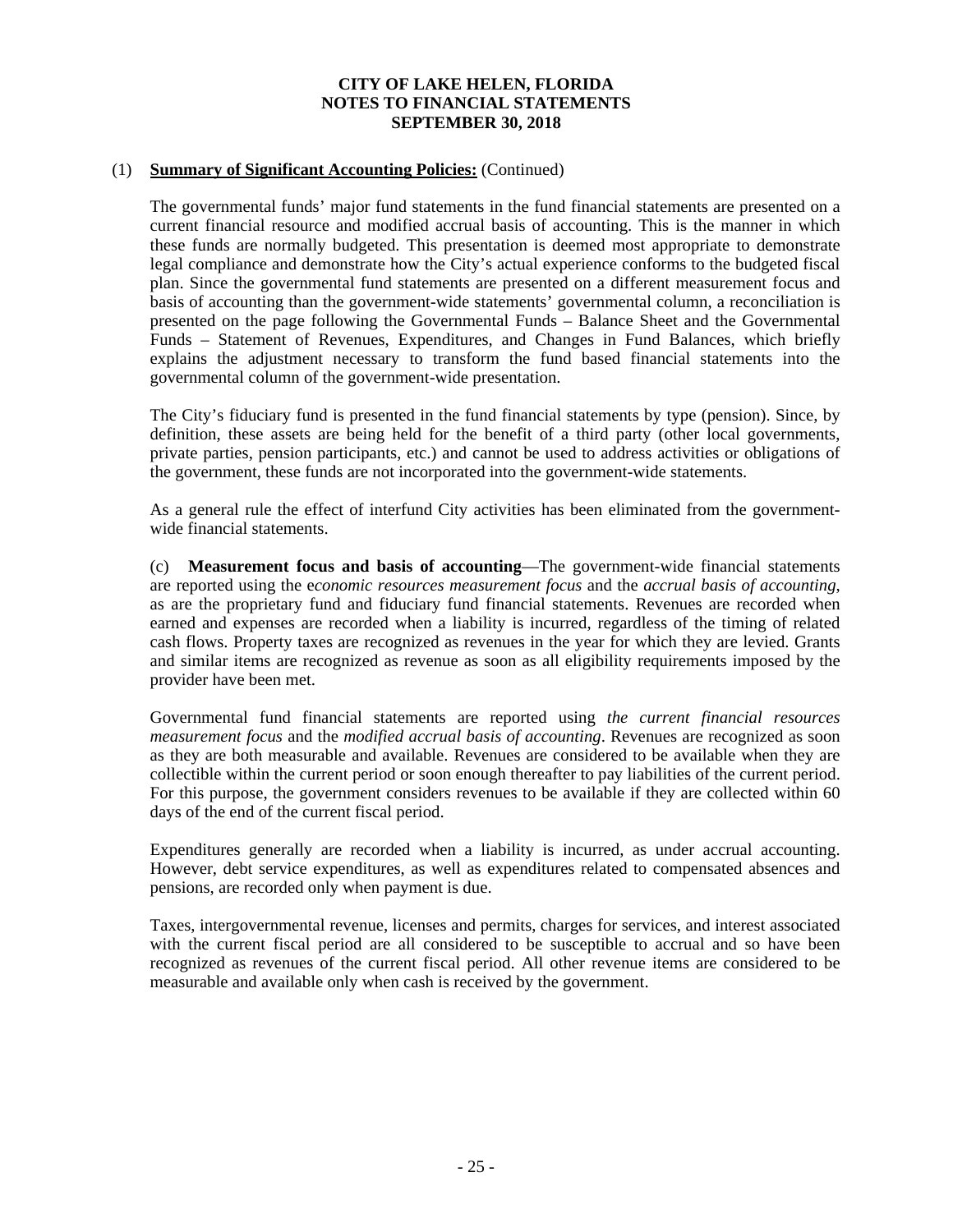**CITY OF LAKE HELEN, FLORIDA**
**NOTES TO FINANCIAL STATEMENTS**
**SEPTEMBER 30, 2018**

(1) **Summary of Significant Accounting Policies:** (Continued)

The governmental funds' major fund statements in the fund financial statements are presented on a current financial resource and modified accrual basis of accounting. This is the manner in which these funds are normally budgeted. This presentation is deemed most appropriate to demonstrate legal compliance and demonstrate how the City's actual experience conforms to the budgeted fiscal plan. Since the governmental fund statements are presented on a different measurement focus and basis of accounting than the government-wide statements' governmental column, a reconciliation is presented on the page following the Governmental Funds – Balance Sheet and the Governmental Funds – Statement of Revenues, Expenditures, and Changes in Fund Balances, which briefly explains the adjustment necessary to transform the fund based financial statements into the governmental column of the government-wide presentation.

The City's fiduciary fund is presented in the fund financial statements by type (pension). Since, by definition, these assets are being held for the benefit of a third party (other local governments, private parties, pension participants, etc.) and cannot be used to address activities or obligations of the government, these funds are not incorporated into the government-wide statements.

As a general rule the effect of interfund City activities has been eliminated from the government-wide financial statements.

(c) **Measurement focus and basis of accounting**—The government-wide financial statements are reported using the e*conomic resources measurement focus* and the *accrual basis of accounting*, as are the proprietary fund and fiduciary fund financial statements. Revenues are recorded when earned and expenses are recorded when a liability is incurred, regardless of the timing of related cash flows. Property taxes are recognized as revenues in the year for which they are levied. Grants and similar items are recognized as revenue as soon as all eligibility requirements imposed by the provider have been met.

Governmental fund financial statements are reported using *the current financial resources measurement focus* and the *modified accrual basis of accounting*. Revenues are recognized as soon as they are both measurable and available. Revenues are considered to be available when they are collectible within the current period or soon enough thereafter to pay liabilities of the current period. For this purpose, the government considers revenues to be available if they are collected within 60 days of the end of the current fiscal period.

Expenditures generally are recorded when a liability is incurred, as under accrual accounting. However, debt service expenditures, as well as expenditures related to compensated absences and pensions, are recorded only when payment is due.

Taxes, intergovernmental revenue, licenses and permits, charges for services, and interest associated with the current fiscal period are all considered to be susceptible to accrual and so have been recognized as revenues of the current fiscal period. All other revenue items are considered to be measurable and available only when cash is received by the government.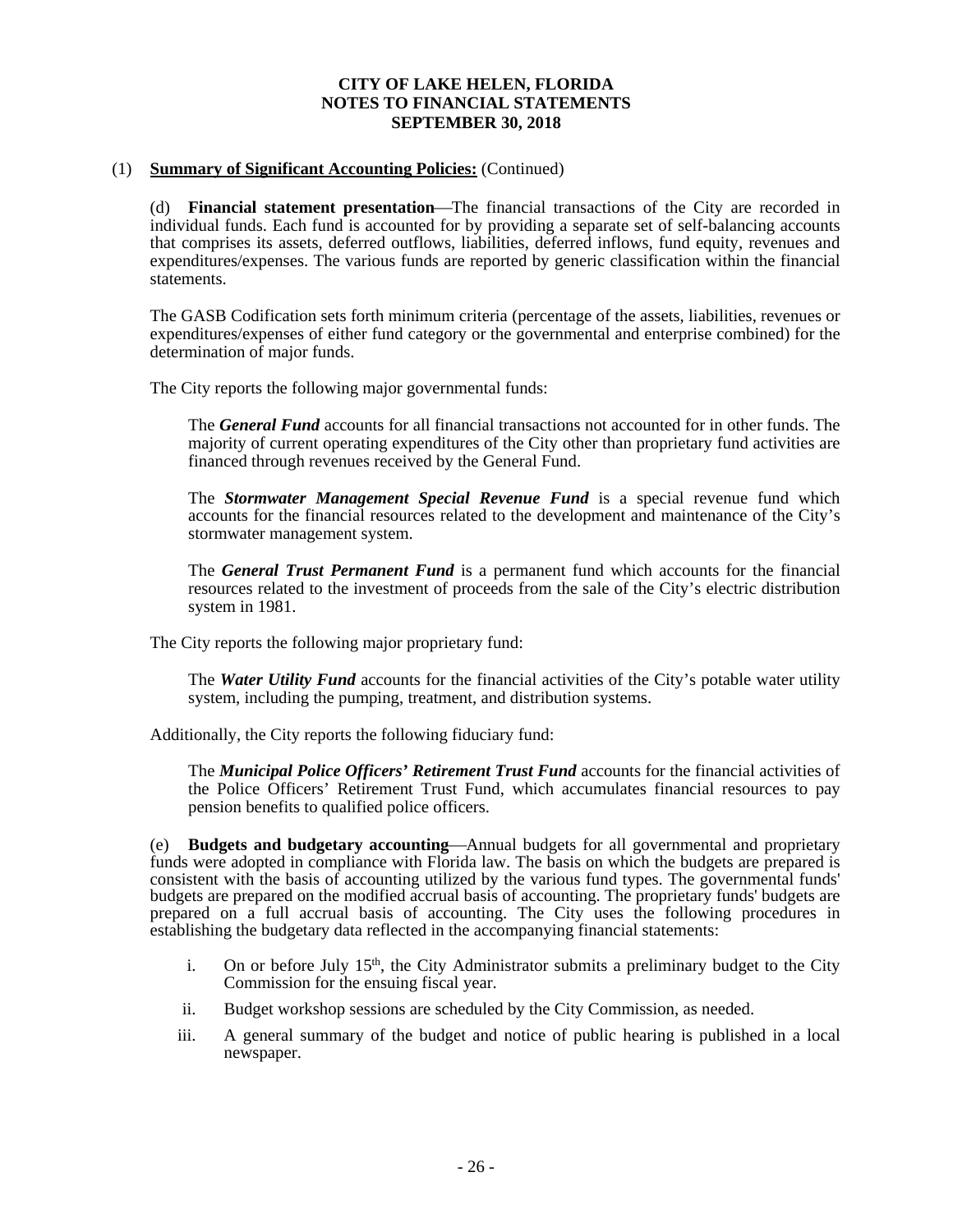**CITY OF LAKE HELEN, FLORIDA**
**NOTES TO FINANCIAL STATEMENTS**
**SEPTEMBER 30, 2018**

(1) **Summary of Significant Accounting Policies:** (Continued)

(d) **Financial statement presentation**—The financial transactions of the City are recorded in individual funds. Each fund is accounted for by providing a separate set of self-balancing accounts that comprises its assets, deferred outflows, liabilities, deferred inflows, fund equity, revenues and expenditures/expenses. The various funds are reported by generic classification within the financial statements.

The GASB Codification sets forth minimum criteria (percentage of the assets, liabilities, revenues or expenditures/expenses of either fund category or the governmental and enterprise combined) for the determination of major funds.

The City reports the following major governmental funds:

The ***General Fund*** accounts for all financial transactions not accounted for in other funds. The majority of current operating expenditures of the City other than proprietary fund activities are financed through revenues received by the General Fund.

The ***Stormwater Management Special Revenue Fund*** is a special revenue fund which accounts for the financial resources related to the development and maintenance of the City's stormwater management system.

The ***General Trust Permanent Fund*** is a permanent fund which accounts for the financial resources related to the investment of proceeds from the sale of the City's electric distribution system in 1981.

The City reports the following major proprietary fund:

The ***Water Utility Fund*** accounts for the financial activities of the City's potable water utility system, including the pumping, treatment, and distribution systems.

Additionally, the City reports the following fiduciary fund:

The ***Municipal Police Officers' Retirement Trust Fund*** accounts for the financial activities of the Police Officers' Retirement Trust Fund, which accumulates financial resources to pay pension benefits to qualified police officers.

(e) **Budgets and budgetary accounting**—Annual budgets for all governmental and proprietary funds were adopted in compliance with Florida law. The basis on which the budgets are prepared is consistent with the basis of accounting utilized by the various fund types. The governmental funds' budgets are prepared on the modified accrual basis of accounting. The proprietary funds' budgets are prepared on a full accrual basis of accounting. The City uses the following procedures in establishing the budgetary data reflected in the accompanying financial statements:

i. On or before July 15th, the City Administrator submits a preliminary budget to the City Commission for the ensuing fiscal year.

ii. Budget workshop sessions are scheduled by the City Commission, as needed.

iii. A general summary of the budget and notice of public hearing is published in a local newspaper.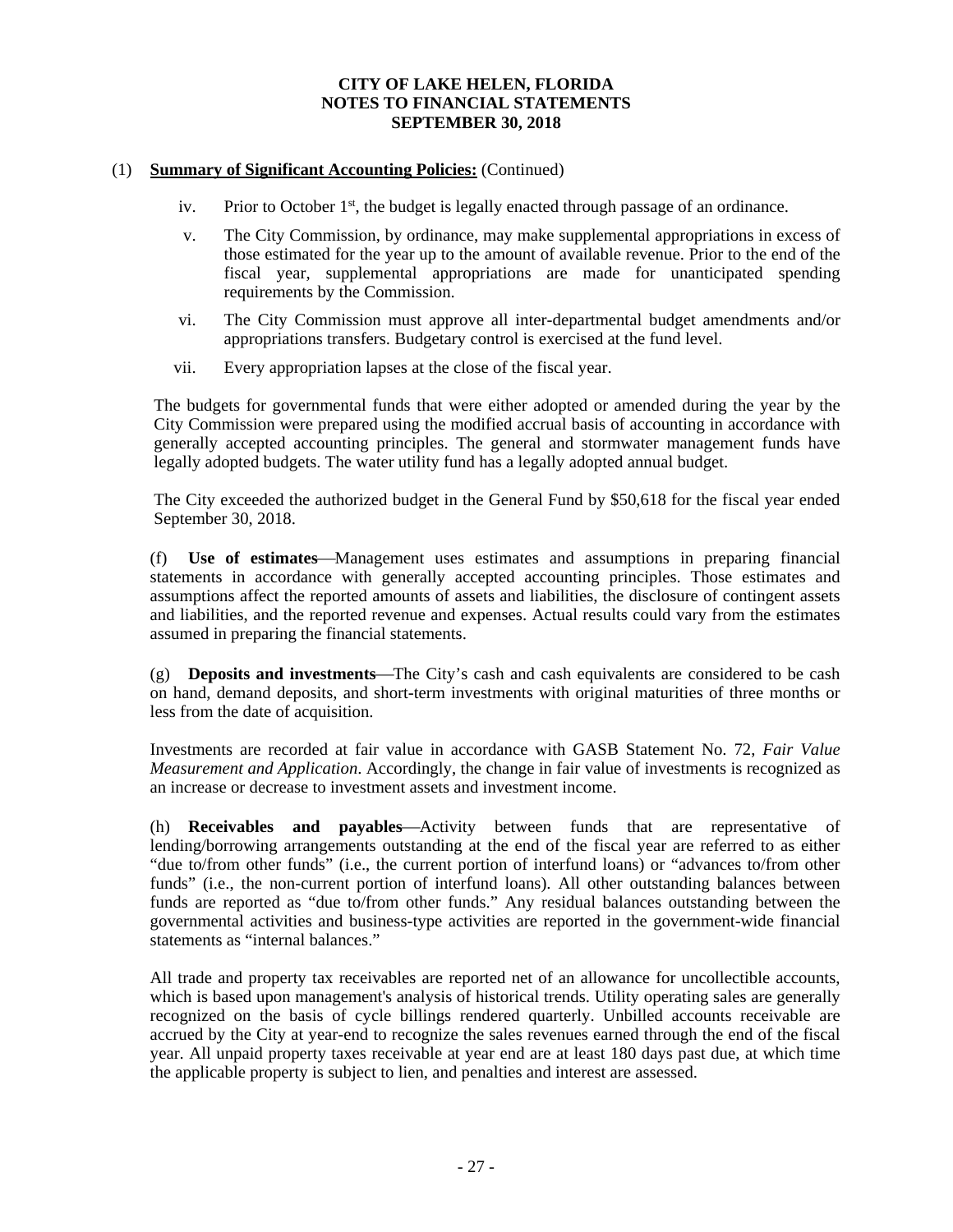# CITY OF LAKE HELEN, FLORIDA
## NOTES TO FINANCIAL STATEMENTS
## SEPTEMBER 30, 2018

(1) **Summary of Significant Accounting Policies:** (Continued)

iv. Prior to October 1st, the budget is legally enacted through passage of an ordinance.

v. The City Commission, by ordinance, may make supplemental appropriations in excess of those estimated for the year up to the amount of available revenue. Prior to the end of the fiscal year, supplemental appropriations are made for unanticipated spending requirements by the Commission.

vi. The City Commission must approve all inter-departmental budget amendments and/or appropriations transfers. Budgetary control is exercised at the fund level.

vii. Every appropriation lapses at the close of the fiscal year.

The budgets for governmental funds that were either adopted or amended during the year by the City Commission were prepared using the modified accrual basis of accounting in accordance with generally accepted accounting principles. The general and stormwater management funds have legally adopted budgets. The water utility fund has a legally adopted annual budget.

The City exceeded the authorized budget in the General Fund by $50,618 for the fiscal year ended September 30, 2018.

(f) **Use of estimates**—Management uses estimates and assumptions in preparing financial statements in accordance with generally accepted accounting principles. Those estimates and assumptions affect the reported amounts of assets and liabilities, the disclosure of contingent assets and liabilities, and the reported revenue and expenses. Actual results could vary from the estimates assumed in preparing the financial statements.

(g) **Deposits and investments**—The City's cash and cash equivalents are considered to be cash on hand, demand deposits, and short-term investments with original maturities of three months or less from the date of acquisition.

Investments are recorded at fair value in accordance with GASB Statement No. 72, *Fair Value Measurement and Application*. Accordingly, the change in fair value of investments is recognized as an increase or decrease to investment assets and investment income.

(h) **Receivables and payables**—Activity between funds that are representative of lending/borrowing arrangements outstanding at the end of the fiscal year are referred to as either "due to/from other funds" (i.e., the current portion of interfund loans) or "advances to/from other funds" (i.e., the non-current portion of interfund loans). All other outstanding balances between funds are reported as "due to/from other funds." Any residual balances outstanding between the governmental activities and business-type activities are reported in the government-wide financial statements as "internal balances."

All trade and property tax receivables are reported net of an allowance for uncollectible accounts, which is based upon management's analysis of historical trends. Utility operating sales are generally recognized on the basis of cycle billings rendered quarterly. Unbilled accounts receivable are accrued by the City at year-end to recognize the sales revenues earned through the end of the fiscal year. All unpaid property taxes receivable at year end are at least 180 days past due, at which time the applicable property is subject to lien, and penalties and interest are assessed.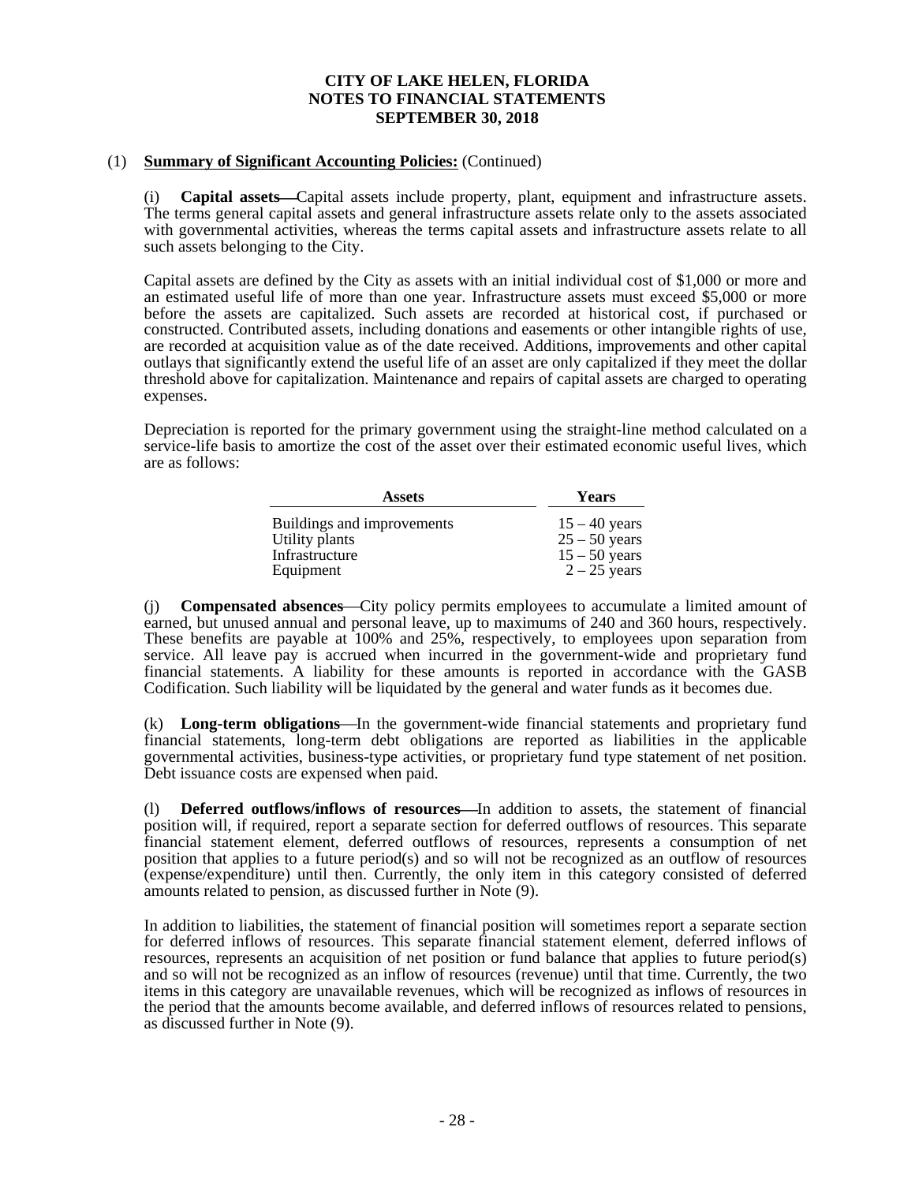**CITY OF LAKE HELEN, FLORIDA**
**NOTES TO FINANCIAL STATEMENTS**
**SEPTEMBER 30, 2018**

(1) **Summary of Significant Accounting Policies:** (Continued)

(i) **Capital assets**—Capital assets include property, plant, equipment and infrastructure assets. The terms general capital assets and general infrastructure assets relate only to the assets associated with governmental activities, whereas the terms capital assets and infrastructure assets relate to all such assets belonging to the City.

Capital assets are defined by the City as assets with an initial individual cost of $1,000 or more and an estimated useful life of more than one year. Infrastructure assets must exceed $5,000 or more before the assets are capitalized. Such assets are recorded at historical cost, if purchased or constructed. Contributed assets, including donations and easements or other intangible rights of use, are recorded at acquisition value as of the date received. Additions, improvements and other capital outlays that significantly extend the useful life of an asset are only capitalized if they meet the dollar threshold above for capitalization. Maintenance and repairs of capital assets are charged to operating expenses.

Depreciation is reported for the primary government using the straight-line method calculated on a service-life basis to amortize the cost of the asset over their estimated economic useful lives, which are as follows:

| Assets | Years |
|---|---|
| Buildings and improvements | 15 – 40 years |
| Utility plants | 25 – 50 years |
| Infrastructure | 15 – 50 years |
| Equipment | 2 – 25 years |

(j) **Compensated absences**—City policy permits employees to accumulate a limited amount of earned, but unused annual and personal leave, up to maximums of 240 and 360 hours, respectively. These benefits are payable at 100% and 25%, respectively, to employees upon separation from service. All leave pay is accrued when incurred in the government-wide and proprietary fund financial statements. A liability for these amounts is reported in accordance with the GASB Codification. Such liability will be liquidated by the general and water funds as it becomes due.

(k) **Long-term obligations**—In the government-wide financial statements and proprietary fund financial statements, long-term debt obligations are reported as liabilities in the applicable governmental activities, business-type activities, or proprietary fund type statement of net position. Debt issuance costs are expensed when paid.

(l) **Deferred outflows/inflows of resources**—In addition to assets, the statement of financial position will, if required, report a separate section for deferred outflows of resources. This separate financial statement element, deferred outflows of resources, represents a consumption of net position that applies to a future period(s) and so will not be recognized as an outflow of resources (expense/expenditure) until then. Currently, the only item in this category consisted of deferred amounts related to pension, as discussed further in Note (9).

In addition to liabilities, the statement of financial position will sometimes report a separate section for deferred inflows of resources. This separate financial statement element, deferred inflows of resources, represents an acquisition of net position or fund balance that applies to future period(s) and so will not be recognized as an inflow of resources (revenue) until that time. Currently, the two items in this category are unavailable revenues, which will be recognized as inflows of resources in the period that the amounts become available, and deferred inflows of resources related to pensions, as discussed further in Note (9).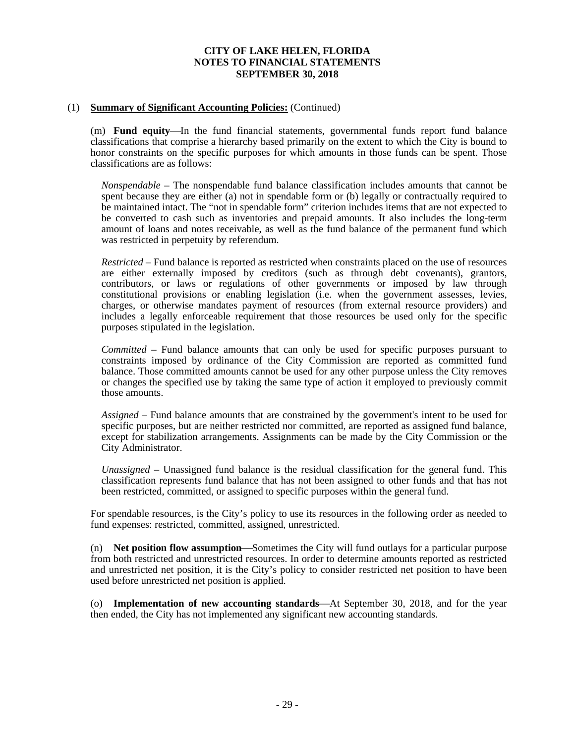# CITY OF LAKE HELEN, FLORIDA
# NOTES TO FINANCIAL STATEMENTS
# SEPTEMBER 30, 2018

(1) **Summary of Significant Accounting Policies:** (Continued)

(m) **Fund equity**—In the fund financial statements, governmental funds report fund balance classifications that comprise a hierarchy based primarily on the extent to which the City is bound to honor constraints on the specific purposes for which amounts in those funds can be spent. Those classifications are as follows:

*Nonspendable* – The nonspendable fund balance classification includes amounts that cannot be spent because they are either (a) not in spendable form or (b) legally or contractually required to be maintained intact. The "not in spendable form" criterion includes items that are not expected to be converted to cash such as inventories and prepaid amounts. It also includes the long-term amount of loans and notes receivable, as well as the fund balance of the permanent fund which was restricted in perpetuity by referendum.

*Restricted* – Fund balance is reported as restricted when constraints placed on the use of resources are either externally imposed by creditors (such as through debt covenants), grantors, contributors, or laws or regulations of other governments or imposed by law through constitutional provisions or enabling legislation (i.e. when the government assesses, levies, charges, or otherwise mandates payment of resources (from external resource providers) and includes a legally enforceable requirement that those resources be used only for the specific purposes stipulated in the legislation.

*Committed* – Fund balance amounts that can only be used for specific purposes pursuant to constraints imposed by ordinance of the City Commission are reported as committed fund balance. Those committed amounts cannot be used for any other purpose unless the City removes or changes the specified use by taking the same type of action it employed to previously commit those amounts.

*Assigned* – Fund balance amounts that are constrained by the government's intent to be used for specific purposes, but are neither restricted nor committed, are reported as assigned fund balance, except for stabilization arrangements. Assignments can be made by the City Commission or the City Administrator.

*Unassigned* – Unassigned fund balance is the residual classification for the general fund. This classification represents fund balance that has not been assigned to other funds and that has not been restricted, committed, or assigned to specific purposes within the general fund.

For spendable resources, is the City's policy to use its resources in the following order as needed to fund expenses: restricted, committed, assigned, unrestricted.

(n) **Net position flow assumption**—Sometimes the City will fund outlays for a particular purpose from both restricted and unrestricted resources. In order to determine amounts reported as restricted and unrestricted net position, it is the City's policy to consider restricted net position to have been used before unrestricted net position is applied.

(o) **Implementation of new accounting standards**—At September 30, 2018, and for the year then ended, the City has not implemented any significant new accounting standards.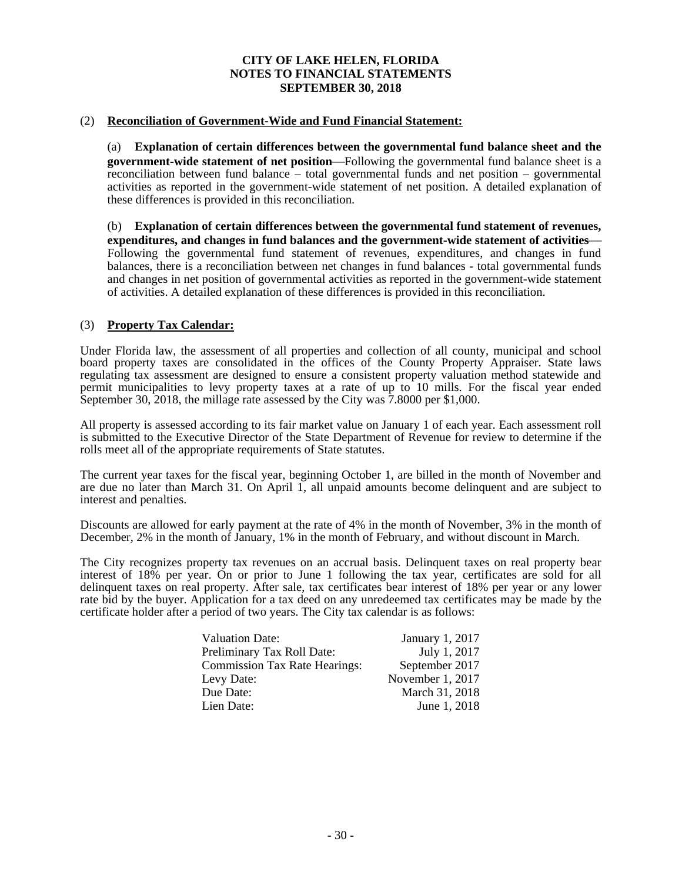**CITY OF LAKE HELEN, FLORIDA**
**NOTES TO FINANCIAL STATEMENTS**
**SEPTEMBER 30, 2018**

(2) **Reconciliation of Government-Wide and Fund Financial Statement:**

(a) **Explanation of certain differences between the governmental fund balance sheet and the government-wide statement of net position**—Following the governmental fund balance sheet is a reconciliation between fund balance – total governmental funds and net position – governmental activities as reported in the government-wide statement of net position. A detailed explanation of these differences is provided in this reconciliation.

(b) **Explanation of certain differences between the governmental fund statement of revenues, expenditures, and changes in fund balances and the government-wide statement of activities**—Following the governmental fund statement of revenues, expenditures, and changes in fund balances, there is a reconciliation between net changes in fund balances - total governmental funds and changes in net position of governmental activities as reported in the government-wide statement of activities. A detailed explanation of these differences is provided in this reconciliation.

(3) **Property Tax Calendar:**

Under Florida law, the assessment of all properties and collection of all county, municipal and school board property taxes are consolidated in the offices of the County Property Appraiser. State laws regulating tax assessment are designed to ensure a consistent property valuation method statewide and permit municipalities to levy property taxes at a rate of up to 10 mills. For the fiscal year ended September 30, 2018, the millage rate assessed by the City was 7.8000 per $1,000.

All property is assessed according to its fair market value on January 1 of each year. Each assessment roll is submitted to the Executive Director of the State Department of Revenue for review to determine if the rolls meet all of the appropriate requirements of State statutes.

The current year taxes for the fiscal year, beginning October 1, are billed in the month of November and are due no later than March 31. On April 1, all unpaid amounts become delinquent and are subject to interest and penalties.

Discounts are allowed for early payment at the rate of 4% in the month of November, 3% in the month of December, 2% in the month of January, 1% in the month of February, and without discount in March.

The City recognizes property tax revenues on an accrual basis. Delinquent taxes on real property bear interest of 18% per year. On or prior to June 1 following the tax year, certificates are sold for all delinquent taxes on real property. After sale, tax certificates bear interest of 18% per year or any lower rate bid by the buyer. Application for a tax deed on any unredeemed tax certificates may be made by the certificate holder after a period of two years. The City tax calendar is as follows:

| | |
|---|---|
| Valuation Date: | January 1, 2017 |
| Preliminary Tax Roll Date: | July 1, 2017 |
| Commission Tax Rate Hearings: | September 2017 |
| Levy Date: | November 1, 2017 |
| Due Date: | March 31, 2018 |
| Lien Date: | June 1, 2018 |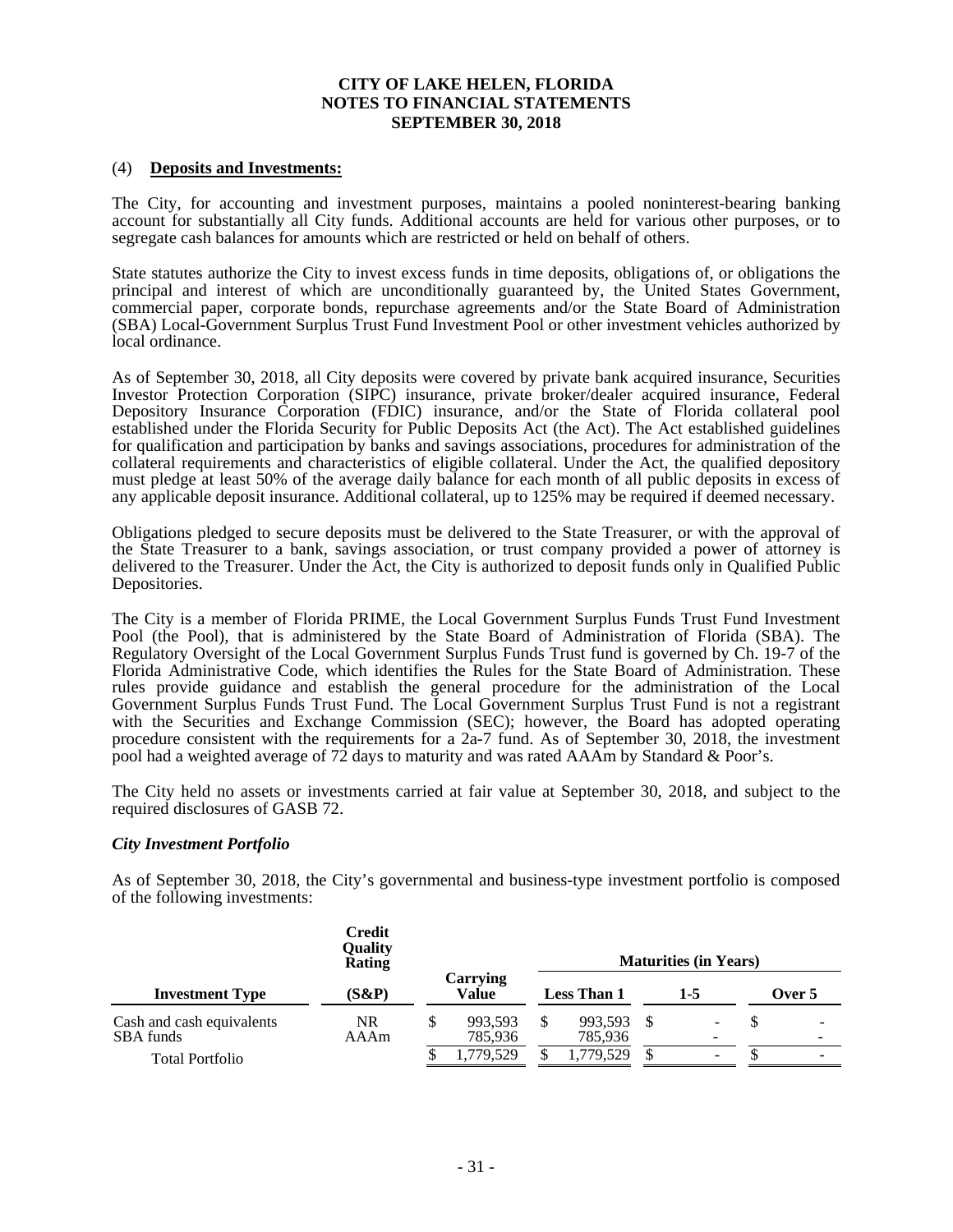# CITY OF LAKE HELEN, FLORIDA
## NOTES TO FINANCIAL STATEMENTS
## SEPTEMBER 30, 2018

(4) **Deposits and Investments:**

The City, for accounting and investment purposes, maintains a pooled noninterest-bearing banking account for substantially all City funds. Additional accounts are held for various other purposes, or to segregate cash balances for amounts which are restricted or held on behalf of others.

State statutes authorize the City to invest excess funds in time deposits, obligations of, or obligations the principal and interest of which are unconditionally guaranteed by, the United States Government, commercial paper, corporate bonds, repurchase agreements and/or the State Board of Administration (SBA) Local-Government Surplus Trust Fund Investment Pool or other investment vehicles authorized by local ordinance.

As of September 30, 2018, all City deposits were covered by private bank acquired insurance, Securities Investor Protection Corporation (SIPC) insurance, private broker/dealer acquired insurance, Federal Depository Insurance Corporation (FDIC) insurance, and/or the State of Florida collateral pool established under the Florida Security for Public Deposits Act (the Act). The Act established guidelines for qualification and participation by banks and savings associations, procedures for administration of the collateral requirements and characteristics of eligible collateral. Under the Act, the qualified depository must pledge at least 50% of the average daily balance for each month of all public deposits in excess of any applicable deposit insurance. Additional collateral, up to 125% may be required if deemed necessary.

Obligations pledged to secure deposits must be delivered to the State Treasurer, or with the approval of the State Treasurer to a bank, savings association, or trust company provided a power of attorney is delivered to the Treasurer. Under the Act, the City is authorized to deposit funds only in Qualified Public Depositories.

The City is a member of Florida PRIME, the Local Government Surplus Funds Trust Fund Investment Pool (the Pool), that is administered by the State Board of Administration of Florida (SBA). The Regulatory Oversight of the Local Government Surplus Funds Trust fund is governed by Ch. 19-7 of the Florida Administrative Code, which identifies the Rules for the State Board of Administration. These rules provide guidance and establish the general procedure for the administration of the Local Government Surplus Funds Trust Fund. The Local Government Surplus Trust Fund is not a registrant with the Securities and Exchange Commission (SEC); however, the Board has adopted operating procedure consistent with the requirements for a 2a-7 fund. As of September 30, 2018, the investment pool had a weighted average of 72 days to maturity and was rated AAAm by Standard & Poor's.

The City held no assets or investments carried at fair value at September 30, 2018, and subject to the required disclosures of GASB 72.

### *City Investment Portfolio*

As of September 30, 2018, the City's governmental and business-type investment portfolio is composed of the following investments:

| Investment Type | Credit Quality Rating (S&P) | Carrying Value | Maturities (in Years) Less Than 1 | 1-5 | Over 5 |
|---|---|---|---|---|---|
| Cash and cash equivalents | NR | $ 993,593 | $ 993,593 | $ - | $ - |
| SBA funds | AAAm | 785,936 | 785,936 | - | - |
| Total Portfolio | | $ 1,779,529 | $ 1,779,529 | $ - | $ - |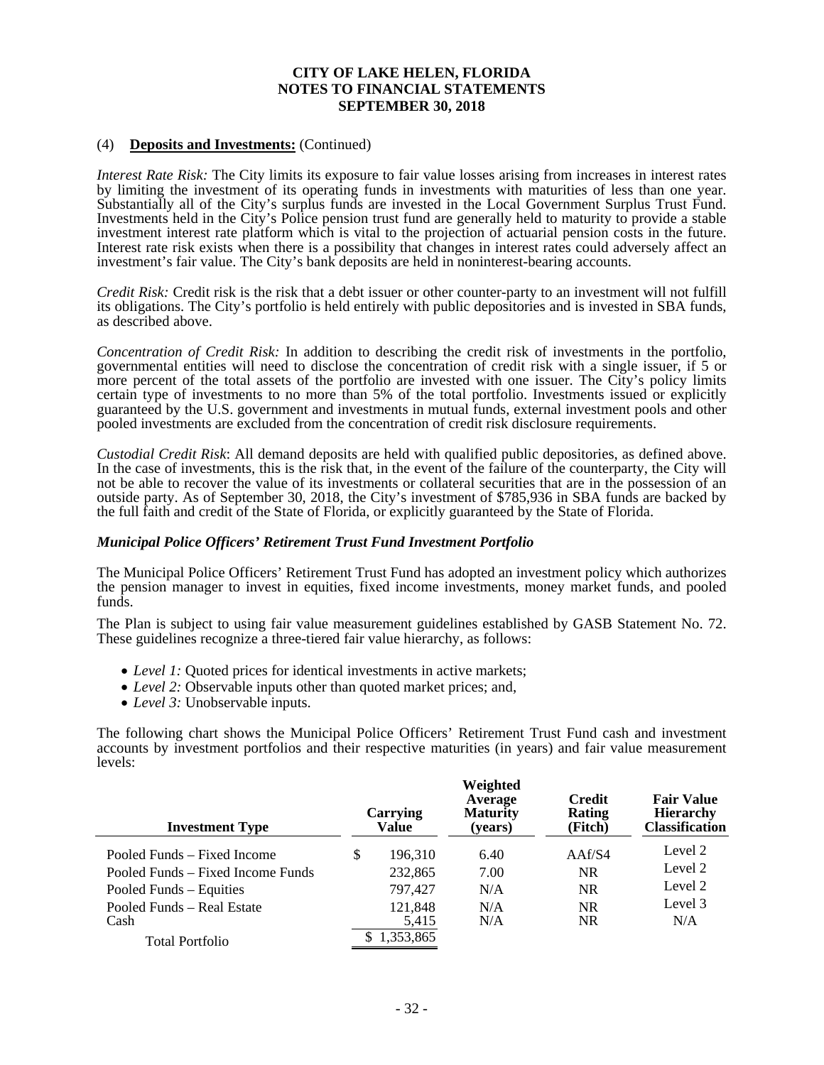# CITY OF LAKE HELEN, FLORIDA
## NOTES TO FINANCIAL STATEMENTS
## SEPTEMBER 30, 2018

(4) **Deposits and Investments:** (Continued)

*Interest Rate Risk:* The City limits its exposure to fair value losses arising from increases in interest rates by limiting the investment of its operating funds in investments with maturities of less than one year. Substantially all of the City's surplus funds are invested in the Local Government Surplus Trust Fund. Investments held in the City's Police pension trust fund are generally held to maturity to provide a stable investment interest rate platform which is vital to the projection of actuarial pension costs in the future. Interest rate risk exists when there is a possibility that changes in interest rates could adversely affect an investment's fair value. The City's bank deposits are held in noninterest-bearing accounts.

*Credit Risk:* Credit risk is the risk that a debt issuer or other counter-party to an investment will not fulfill its obligations. The City's portfolio is held entirely with public depositories and is invested in SBA funds, as described above.

*Concentration of Credit Risk:* In addition to describing the credit risk of investments in the portfolio, governmental entities will need to disclose the concentration of credit risk with a single issuer, if 5 or more percent of the total assets of the portfolio are invested with one issuer. The City's policy limits certain type of investments to no more than 5% of the total portfolio. Investments issued or explicitly guaranteed by the U.S. government and investments in mutual funds, external investment pools and other pooled investments are excluded from the concentration of credit risk disclosure requirements.

*Custodial Credit Risk*: All demand deposits are held with qualified public depositories, as defined above. In the case of investments, this is the risk that, in the event of the failure of the counterparty, the City will not be able to recover the value of its investments or collateral securities that are in the possession of an outside party. As of September 30, 2018, the City's investment of $785,936 in SBA funds are backed by the full faith and credit of the State of Florida, or explicitly guaranteed by the State of Florida.

### *Municipal Police Officers' Retirement Trust Fund Investment Portfolio*

The Municipal Police Officers' Retirement Trust Fund has adopted an investment policy which authorizes the pension manager to invest in equities, fixed income investments, money market funds, and pooled funds.

The Plan is subject to using fair value measurement guidelines established by GASB Statement No. 72. These guidelines recognize a three-tiered fair value hierarchy, as follows:

- *Level 1:* Quoted prices for identical investments in active markets;
- *Level 2:* Observable inputs other than quoted market prices; and,
- *Level 3:* Unobservable inputs.

The following chart shows the Municipal Police Officers' Retirement Trust Fund cash and investment accounts by investment portfolios and their respective maturities (in years) and fair value measurement levels:

| Investment Type | Carrying Value | Weighted Average Maturity (years) | Credit Rating (Fitch) | Fair Value Hierarchy Classification |
|---|---|---|---|---|
| Pooled Funds – Fixed Income | $ 196,310 | 6.40 | AAf/S4 | Level 2 |
| Pooled Funds – Fixed Income Funds | 232,865 | 7.00 | NR | Level 2 |
| Pooled Funds – Equities | 797,427 | N/A | NR | Level 2 |
| Pooled Funds – Real Estate | 121,848 | N/A | NR | Level 3 |
| Cash | 5,415 | N/A | NR | N/A |
| Total Portfolio | $ 1,353,865 | | | |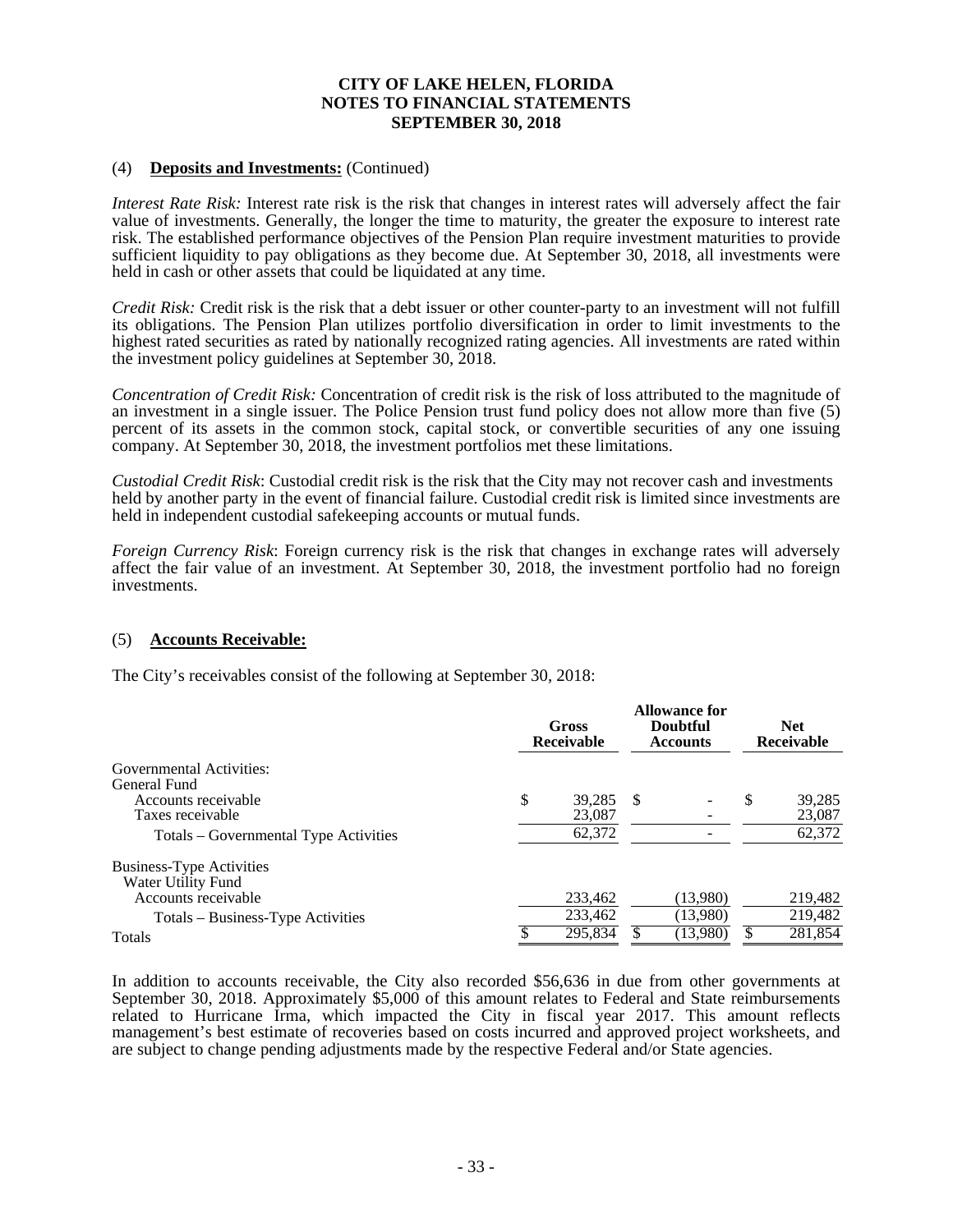**CITY OF LAKE HELEN, FLORIDA**
**NOTES TO FINANCIAL STATEMENTS**
**SEPTEMBER 30, 2018**

(4) **Deposits and Investments:** (Continued)

*Interest Rate Risk:* Interest rate risk is the risk that changes in interest rates will adversely affect the fair value of investments. Generally, the longer the time to maturity, the greater the exposure to interest rate risk. The established performance objectives of the Pension Plan require investment maturities to provide sufficient liquidity to pay obligations as they become due. At September 30, 2018, all investments were held in cash or other assets that could be liquidated at any time.

*Credit Risk:* Credit risk is the risk that a debt issuer or other counter-party to an investment will not fulfill its obligations. The Pension Plan utilizes portfolio diversification in order to limit investments to the highest rated securities as rated by nationally recognized rating agencies. All investments are rated within the investment policy guidelines at September 30, 2018.

*Concentration of Credit Risk:* Concentration of credit risk is the risk of loss attributed to the magnitude of an investment in a single issuer. The Police Pension trust fund policy does not allow more than five (5) percent of its assets in the common stock, capital stock, or convertible securities of any one issuing company. At September 30, 2018, the investment portfolios met these limitations.

*Custodial Credit Risk*: Custodial credit risk is the risk that the City may not recover cash and investments held by another party in the event of financial failure. Custodial credit risk is limited since investments are held in independent custodial safekeeping accounts or mutual funds.

*Foreign Currency Risk*: Foreign currency risk is the risk that changes in exchange rates will adversely affect the fair value of an investment. At September 30, 2018, the investment portfolio had no foreign investments.

(5) **Accounts Receivable:**

The City's receivables consist of the following at September 30, 2018:

| | Gross Receivable | Allowance for Doubtful Accounts | Net Receivable |
|---|---|---|---|
| Governmental Activities: | | | |
| General Fund | | | |
| Accounts receivable | $ 39,285 | $ - | $ 39,285 |
| Taxes receivable | 23,087 | - | 23,087 |
| Totals – Governmental Type Activities | 62,372 | - | 62,372 |
| Business-Type Activities | | | |
| Water Utility Fund | | | |
| Accounts receivable | 233,462 | (13,980) | 219,482 |
| Totals – Business-Type Activities | 233,462 | (13,980) | 219,482 |
| Totals | $ 295,834 | $ (13,980) | $ 281,854 |

In addition to accounts receivable, the City also recorded $56,636 in due from other governments at September 30, 2018. Approximately $5,000 of this amount relates to Federal and State reimbursements related to Hurricane Irma, which impacted the City in fiscal year 2017. This amount reflects management's best estimate of recoveries based on costs incurred and approved project worksheets, and are subject to change pending adjustments made by the respective Federal and/or State agencies.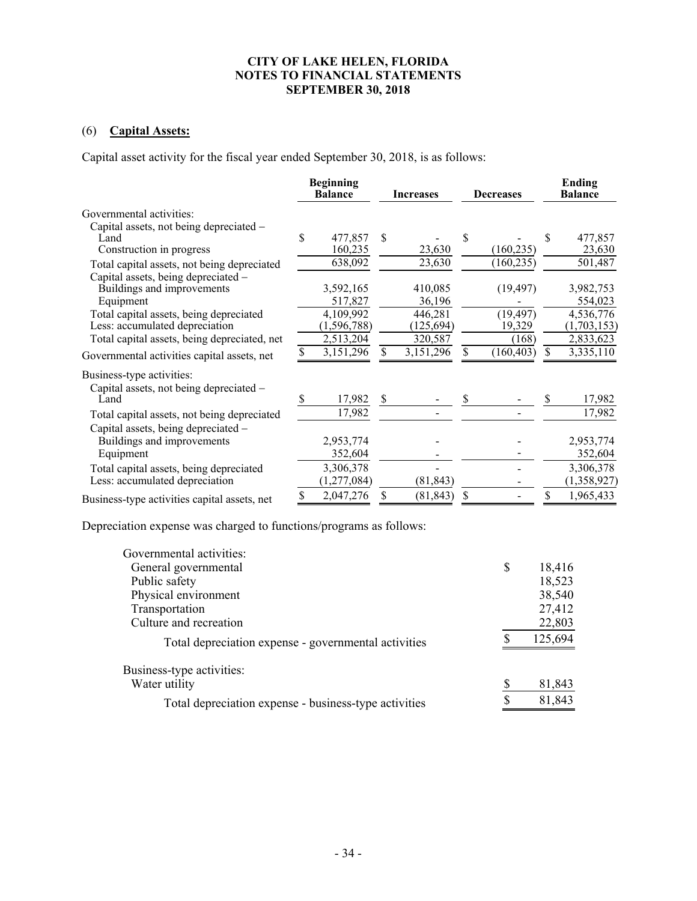**CITY OF LAKE HELEN, FLORIDA**
**NOTES TO FINANCIAL STATEMENTS**
**SEPTEMBER 30, 2018**

## (6) Capital Assets:

Capital asset activity for the fiscal year ended September 30, 2018, is as follows:

| | Beginning Balance | Increases | Decreases | Ending Balance |
|---|---|---|---|---|
| Governmental activities: | | | | |
| Capital assets, not being depreciated – | | | | |
| Land | $ 477,857 | $ - | $ - | $ 477,857 |
| Construction in progress | 160,235 | 23,630 | (160,235) | 23,630 |
| Total capital assets, not being depreciated | 638,092 | 23,630 | (160,235) | 501,487 |
| Capital assets, being depreciated – | | | | |
| Buildings and improvements | 3,592,165 | 410,085 | (19,497) | 3,982,753 |
| Equipment | 517,827 | 36,196 | - | 554,023 |
| Total capital assets, being depreciated | 4,109,992 | 446,281 | (19,497) | 4,536,776 |
| Less: accumulated depreciation | (1,596,788) | (125,694) | 19,329 | (1,703,153) |
| Total capital assets, being depreciated, net | 2,513,204 | 320,587 | (168) | 2,833,623 |
| Governmental activities capital assets, net | $ 3,151,296 | $ 3,151,296 | $ (160,403) | $ 3,335,110 |
| Business-type activities: | | | | |
| Capital assets, not being depreciated – | | | | |
| Land | $ 17,982 | $ - | $ - | $ 17,982 |
| Total capital assets, not being depreciated | 17,982 | - | - | 17,982 |
| Capital assets, being depreciated – | | | | |
| Buildings and improvements | 2,953,774 | - | - | 2,953,774 |
| Equipment | 352,604 | - | - | 352,604 |
| Total capital assets, being depreciated | 3,306,378 | - | - | 3,306,378 |
| Less: accumulated depreciation | (1,277,084) | (81,843) | - | (1,358,927) |
| Business-type activities capital assets, net | $ 2,047,276 | $ (81,843) | $ - | $ 1,965,433 |

Depreciation expense was charged to functions/programs as follows:

| | |
|---|---|
| Governmental activities: | |
| General governmental | $ 18,416 |
| Public safety | 18,523 |
| Physical environment | 38,540 |
| Transportation | 27,412 |
| Culture and recreation | 22,803 |
| Total depreciation expense - governmental activities | $ 125,694 |
| Business-type activities: | |
| Water utility | $ 81,843 |
| Total depreciation expense - business-type activities | $ 81,843 |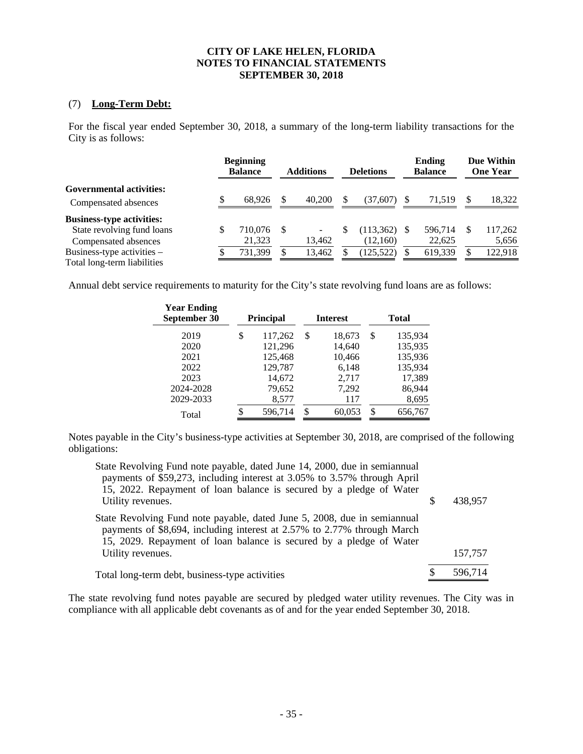**CITY OF LAKE HELEN, FLORIDA**
**NOTES TO FINANCIAL STATEMENTS**
**SEPTEMBER 30, 2018**

## (7) Long-Term Debt:

For the fiscal year ended September 30, 2018, a summary of the long-term liability transactions for the City is as follows:

| | Beginning Balance | Additions | Deletions | Ending Balance | Due Within One Year |
|---|---|---|---|---|---|
| **Governmental activities:** | | | | | |
| Compensated absences | $ 68,926 | $ 40,200 | $ (37,607) | $ 71,519 | $ 18,322 |
| **Business-type activities:** | | | | | |
| State revolving fund loans | $ 710,076 | $ - | $ (113,362) | $ 596,714 | $ 117,262 |
| Compensated absences | 21,323 | 13,462 | (12,160) | 22,625 | 5,656 |
| Business-type activities – Total long-term liabilities | $ 731,399 | $ 13,462 | $ (125,522) | $ 619,339 | $ 122,918 |

Annual debt service requirements to maturity for the City's state revolving fund loans are as follows:

| Year Ending September 30 | Principal | Interest | Total |
|---|---|---|---|
| 2019 | $ 117,262 | $ 18,673 | $ 135,934 |
| 2020 | 121,296 | 14,640 | 135,935 |
| 2021 | 125,468 | 10,466 | 135,936 |
| 2022 | 129,787 | 6,148 | 135,934 |
| 2023 | 14,672 | 2,717 | 17,389 |
| 2024-2028 | 79,652 | 7,292 | 86,944 |
| 2029-2033 | 8,577 | 117 | 8,695 |
| Total | $ 596,714 | $ 60,053 | $ 656,767 |

Notes payable in the City's business-type activities at September 30, 2018, are comprised of the following obligations:

| | |
|---|---|
| State Revolving Fund note payable, dated June 14, 2000, due in semiannual payments of $59,273, including interest at 3.05% to 3.57% through April 15, 2022. Repayment of loan balance is secured by a pledge of Water Utility revenues. | $ 438,957 |
| State Revolving Fund note payable, dated June 5, 2008, due in semiannual payments of $8,694, including interest at 2.57% to 2.77% through March 15, 2029. Repayment of loan balance is secured by a pledge of Water Utility revenues. | 157,757 |
| Total long-term debt, business-type activities | $ 596,714 |

The state revolving fund notes payable are secured by pledged water utility revenues. The City was in compliance with all applicable debt covenants as of and for the year ended September 30, 2018.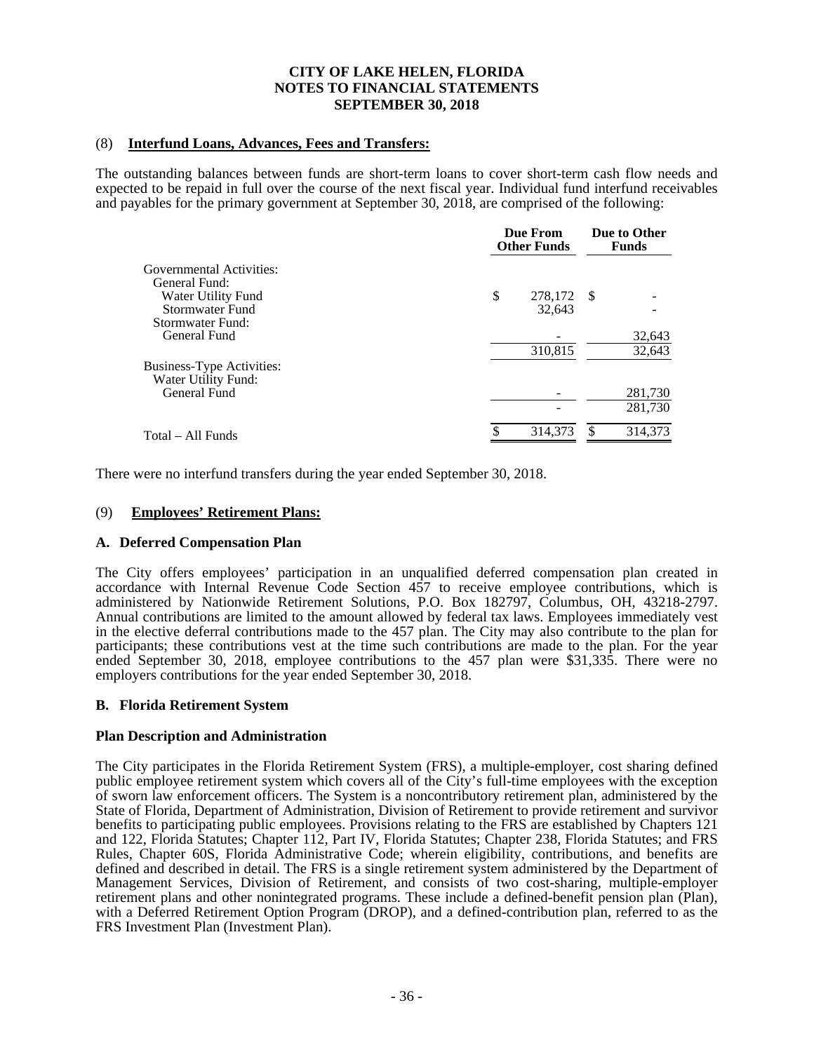# CITY OF LAKE HELEN, FLORIDA
## NOTES TO FINANCIAL STATEMENTS
## SEPTEMBER 30, 2018

### (8) Interfund Loans, Advances, Fees and Transfers:

The outstanding balances between funds are short-term loans to cover short-term cash flow needs and expected to be repaid in full over the course of the next fiscal year. Individual fund interfund receivables and payables for the primary government at September 30, 2018, are comprised of the following:

| | Due From Other Funds | Due to Other Funds |
|---|---|---|
| Governmental Activities: | | |
| General Fund: | | |
| Water Utility Fund | $ 278,172 | $ - |
| Stormwater Fund | 32,643 | - |
| Stormwater Fund: | | |
| General Fund | - | 32,643 |
| | 310,815 | 32,643 |
| Business-Type Activities: | | |
| Water Utility Fund: | | |
| General Fund | - | 281,730 |
| | - | 281,730 |
| Total – All Funds | $ 314,373 | $ 314,373 |

There were no interfund transfers during the year ended September 30, 2018.

### (9) Employees' Retirement Plans:

**A. Deferred Compensation Plan**

The City offers employees' participation in an unqualified deferred compensation plan created in accordance with Internal Revenue Code Section 457 to receive employee contributions, which is administered by Nationwide Retirement Solutions, P.O. Box 182797, Columbus, OH, 43218-2797. Annual contributions are limited to the amount allowed by federal tax laws. Employees immediately vest in the elective deferral contributions made to the 457 plan. The City may also contribute to the plan for participants; these contributions vest at the time such contributions are made to the plan. For the year ended September 30, 2018, employee contributions to the 457 plan were $31,335. There were no employers contributions for the year ended September 30, 2018.

**B. Florida Retirement System**

**Plan Description and Administration**

The City participates in the Florida Retirement System (FRS), a multiple-employer, cost sharing defined public employee retirement system which covers all of the City's full-time employees with the exception of sworn law enforcement officers. The System is a noncontributory retirement plan, administered by the State of Florida, Department of Administration, Division of Retirement to provide retirement and survivor benefits to participating public employees. Provisions relating to the FRS are established by Chapters 121 and 122, Florida Statutes; Chapter 112, Part IV, Florida Statutes; Chapter 238, Florida Statutes; and FRS Rules, Chapter 60S, Florida Administrative Code; wherein eligibility, contributions, and benefits are defined and described in detail. The FRS is a single retirement system administered by the Department of Management Services, Division of Retirement, and consists of two cost-sharing, multiple-employer retirement plans and other nonintegrated programs. These include a defined-benefit pension plan (Plan), with a Deferred Retirement Option Program (DROP), and a defined-contribution plan, referred to as the FRS Investment Plan (Investment Plan).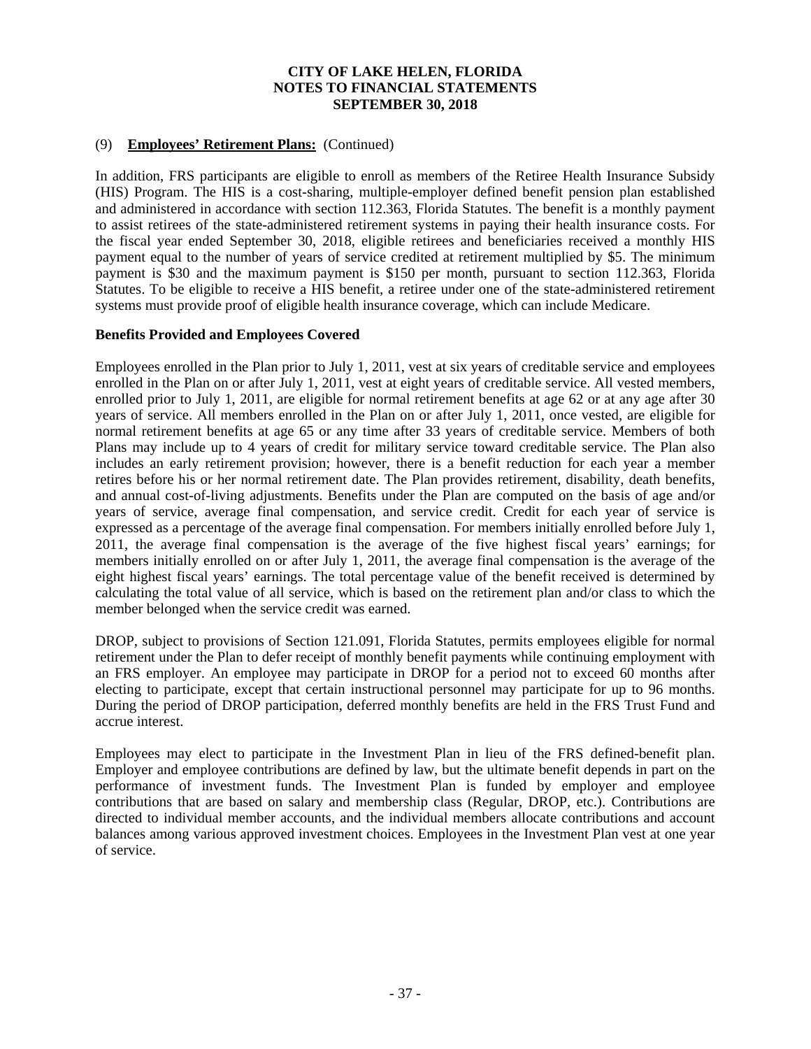(9) **Employees' Retirement Plans:** (Continued)

In addition, FRS participants are eligible to enroll as members of the Retiree Health Insurance Subsidy (HIS) Program. The HIS is a cost-sharing, multiple-employer defined benefit pension plan established and administered in accordance with section 112.363, Florida Statutes. The benefit is a monthly payment to assist retirees of the state-administered retirement systems in paying their health insurance costs. For the fiscal year ended September 30, 2018, eligible retirees and beneficiaries received a monthly HIS payment equal to the number of years of service credited at retirement multiplied by $5. The minimum payment is $30 and the maximum payment is $150 per month, pursuant to section 112.363, Florida Statutes. To be eligible to receive a HIS benefit, a retiree under one of the state-administered retirement systems must provide proof of eligible health insurance coverage, which can include Medicare.

**Benefits Provided and Employees Covered**

Employees enrolled in the Plan prior to July 1, 2011, vest at six years of creditable service and employees enrolled in the Plan on or after July 1, 2011, vest at eight years of creditable service. All vested members, enrolled prior to July 1, 2011, are eligible for normal retirement benefits at age 62 or at any age after 30 years of service. All members enrolled in the Plan on or after July 1, 2011, once vested, are eligible for normal retirement benefits at age 65 or any time after 33 years of creditable service. Members of both Plans may include up to 4 years of credit for military service toward creditable service. The Plan also includes an early retirement provision; however, there is a benefit reduction for each year a member retires before his or her normal retirement date. The Plan provides retirement, disability, death benefits, and annual cost-of-living adjustments. Benefits under the Plan are computed on the basis of age and/or years of service, average final compensation, and service credit. Credit for each year of service is expressed as a percentage of the average final compensation. For members initially enrolled before July 1, 2011, the average final compensation is the average of the five highest fiscal years' earnings; for members initially enrolled on or after July 1, 2011, the average final compensation is the average of the eight highest fiscal years' earnings. The total percentage value of the benefit received is determined by calculating the total value of all service, which is based on the retirement plan and/or class to which the member belonged when the service credit was earned.

DROP, subject to provisions of Section 121.091, Florida Statutes, permits employees eligible for normal retirement under the Plan to defer receipt of monthly benefit payments while continuing employment with an FRS employer. An employee may participate in DROP for a period not to exceed 60 months after electing to participate, except that certain instructional personnel may participate for up to 96 months. During the period of DROP participation, deferred monthly benefits are held in the FRS Trust Fund and accrue interest.

Employees may elect to participate in the Investment Plan in lieu of the FRS defined-benefit plan. Employer and employee contributions are defined by law, but the ultimate benefit depends in part on the performance of investment funds. The Investment Plan is funded by employer and employee contributions that are based on salary and membership class (Regular, DROP, etc.). Contributions are directed to individual member accounts, and the individual members allocate contributions and account balances among various approved investment choices. Employees in the Investment Plan vest at one year of service.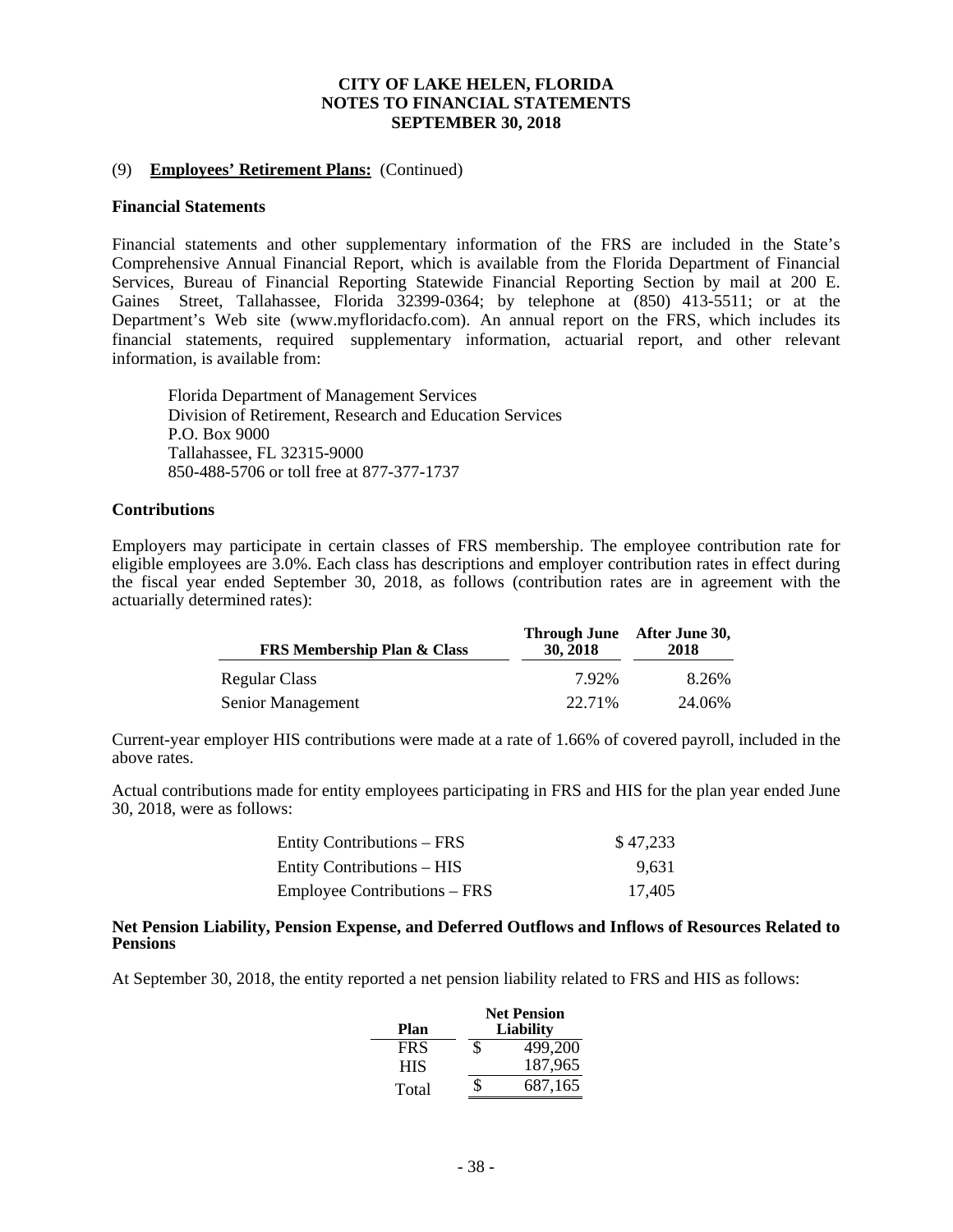CITY OF LAKE HELEN, FLORIDA
NOTES TO FINANCIAL STATEMENTS
SEPTEMBER 30, 2018

(9) **Employees' Retirement Plans:** (Continued)

**Financial Statements**

Financial statements and other supplementary information of the FRS are included in the State's Comprehensive Annual Financial Report, which is available from the Florida Department of Financial Services, Bureau of Financial Reporting Statewide Financial Reporting Section by mail at 200 E. Gaines Street, Tallahassee, Florida 32399-0364; by telephone at (850) 413-5511; or at the Department's Web site (www.myfloridacfo.com). An annual report on the FRS, which includes its financial statements, required supplementary information, actuarial report, and other relevant information, is available from:

Florida Department of Management Services
Division of Retirement, Research and Education Services
P.O. Box 9000
Tallahassee, FL 32315-9000
850-488-5706 or toll free at 877-377-1737

**Contributions**

Employers may participate in certain classes of FRS membership. The employee contribution rate for eligible employees are 3.0%. Each class has descriptions and employer contribution rates in effect during the fiscal year ended September 30, 2018, as follows (contribution rates are in agreement with the actuarially determined rates):

| FRS Membership Plan & Class | Through June 30, 2018 | After June 30, 2018 |
|---|---|---|
| Regular Class | 7.92% | 8.26% |
| Senior Management | 22.71% | 24.06% |

Current-year employer HIS contributions were made at a rate of 1.66% of covered payroll, included in the above rates.

Actual contributions made for entity employees participating in FRS and HIS for the plan year ended June 30, 2018, were as follows:

| | |
|---|---|
| Entity Contributions – FRS | $ 47,233 |
| Entity Contributions – HIS | 9,631 |
| Employee Contributions – FRS | 17,405 |

**Net Pension Liability, Pension Expense, and Deferred Outflows and Inflows of Resources Related to Pensions**

At September 30, 2018, the entity reported a net pension liability related to FRS and HIS as follows:

| Plan | Net Pension Liability |
|---|---|
| FRS | $ 499,200 |
| HIS | 187,965 |
| Total | $ 687,165 |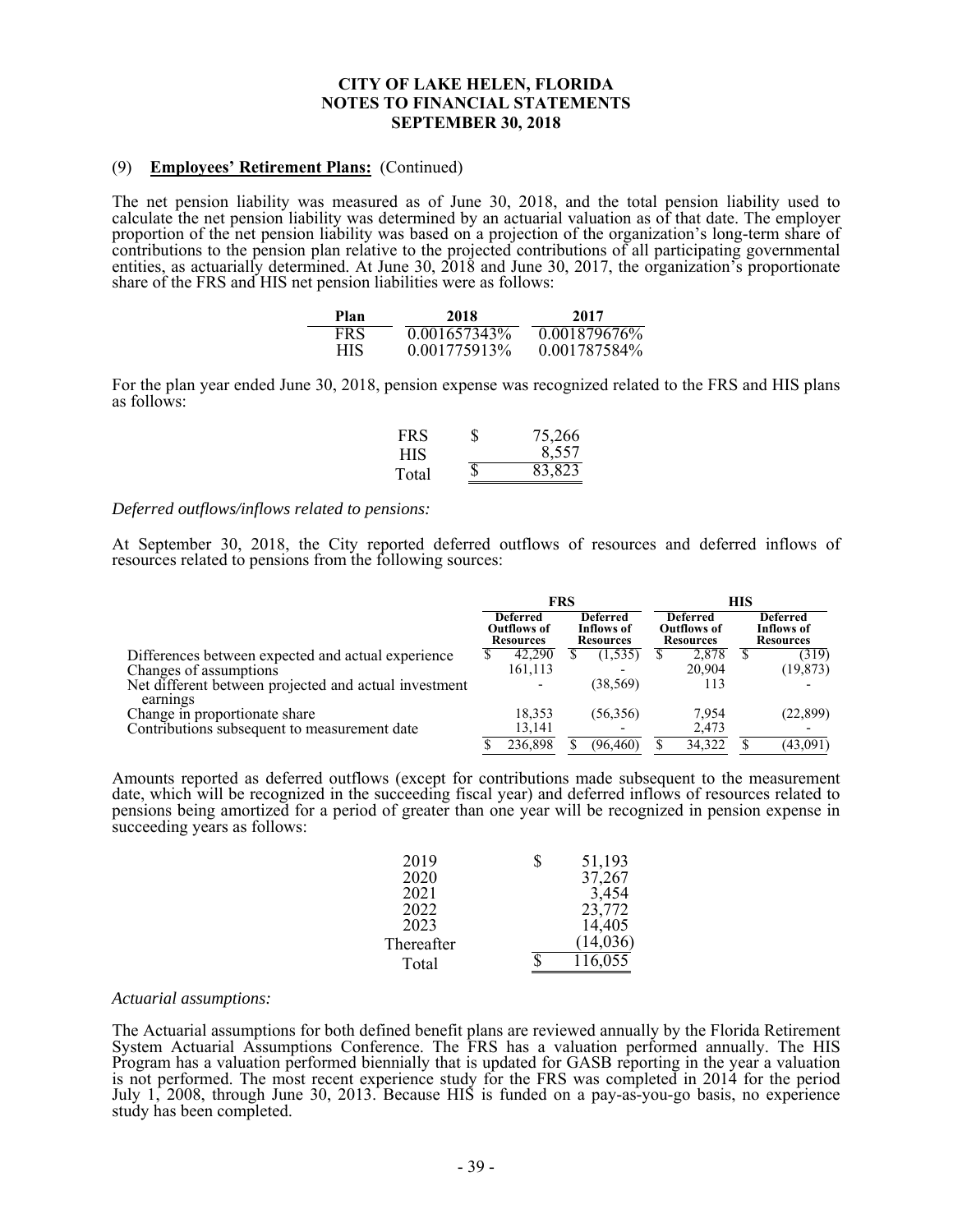### (9) **Employees' Retirement Plans:** (Continued)

The net pension liability was measured as of June 30, 2018, and the total pension liability used to calculate the net pension liability was determined by an actuarial valuation as of that date. The employer proportion of the net pension liability was based on a projection of the organization's long-term share of contributions to the pension plan relative to the projected contributions of all participating governmental entities, as actuarially determined. At June 30, 2018 and June 30, 2017, the organization's proportionate share of the FRS and HIS net pension liabilities were as follows:

| Plan | 2018 | 2017 |
|---|---|---|
| FRS | 0.001657343% | 0.001879676% |
| HIS | 0.001775913% | 0.001787584% |

For the plan year ended June 30, 2018, pension expense was recognized related to the FRS and HIS plans as follows:

| | | |
|---|---|---|
| FRS | $ | 75,266 |
| HIS | | 8,557 |
| Total | $ | 83,823 |

*Deferred outflows/inflows related to pensions:*

At September 30, 2018, the City reported deferred outflows of resources and deferred inflows of resources related to pensions from the following sources:

| | FRS | | HIS | |
|---|---|---|---|---|
| | Deferred Outflows of Resources | Deferred Inflows of Resources | Deferred Outflows of Resources | Deferred Inflows of Resources |
| Differences between expected and actual experience | $ 42,290 | $ (1,535) | $ 2,878 | $ (319) |
| Changes of assumptions | 161,113 | - | 20,904 | (19,873) |
| Net different between projected and actual investment earnings | - | (38,569) | 113 | - |
| Change in proportionate share | 18,353 | (56,356) | 7,954 | (22,899) |
| Contributions subsequent to measurement date | 13,141 | - | 2,473 | - |
| | $ 236,898 | $ (96,460) | $ 34,322 | $ (43,091) |

Amounts reported as deferred outflows (except for contributions made subsequent to the measurement date, which will be recognized in the succeeding fiscal year) and deferred inflows of resources related to pensions being amortized for a period of greater than one year will be recognized in pension expense in succeeding years as follows:

| | | |
|---|---|---|
| 2019 | $ | 51,193 |
| 2020 | | 37,267 |
| 2021 | | 3,454 |
| 2022 | | 23,772 |
| 2023 | | 14,405 |
| Thereafter | | (14,036) |
| Total | $ | 116,055 |

*Actuarial assumptions:*

The Actuarial assumptions for both defined benefit plans are reviewed annually by the Florida Retirement System Actuarial Assumptions Conference. The FRS has a valuation performed annually. The HIS Program has a valuation performed biennially that is updated for GASB reporting in the year a valuation is not performed. The most recent experience study for the FRS was completed in 2014 for the period July 1, 2008, through June 30, 2013. Because HIS is funded on a pay-as-you-go basis, no experience study has been completed.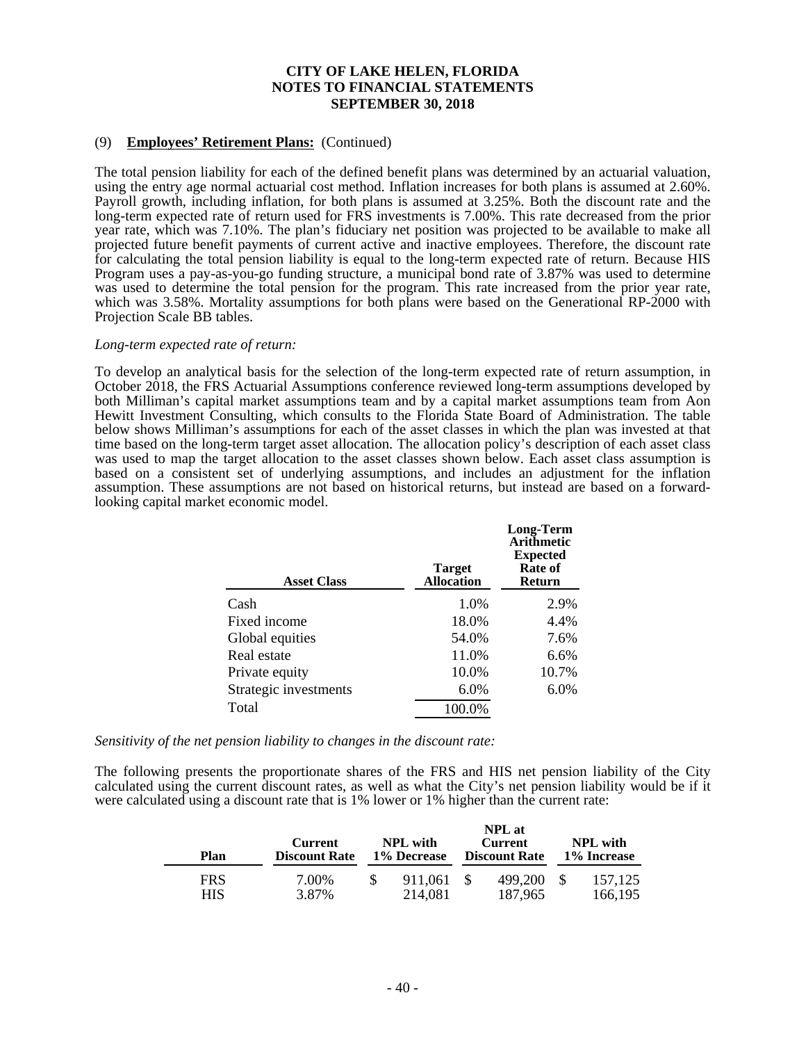**CITY OF LAKE HELEN, FLORIDA**
**NOTES TO FINANCIAL STATEMENTS**
**SEPTEMBER 30, 2018**

(9) **Employees' Retirement Plans:** (Continued)

The total pension liability for each of the defined benefit plans was determined by an actuarial valuation, using the entry age normal actuarial cost method. Inflation increases for both plans is assumed at 2.60%. Payroll growth, including inflation, for both plans is assumed at 3.25%. Both the discount rate and the long-term expected rate of return used for FRS investments is 7.00%. This rate decreased from the prior year rate, which was 7.10%. The plan's fiduciary net position was projected to be available to make all projected future benefit payments of current active and inactive employees. Therefore, the discount rate for calculating the total pension liability is equal to the long-term expected rate of return. Because HIS Program uses a pay-as-you-go funding structure, a municipal bond rate of 3.87% was used to determine was used to determine the total pension for the program. This rate increased from the prior year rate, which was 3.58%. Mortality assumptions for both plans were based on the Generational RP-2000 with Projection Scale BB tables.

*Long-term expected rate of return:*

To develop an analytical basis for the selection of the long-term expected rate of return assumption, in October 2018, the FRS Actuarial Assumptions conference reviewed long-term assumptions developed by both Milliman's capital market assumptions team and by a capital market assumptions team from Aon Hewitt Investment Consulting, which consults to the Florida State Board of Administration. The table below shows Milliman's assumptions for each of the asset classes in which the plan was invested at that time based on the long-term target asset allocation. The allocation policy's description of each asset class was used to map the target allocation to the asset classes shown below. Each asset class assumption is based on a consistent set of underlying assumptions, and includes an adjustment for the inflation assumption. These assumptions are not based on historical returns, but instead are based on a forward-looking capital market economic model.

| Asset Class | Target Allocation | Long-Term Arithmetic Expected Rate of Return |
|---|---|---|
| Cash | 1.0% | 2.9% |
| Fixed income | 18.0% | 4.4% |
| Global equities | 54.0% | 7.6% |
| Real estate | 11.0% | 6.6% |
| Private equity | 10.0% | 10.7% |
| Strategic investments | 6.0% | 6.0% |
| Total | 100.0% | |

*Sensitivity of the net pension liability to changes in the discount rate:*

The following presents the proportionate shares of the FRS and HIS net pension liability of the City calculated using the current discount rates, as well as what the City's net pension liability would be if it were calculated using a discount rate that is 1% lower or 1% higher than the current rate:

| Plan | Current Discount Rate | NPL with 1% Decrease | NPL at Current Discount Rate | NPL with 1% Increase |
|---|---|---|---|---|
| FRS | 7.00% | $ 911,061 | $ 499,200 | $ 157,125 |
| HIS | 3.87% | 214,081 | 187,965 | 166,195 |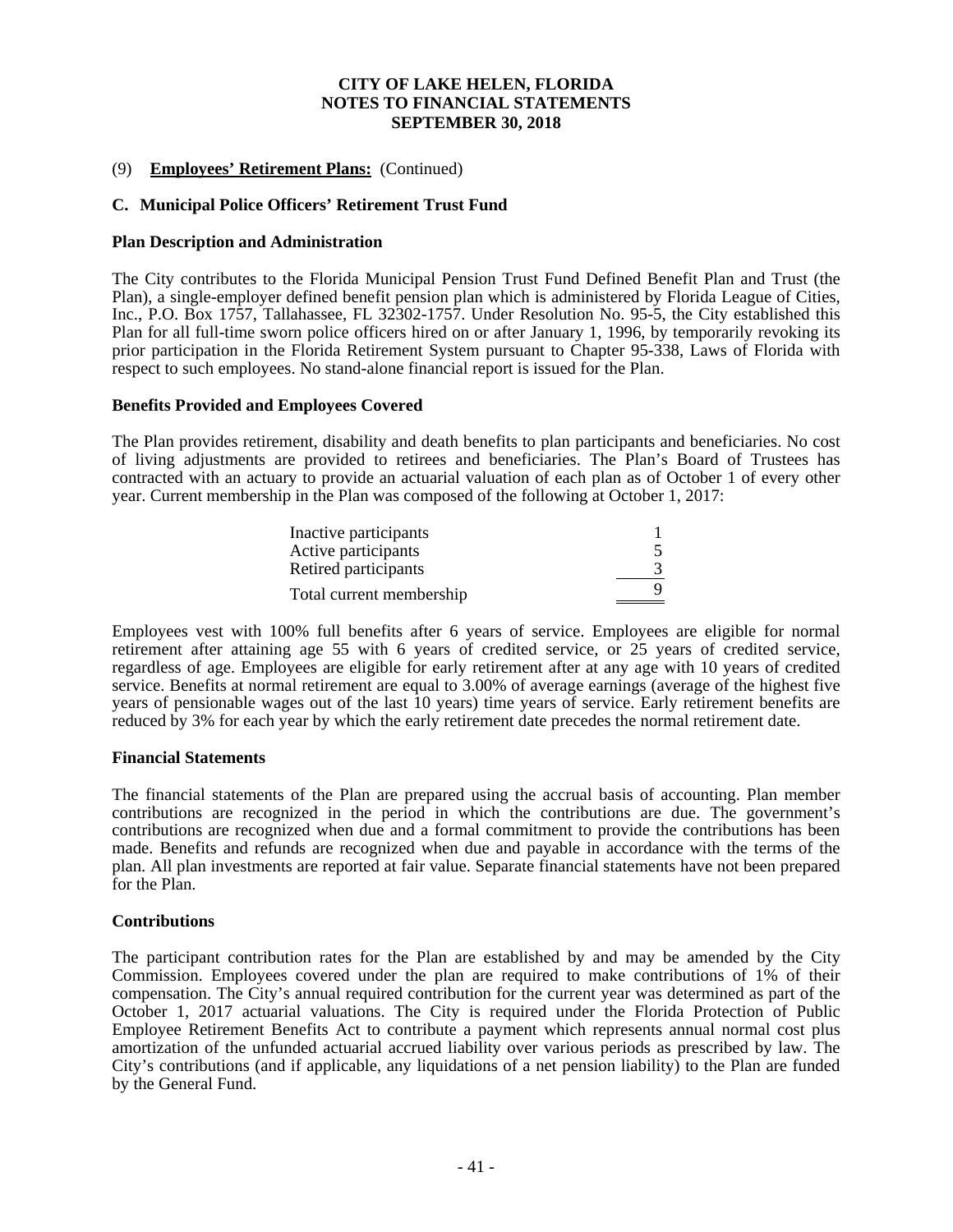# CITY OF LAKE HELEN, FLORIDA
# NOTES TO FINANCIAL STATEMENTS
# SEPTEMBER 30, 2018

(9) **Employees' Retirement Plans:** (Continued)

## C. Municipal Police Officers' Retirement Trust Fund

### Plan Description and Administration

The City contributes to the Florida Municipal Pension Trust Fund Defined Benefit Plan and Trust (the Plan), a single-employer defined benefit pension plan which is administered by Florida League of Cities, Inc., P.O. Box 1757, Tallahassee, FL 32302-1757. Under Resolution No. 95-5, the City established this Plan for all full-time sworn police officers hired on or after January 1, 1996, by temporarily revoking its prior participation in the Florida Retirement System pursuant to Chapter 95-338, Laws of Florida with respect to such employees. No stand-alone financial report is issued for the Plan.

### Benefits Provided and Employees Covered

The Plan provides retirement, disability and death benefits to plan participants and beneficiaries. No cost of living adjustments are provided to retirees and beneficiaries. The Plan's Board of Trustees has contracted with an actuary to provide an actuarial valuation of each plan as of October 1 of every other year. Current membership in the Plan was composed of the following at October 1, 2017:

| | |
|---|---|
| Inactive participants | 1 |
| Active participants | 5 |
| Retired participants | 3 |
| Total current membership | 9 |

Employees vest with 100% full benefits after 6 years of service. Employees are eligible for normal retirement after attaining age 55 with 6 years of credited service, or 25 years of credited service, regardless of age. Employees are eligible for early retirement after at any age with 10 years of credited service. Benefits at normal retirement are equal to 3.00% of average earnings (average of the highest five years of pensionable wages out of the last 10 years) time years of service. Early retirement benefits are reduced by 3% for each year by which the early retirement date precedes the normal retirement date.

### Financial Statements

The financial statements of the Plan are prepared using the accrual basis of accounting. Plan member contributions are recognized in the period in which the contributions are due. The government's contributions are recognized when due and a formal commitment to provide the contributions has been made. Benefits and refunds are recognized when due and payable in accordance with the terms of the plan. All plan investments are reported at fair value. Separate financial statements have not been prepared for the Plan.

### Contributions

The participant contribution rates for the Plan are established by and may be amended by the City Commission. Employees covered under the plan are required to make contributions of 1% of their compensation. The City's annual required contribution for the current year was determined as part of the October 1, 2017 actuarial valuations. The City is required under the Florida Protection of Public Employee Retirement Benefits Act to contribute a payment which represents annual normal cost plus amortization of the unfunded actuarial accrued liability over various periods as prescribed by law. The City's contributions (and if applicable, any liquidations of a net pension liability) to the Plan are funded by the General Fund.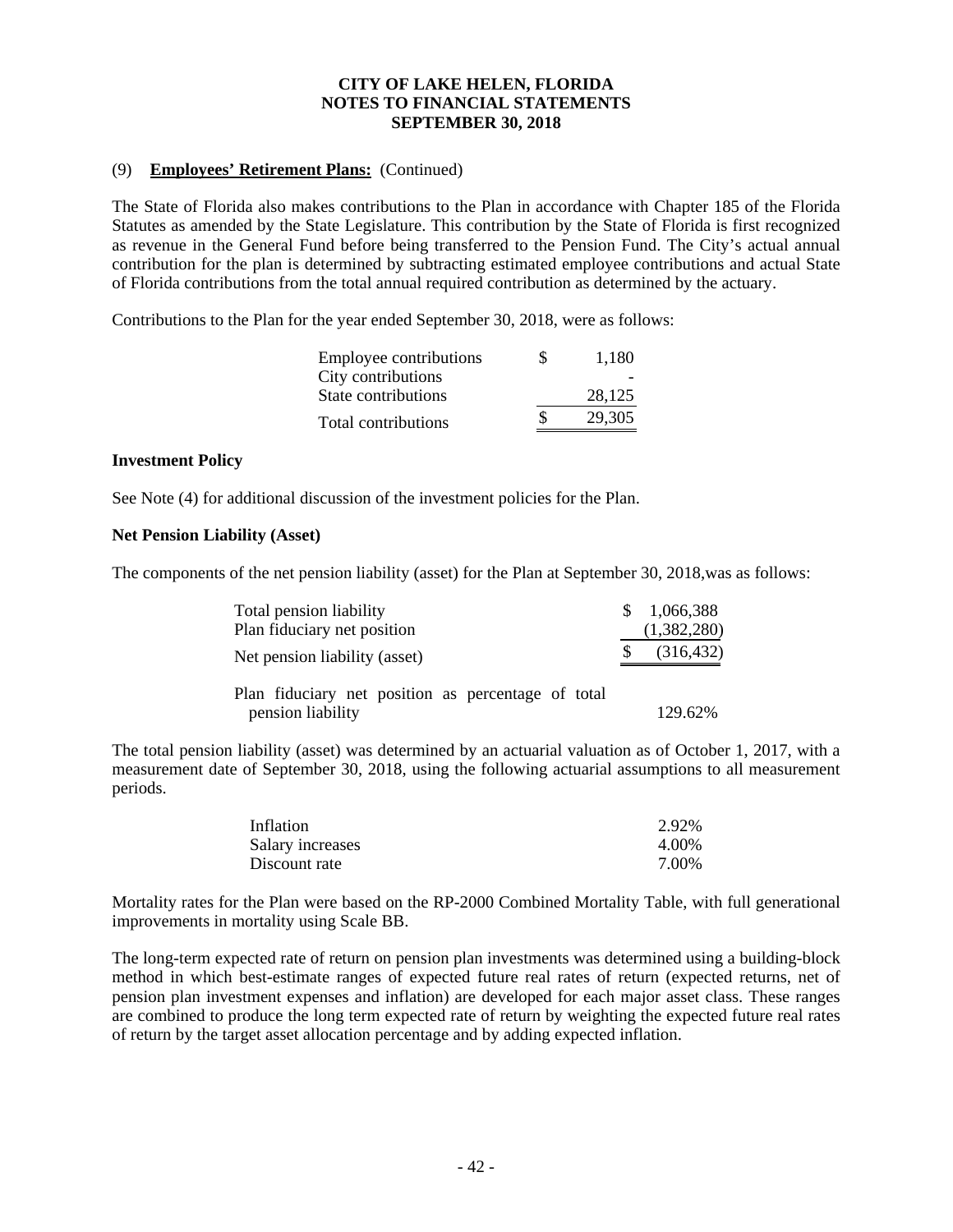CITY OF LAKE HELEN, FLORIDA
NOTES TO FINANCIAL STATEMENTS
SEPTEMBER 30, 2018

(9) **Employees' Retirement Plans:** (Continued)

The State of Florida also makes contributions to the Plan in accordance with Chapter 185 of the Florida Statutes as amended by the State Legislature. This contribution by the State of Florida is first recognized as revenue in the General Fund before being transferred to the Pension Fund. The City's actual annual contribution for the plan is determined by subtracting estimated employee contributions and actual State of Florida contributions from the total annual required contribution as determined by the actuary.

Contributions to the Plan for the year ended September 30, 2018, were as follows:

| | |
|---|---|
| Employee contributions | $ 1,180 |
| City contributions | - |
| State contributions | 28,125 |
| Total contributions | $ 29,305 |

**Investment Policy**

See Note (4) for additional discussion of the investment policies for the Plan.

**Net Pension Liability (Asset)**

The components of the net pension liability (asset) for the Plan at September 30, 2018,was as follows:

| | |
|---|---|
| Total pension liability | $ 1,066,388 |
| Plan fiduciary net position | (1,382,280) |
| Net pension liability (asset) | $ (316,432) |
| Plan fiduciary net position as percentage of total pension liability | 129.62% |

The total pension liability (asset) was determined by an actuarial valuation as of October 1, 2017, with a measurement date of September 30, 2018, using the following actuarial assumptions to all measurement periods.

| | |
|---|---|
| Inflation | 2.92% |
| Salary increases | 4.00% |
| Discount rate | 7.00% |

Mortality rates for the Plan were based on the RP-2000 Combined Mortality Table, with full generational improvements in mortality using Scale BB.

The long-term expected rate of return on pension plan investments was determined using a building-block method in which best-estimate ranges of expected future real rates of return (expected returns, net of pension plan investment expenses and inflation) are developed for each major asset class. These ranges are combined to produce the long term expected rate of return by weighting the expected future real rates of return by the target asset allocation percentage and by adding expected inflation.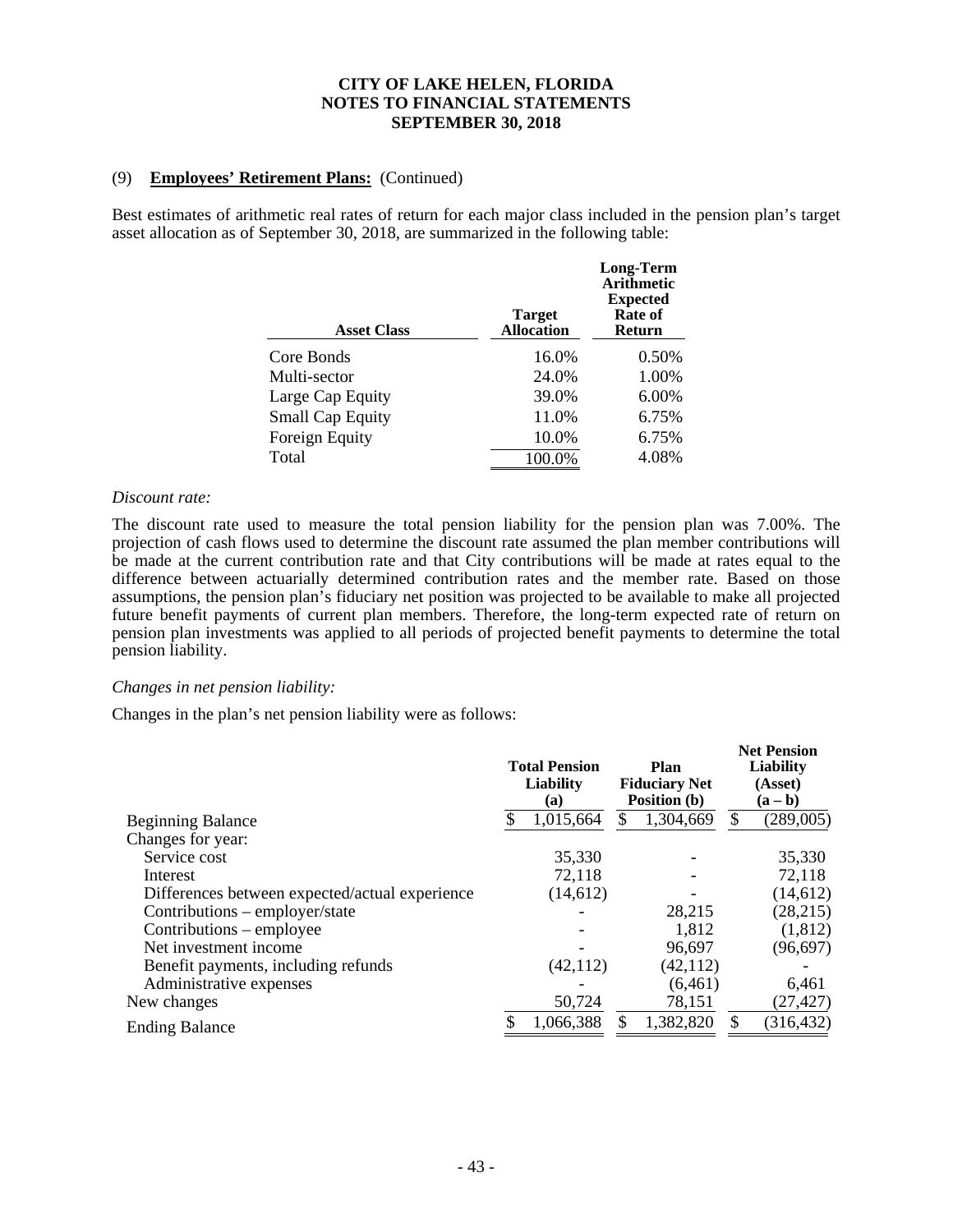**CITY OF LAKE HELEN, FLORIDA**
**NOTES TO FINANCIAL STATEMENTS**
**SEPTEMBER 30, 2018**

(9) **Employees' Retirement Plans:** (Continued)

Best estimates of arithmetic real rates of return for each major class included in the pension plan's target asset allocation as of September 30, 2018, are summarized in the following table:

| Asset Class | Target Allocation | Long-Term Arithmetic Expected Rate of Return |
|---|---|---|
| Core Bonds | 16.0% | 0.50% |
| Multi-sector | 24.0% | 1.00% |
| Large Cap Equity | 39.0% | 6.00% |
| Small Cap Equity | 11.0% | 6.75% |
| Foreign Equity | 10.0% | 6.75% |
| Total | 100.0% | 4.08% |

*Discount rate:*

The discount rate used to measure the total pension liability for the pension plan was 7.00%. The projection of cash flows used to determine the discount rate assumed the plan member contributions will be made at the current contribution rate and that City contributions will be made at rates equal to the difference between actuarially determined contribution rates and the member rate. Based on those assumptions, the pension plan's fiduciary net position was projected to be available to make all projected future benefit payments of current plan members. Therefore, the long-term expected rate of return on pension plan investments was applied to all periods of projected benefit payments to determine the total pension liability.

*Changes in net pension liability:*

Changes in the plan's net pension liability were as follows:

| | Total Pension Liability (a) | Plan Fiduciary Net Position (b) | Net Pension Liability (Asset) (a – b) |
|---|---|---|---|
| Beginning Balance | $ 1,015,664 | $ 1,304,669 | $ (289,005) |
| Changes for year: | | | |
| Service cost | 35,330 | - | 35,330 |
| Interest | 72,118 | - | 72,118 |
| Differences between expected/actual experience | (14,612) | - | (14,612) |
| Contributions – employer/state | - | 28,215 | (28,215) |
| Contributions – employee | - | 1,812 | (1,812) |
| Net investment income | - | 96,697 | (96,697) |
| Benefit payments, including refunds | (42,112) | (42,112) | - |
| Administrative expenses | - | (6,461) | 6,461 |
| New changes | 50,724 | 78,151 | (27,427) |
| Ending Balance | $ 1,066,388 | $ 1,382,820 | $ (316,432) |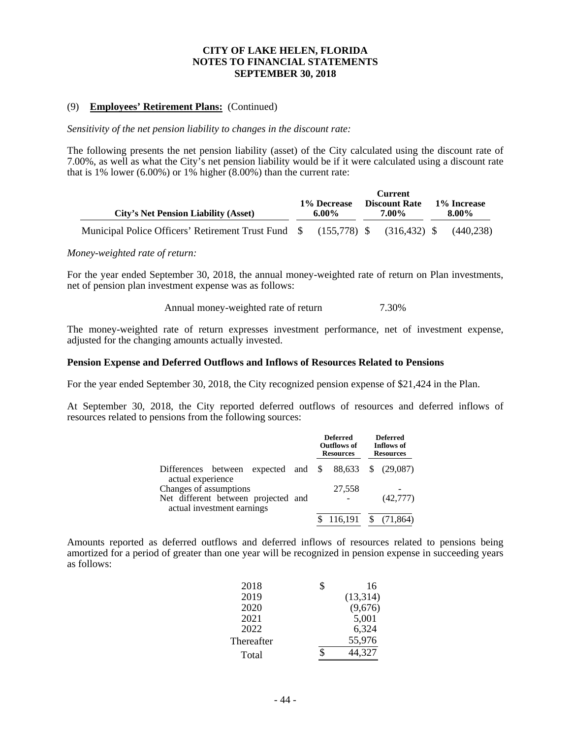(9) **Employees' Retirement Plans:** (Continued)

*Sensitivity of the net pension liability to changes in the discount rate:*

The following presents the net pension liability (asset) of the City calculated using the discount rate of 7.00%, as well as what the City's net pension liability would be if it were calculated using a discount rate that is 1% lower (6.00%) or 1% higher (8.00%) than the current rate:

| City's Net Pension Liability (Asset) | 1% Decrease 6.00% | Current Discount Rate 7.00% | 1% Increase 8.00% |
|---|---|---|---|
| Municipal Police Officers' Retirement Trust Fund | $ (155,778) | $ (316,432) | $ (440,238) |

*Money-weighted rate of return:*

For the year ended September 30, 2018, the annual money-weighted rate of return on Plan investments, net of pension plan investment expense was as follows:

| | |
|---|---|
| Annual money-weighted rate of return | 7.30% |

The money-weighted rate of return expresses investment performance, net of investment expense, adjusted for the changing amounts actually invested.

**Pension Expense and Deferred Outflows and Inflows of Resources Related to Pensions**

For the year ended September 30, 2018, the City recognized pension expense of $21,424 in the Plan.

At September 30, 2018, the City reported deferred outflows of resources and deferred inflows of resources related to pensions from the following sources:

| | Deferred Outflows of Resources | Deferred Inflows of Resources |
|---|---|---|
| Differences between expected and actual experience | $ 88,633 | $ (29,087) |
| Changes of assumptions | 27,558 | - |
| Net different between projected and actual investment earnings | - | (42,777) |
| | $ 116,191 | $ (71,864) |

Amounts reported as deferred outflows and deferred inflows of resources related to pensions being amortized for a period of greater than one year will be recognized in pension expense in succeeding years as follows:

| | |
|---|---|
| 2018 | $ 16 |
| 2019 | (13,314) |
| 2020 | (9,676) |
| 2021 | 5,001 |
| 2022 | 6,324 |
| Thereafter | 55,976 |
| Total | $ 44,327 |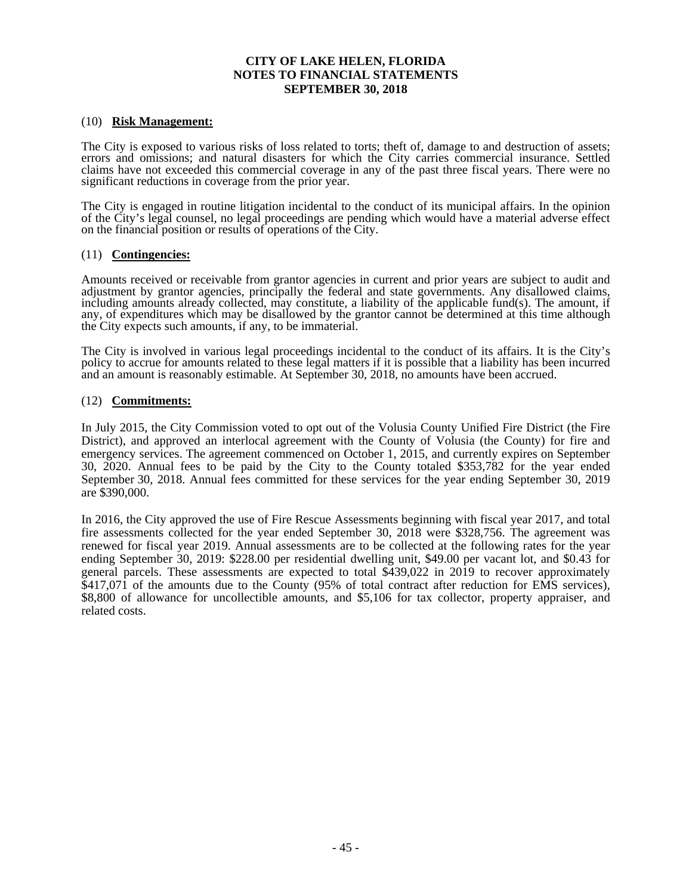**CITY OF LAKE HELEN, FLORIDA**
**NOTES TO FINANCIAL STATEMENTS**
**SEPTEMBER 30, 2018**

(10) **Risk Management:**

The City is exposed to various risks of loss related to torts; theft of, damage to and destruction of assets; errors and omissions; and natural disasters for which the City carries commercial insurance. Settled claims have not exceeded this commercial coverage in any of the past three fiscal years. There were no significant reductions in coverage from the prior year.

The City is engaged in routine litigation incidental to the conduct of its municipal affairs. In the opinion of the City's legal counsel, no legal proceedings are pending which would have a material adverse effect on the financial position or results of operations of the City.

(11) **Contingencies:**

Amounts received or receivable from grantor agencies in current and prior years are subject to audit and adjustment by grantor agencies, principally the federal and state governments. Any disallowed claims, including amounts already collected, may constitute, a liability of the applicable fund(s). The amount, if any, of expenditures which may be disallowed by the grantor cannot be determined at this time although the City expects such amounts, if any, to be immaterial.

The City is involved in various legal proceedings incidental to the conduct of its affairs. It is the City's policy to accrue for amounts related to these legal matters if it is possible that a liability has been incurred and an amount is reasonably estimable. At September 30, 2018, no amounts have been accrued.

(12) **Commitments:**

In July 2015, the City Commission voted to opt out of the Volusia County Unified Fire District (the Fire District), and approved an interlocal agreement with the County of Volusia (the County) for fire and emergency services. The agreement commenced on October 1, 2015, and currently expires on September 30, 2020. Annual fees to be paid by the City to the County totaled $353,782 for the year ended September 30, 2018. Annual fees committed for these services for the year ending September 30, 2019 are $390,000.

In 2016, the City approved the use of Fire Rescue Assessments beginning with fiscal year 2017, and total fire assessments collected for the year ended September 30, 2018 were $328,756. The agreement was renewed for fiscal year 2019. Annual assessments are to be collected at the following rates for the year ending September 30, 2019: $228.00 per residential dwelling unit, $49.00 per vacant lot, and $0.43 for general parcels. These assessments are expected to total $439,022 in 2019 to recover approximately $417,071 of the amounts due to the County (95% of total contract after reduction for EMS services), $8,800 of allowance for uncollectible amounts, and $5,106 for tax collector, property appraiser, and related costs.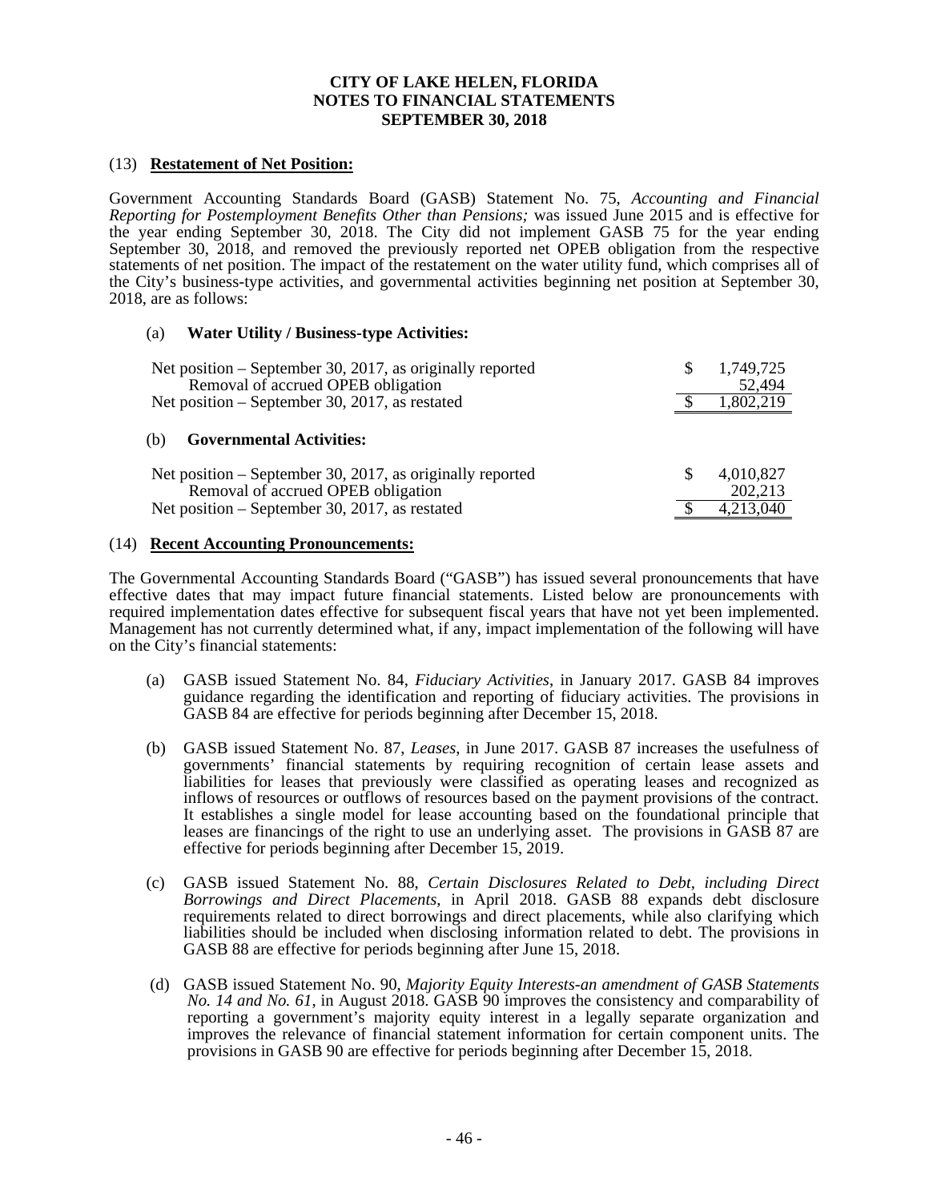**CITY OF LAKE HELEN, FLORIDA**
**NOTES TO FINANCIAL STATEMENTS**
**SEPTEMBER 30, 2018**

(13) **Restatement of Net Position:**

Government Accounting Standards Board (GASB) Statement No. 75, *Accounting and Financial Reporting for Postemployment Benefits Other than Pensions;* was issued June 2015 and is effective for the year ending September 30, 2018. The City did not implement GASB 75 for the year ending September 30, 2018, and removed the previously reported net OPEB obligation from the respective statements of net position. The impact of the restatement on the water utility fund, which comprises all of the City's business-type activities, and governmental activities beginning net position at September 30, 2018, are as follows:

(a) **Water Utility / Business-type Activities:**

| | | |
|---|---|---|
| Net position – September 30, 2017, as originally reported | $ | 1,749,725 |
| Removal of accrued OPEB obligation | | 52,494 |
| Net position – September 30, 2017, as restated | $ | 1,802,219 |

(b) **Governmental Activities:**

| | | |
|---|---|---|
| Net position – September 30, 2017, as originally reported | $ | 4,010,827 |
| Removal of accrued OPEB obligation | | 202,213 |
| Net position – September 30, 2017, as restated | $ | 4,213,040 |

(14) **Recent Accounting Pronouncements:**

The Governmental Accounting Standards Board ("GASB") has issued several pronouncements that have effective dates that may impact future financial statements. Listed below are pronouncements with required implementation dates effective for subsequent fiscal years that have not yet been implemented. Management has not currently determined what, if any, impact implementation of the following will have on the City's financial statements:

(a) GASB issued Statement No. 84, *Fiduciary Activities*, in January 2017. GASB 84 improves guidance regarding the identification and reporting of fiduciary activities. The provisions in GASB 84 are effective for periods beginning after December 15, 2018.

(b) GASB issued Statement No. 87, *Leases*, in June 2017. GASB 87 increases the usefulness of governments' financial statements by requiring recognition of certain lease assets and liabilities for leases that previously were classified as operating leases and recognized as inflows of resources or outflows of resources based on the payment provisions of the contract. It establishes a single model for lease accounting based on the foundational principle that leases are financings of the right to use an underlying asset. The provisions in GASB 87 are effective for periods beginning after December 15, 2019.

(c) GASB issued Statement No. 88, *Certain Disclosures Related to Debt, including Direct Borrowings and Direct Placements*, in April 2018. GASB 88 expands debt disclosure requirements related to direct borrowings and direct placements, while also clarifying which liabilities should be included when disclosing information related to debt. The provisions in GASB 88 are effective for periods beginning after June 15, 2018.

(d) GASB issued Statement No. 90, *Majority Equity Interests-an amendment of GASB Statements No. 14 and No. 61*, in August 2018. GASB 90 improves the consistency and comparability of reporting a government's majority equity interest in a legally separate organization and improves the relevance of financial statement information for certain component units. The provisions in GASB 90 are effective for periods beginning after December 15, 2018.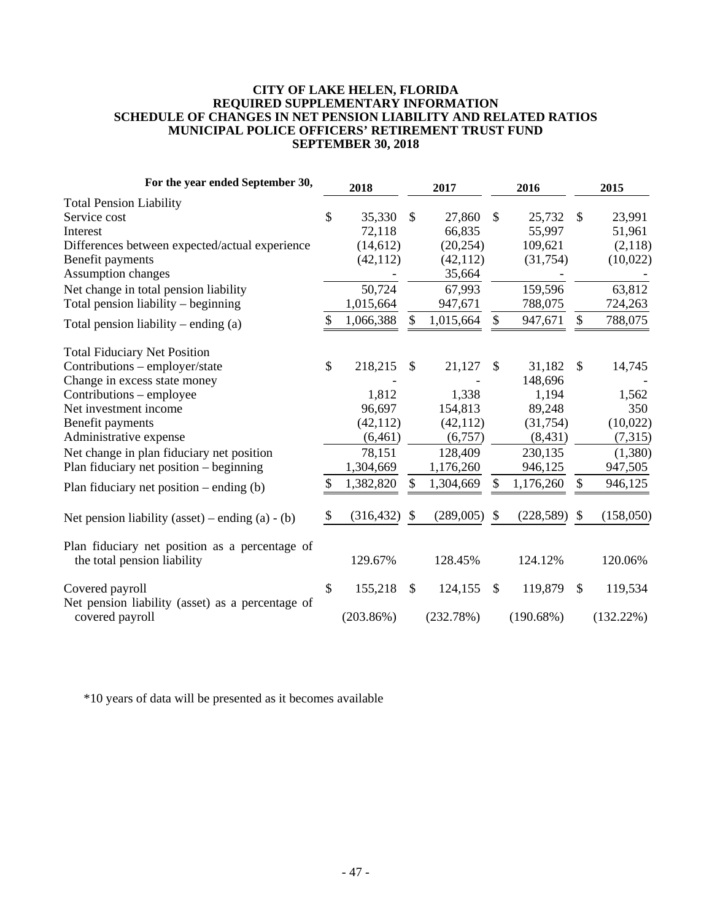**CITY OF LAKE HELEN, FLORIDA**
**REQUIRED SUPPLEMENTARY INFORMATION**
**SCHEDULE OF CHANGES IN NET PENSION LIABILITY AND RELATED RATIOS**
**MUNICIPAL POLICE OFFICERS' RETIREMENT TRUST FUND**
**SEPTEMBER 30, 2018**

| For the year ended September 30, | 2018 | 2017 | 2016 | 2015 |
|---|---|---|---|---|
| Total Pension Liability | | | | |
| Service cost | $ 35,330 | $ 27,860 | $ 25,732 | $ 23,991 |
| Interest | 72,118 | 66,835 | 55,997 | 51,961 |
| Differences between expected/actual experience | (14,612) | (20,254) | 109,621 | (2,118) |
| Benefit payments | (42,112) | (42,112) | (31,754) | (10,022) |
| Assumption changes | - | 35,664 | - | - |
| Net change in total pension liability | 50,724 | 67,993 | 159,596 | 63,812 |
| Total pension liability – beginning | 1,015,664 | 947,671 | 788,075 | 724,263 |
| Total pension liability – ending (a) | $ 1,066,388 | $ 1,015,664 | $ 947,671 | $ 788,075 |
| Total Fiduciary Net Position | | | | |
| Contributions – employer/state | $ 218,215 | $ 21,127 | $ 31,182 | $ 14,745 |
| Change in excess state money | - | - | 148,696 | - |
| Contributions – employee | 1,812 | 1,338 | 1,194 | 1,562 |
| Net investment income | 96,697 | 154,813 | 89,248 | 350 |
| Benefit payments | (42,112) | (42,112) | (31,754) | (10,022) |
| Administrative expense | (6,461) | (6,757) | (8,431) | (7,315) |
| Net change in plan fiduciary net position | 78,151 | 128,409 | 230,135 | (1,380) |
| Plan fiduciary net position – beginning | 1,304,669 | 1,176,260 | 946,125 | 947,505 |
| Plan fiduciary net position – ending (b) | $ 1,382,820 | $ 1,304,669 | $ 1,176,260 | $ 946,125 |
| Net pension liability (asset) – ending (a) - (b) | $ (316,432) | $ (289,005) | $ (228,589) | $ (158,050) |
| Plan fiduciary net position as a percentage of the total pension liability | 129.67% | 128.45% | 124.12% | 120.06% |
| Covered payroll | $ 155,218 | $ 124,155 | $ 119,879 | $ 119,534 |
| Net pension liability (asset) as a percentage of covered payroll | (203.86%) | (232.78%) | (190.68%) | (132.22%) |

*10 years of data will be presented as it becomes available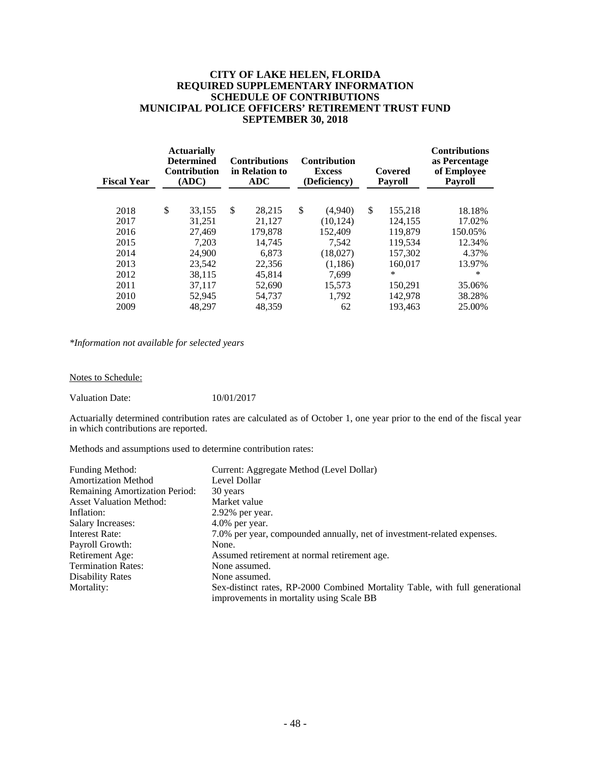# CITY OF LAKE HELEN, FLORIDA
## REQUIRED SUPPLEMENTARY INFORMATION
## SCHEDULE OF CONTRIBUTIONS
## MUNICIPAL POLICE OFFICERS' RETIREMENT TRUST FUND
## SEPTEMBER 30, 2018

| Fiscal Year | Actuarially Determined Contribution (ADC) | Contributions in Relation to ADC | Contribution Excess (Deficiency) | Covered Payroll | Contributions as Percentage of Employee Payroll |
|---|---|---|---|---|---|
| 2018 | $ 33,155 | $ 28,215 | $ (4,940) | $ 155,218 | 18.18% |
| 2017 | 31,251 | 21,127 | (10,124) | 124,155 | 17.02% |
| 2016 | 27,469 | 179,878 | 152,409 | 119,879 | 150.05% |
| 2015 | 7,203 | 14,745 | 7,542 | 119,534 | 12.34% |
| 2014 | 24,900 | 6,873 | (18,027) | 157,302 | 4.37% |
| 2013 | 23,542 | 22,356 | (1,186) | 160,017 | 13.97% |
| 2012 | 38,115 | 45,814 | 7,699 | * | * |
| 2011 | 37,117 | 52,690 | 15,573 | 150,291 | 35.06% |
| 2010 | 52,945 | 54,737 | 1,792 | 142,978 | 38.28% |
| 2009 | 48,297 | 48,359 | 62 | 193,463 | 25.00% |

*\*Information not available for selected years*

Notes to Schedule:

Valuation Date: 10/01/2017

Actuarially determined contribution rates are calculated as of October 1, one year prior to the end of the fiscal year in which contributions are reported.

Methods and assumptions used to determine contribution rates:

| | |
|---|---|
| Funding Method: | Current: Aggregate Method (Level Dollar) |
| Amortization Method | Level Dollar |
| Remaining Amortization Period: | 30 years |
| Asset Valuation Method: | Market value |
| Inflation: | 2.92% per year. |
| Salary Increases: | 4.0% per year. |
| Interest Rate: | 7.0% per year, compounded annually, net of investment-related expenses. |
| Payroll Growth: | None. |
| Retirement Age: | Assumed retirement at normal retirement age. |
| Termination Rates: | None assumed. |
| Disability Rates | None assumed. |
| Mortality: | Sex-distinct rates, RP-2000 Combined Mortality Table, with full generational improvements in mortality using Scale BB |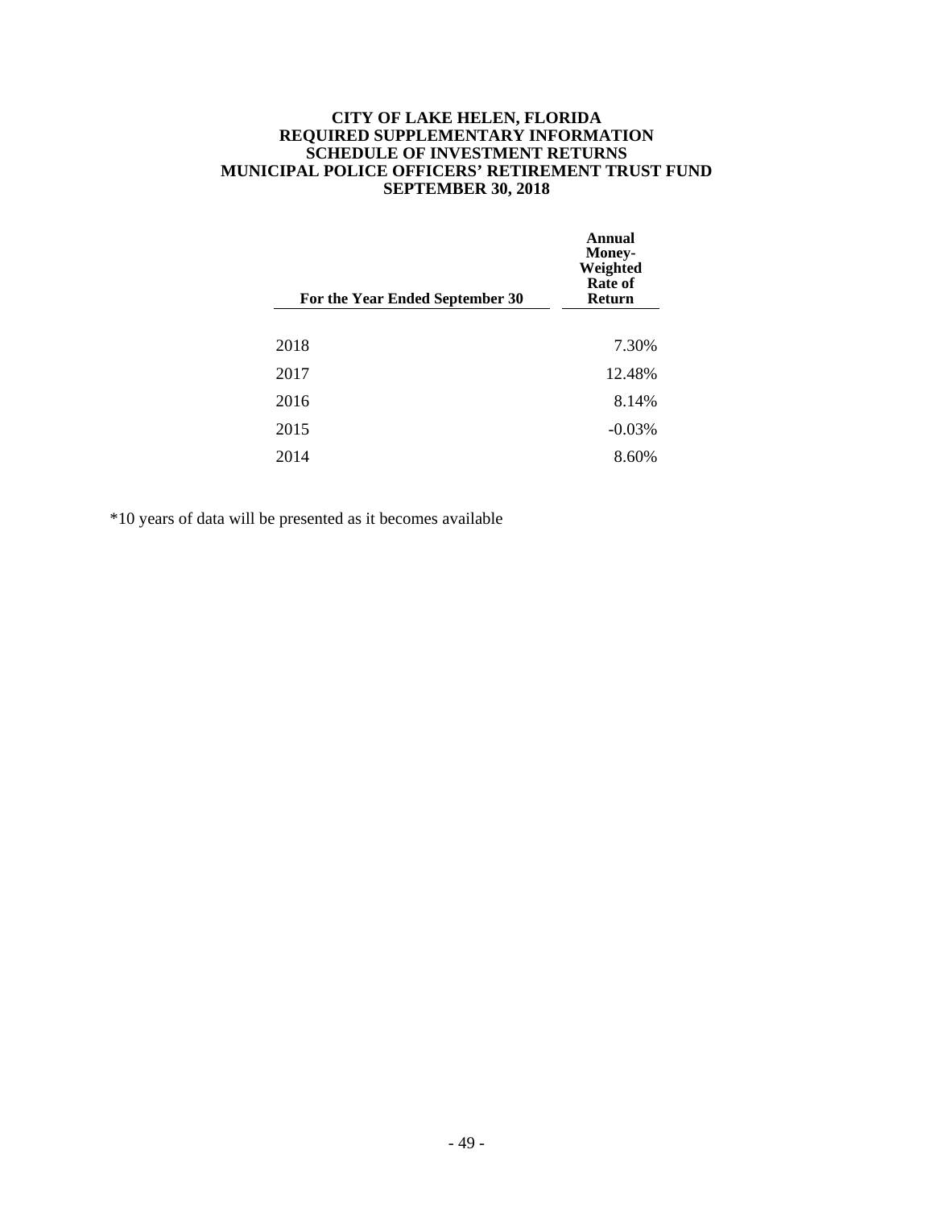**CITY OF LAKE HELEN, FLORIDA**
**REQUIRED SUPPLEMENTARY INFORMATION**
**SCHEDULE OF INVESTMENT RETURNS**
**MUNICIPAL POLICE OFFICERS' RETIREMENT TRUST FUND**
**SEPTEMBER 30, 2018**

| For the Year Ended September 30 | Annual Money-Weighted Rate of Return |
|---|---|
| 2018 | 7.30% |
| 2017 | 12.48% |
| 2016 | 8.14% |
| 2015 | -0.03% |
| 2014 | 8.60% |

*10 years of data will be presented as it becomes available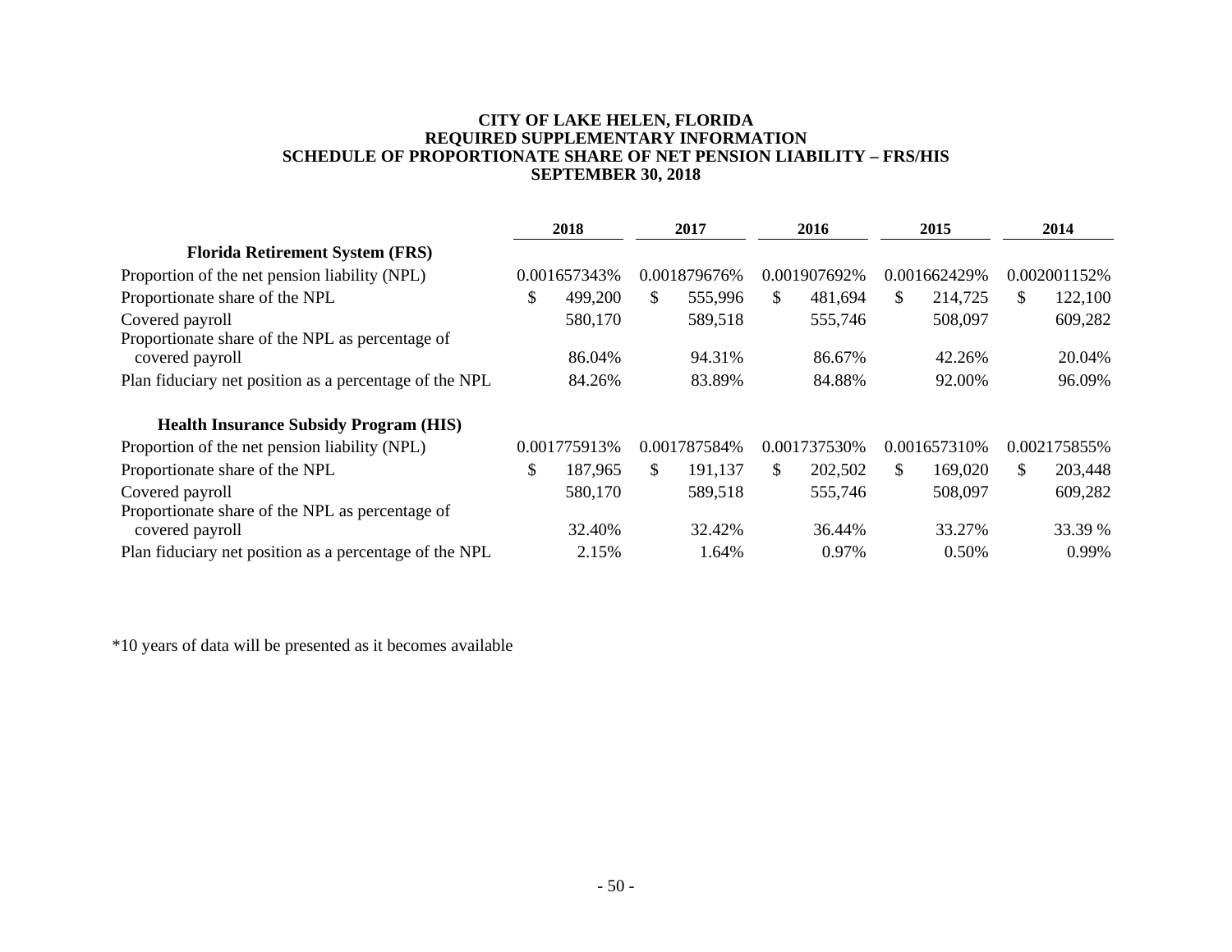# CITY OF LAKE HELEN, FLORIDA
## REQUIRED SUPPLEMENTARY INFORMATION
## SCHEDULE OF PROPORTIONATE SHARE OF NET PENSION LIABILITY – FRS/HIS
## SEPTEMBER 30, 2018

| | 2018 | 2017 | 2016 | 2015 | 2014 |
|---|---|---|---|---|---|
| **Florida Retirement System (FRS)** | | | | | |
| Proportion of the net pension liability (NPL) | 0.001657343% | 0.001879676% | 0.001907692% | 0.001662429% | 0.002001152% |
| Proportionate share of the NPL | $ 499,200 | $ 555,996 | $ 481,694 | $ 214,725 | $ 122,100 |
| Covered payroll | 580,170 | 589,518 | 555,746 | 508,097 | 609,282 |
| Proportionate share of the NPL as percentage of covered payroll | 86.04% | 94.31% | 86.67% | 42.26% | 20.04% |
| Plan fiduciary net position as a percentage of the NPL | 84.26% | 83.89% | 84.88% | 92.00% | 96.09% |
| **Health Insurance Subsidy Program (HIS)** | | | | | |
| Proportion of the net pension liability (NPL) | 0.001775913% | 0.001787584% | 0.001737530% | 0.001657310% | 0.002175855% |
| Proportionate share of the NPL | $ 187,965 | $ 191,137 | $ 202,502 | $ 169,020 | $ 203,448 |
| Covered payroll | 580,170 | 589,518 | 555,746 | 508,097 | 609,282 |
| Proportionate share of the NPL as percentage of covered payroll | 32.40% | 32.42% | 36.44% | 33.27% | 33.39 % |
| Plan fiduciary net position as a percentage of the NPL | 2.15% | 1.64% | 0.97% | 0.50% | 0.99% |

*10 years of data will be presented as it becomes available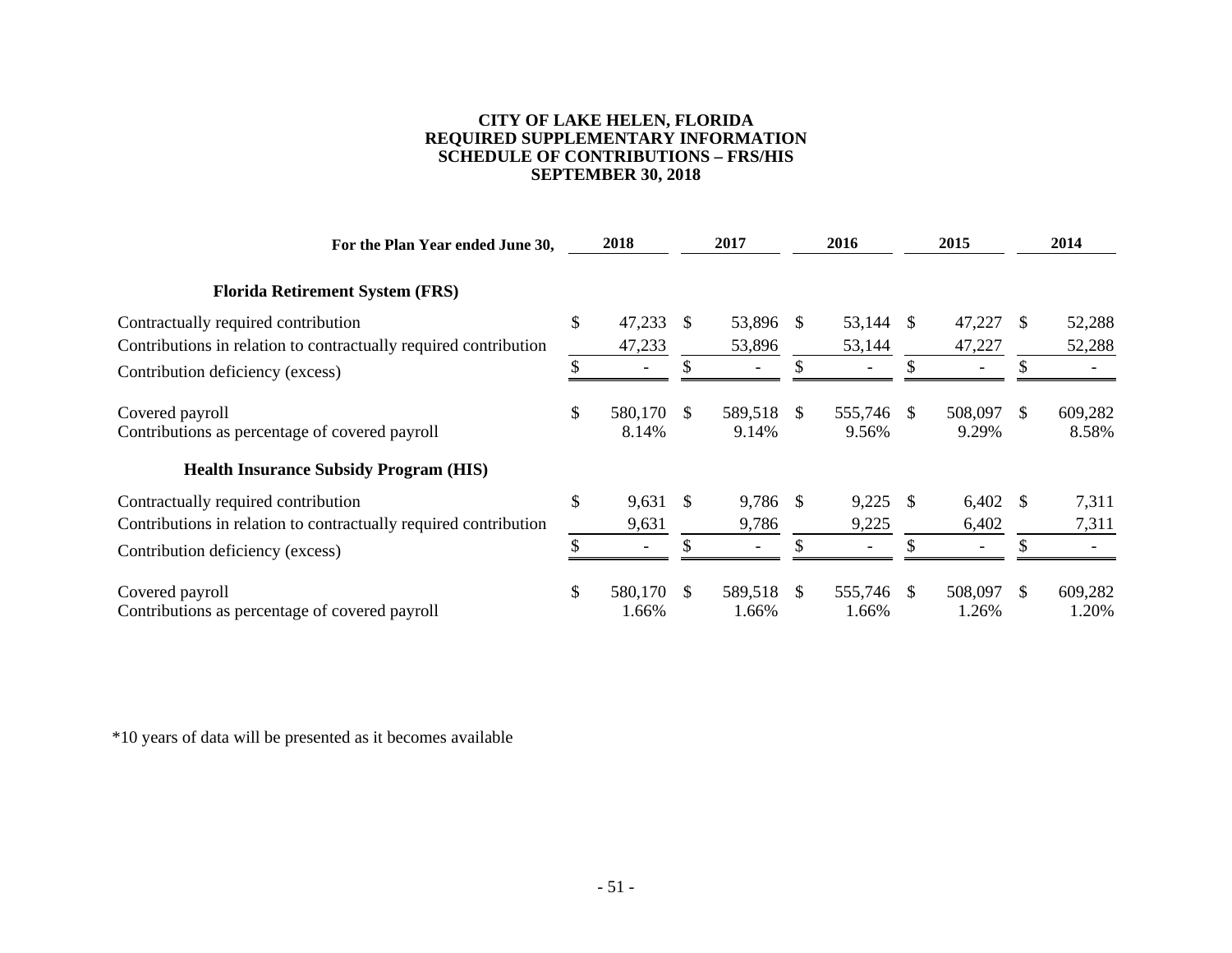**CITY OF LAKE HELEN, FLORIDA**
**REQUIRED SUPPLEMENTARY INFORMATION**
**SCHEDULE OF CONTRIBUTIONS – FRS/HIS**
**SEPTEMBER 30, 2018**

| For the Plan Year ended June 30, | 2018 | 2017 | 2016 | 2015 | 2014 |
|---|---|---|---|---|---|
| **Florida Retirement System (FRS)** | | | | | |
| Contractually required contribution | $ 47,233 | $ 53,896 | $ 53,144 | $ 47,227 | $ 52,288 |
| Contributions in relation to contractually required contribution | 47,233 | 53,896 | 53,144 | 47,227 | 52,288 |
| Contribution deficiency (excess) | $ - | $ - | $ - | $ - | $ - |
| Covered payroll | $ 580,170 | $ 589,518 | $ 555,746 | $ 508,097 | $ 609,282 |
| Contributions as percentage of covered payroll | 8.14% | 9.14% | 9.56% | 9.29% | 8.58% |
| **Health Insurance Subsidy Program (HIS)** | | | | | |
| Contractually required contribution | $ 9,631 | $ 9,786 | $ 9,225 | $ 6,402 | $ 7,311 |
| Contributions in relation to contractually required contribution | 9,631 | 9,786 | 9,225 | 6,402 | 7,311 |
| Contribution deficiency (excess) | $ - | $ - | $ - | $ - | $ - |
| Covered payroll | $ 580,170 | $ 589,518 | $ 555,746 | $ 508,097 | $ 609,282 |
| Contributions as percentage of covered payroll | 1.66% | 1.66% | 1.66% | 1.26% | 1.20% |

*10 years of data will be presented as it becomes available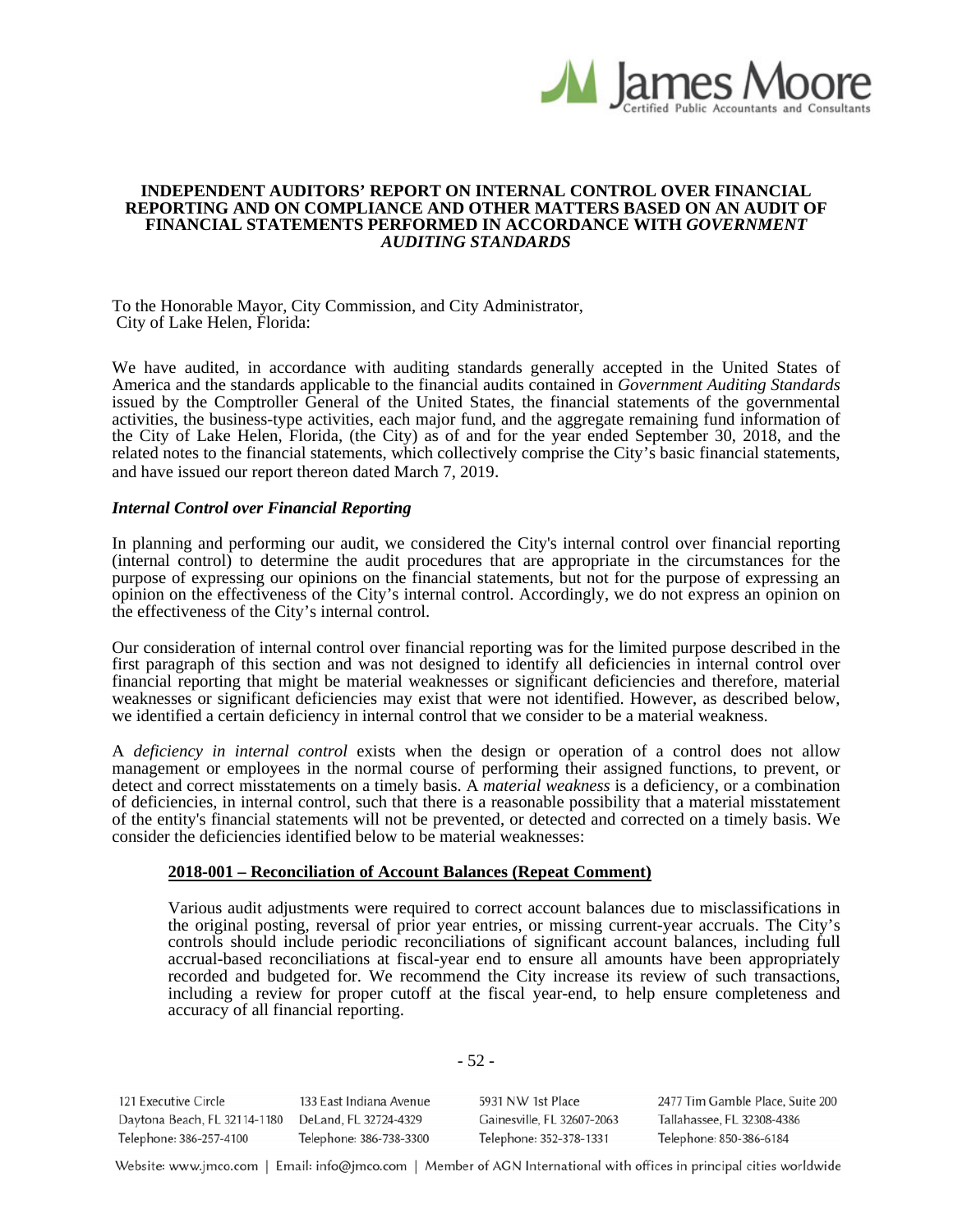# INDEPENDENT AUDITORS' REPORT ON INTERNAL CONTROL OVER FINANCIAL REPORTING AND ON COMPLIANCE AND OTHER MATTERS BASED ON AN AUDIT OF FINANCIAL STATEMENTS PERFORMED IN ACCORDANCE WITH *GOVERNMENT AUDITING STANDARDS*

To the Honorable Mayor, City Commission, and City Administrator,
City of Lake Helen, Florida:

We have audited, in accordance with auditing standards generally accepted in the United States of America and the standards applicable to the financial audits contained in *Government Auditing Standards* issued by the Comptroller General of the United States, the financial statements of the governmental activities, the business-type activities, each major fund, and the aggregate remaining fund information of the City of Lake Helen, Florida, (the City) as of and for the year ended September 30, 2018, and the related notes to the financial statements, which collectively comprise the City's basic financial statements, and have issued our report thereon dated March 7, 2019.

### *Internal Control over Financial Reporting*

In planning and performing our audit, we considered the City's internal control over financial reporting (internal control) to determine the audit procedures that are appropriate in the circumstances for the purpose of expressing our opinions on the financial statements, but not for the purpose of expressing an opinion on the effectiveness of the City's internal control. Accordingly, we do not express an opinion on the effectiveness of the City's internal control.

Our consideration of internal control over financial reporting was for the limited purpose described in the first paragraph of this section and was not designed to identify all deficiencies in internal control over financial reporting that might be material weaknesses or significant deficiencies and therefore, material weaknesses or significant deficiencies may exist that were not identified. However, as described below, we identified a certain deficiency in internal control that we consider to be a material weakness.

A *deficiency in internal control* exists when the design or operation of a control does not allow management or employees in the normal course of performing their assigned functions, to prevent, or detect and correct misstatements on a timely basis. A *material weakness* is a deficiency, or a combination of deficiencies, in internal control, such that there is a reasonable possibility that a material misstatement of the entity's financial statements will not be prevented, or detected and corrected on a timely basis. We consider the deficiencies identified below to be material weaknesses:

**2018-001 – Reconciliation of Account Balances (Repeat Comment)**

Various audit adjustments were required to correct account balances due to misclassifications in the original posting, reversal of prior year entries, or missing current-year accruals. The City's controls should include periodic reconciliations of significant account balances, including full accrual-based reconciliations at fiscal-year end to ensure all amounts have been appropriately recorded and budgeted for. We recommend the City increase its review of such transactions, including a review for proper cutoff at the fiscal year-end, to help ensure completeness and accuracy of all financial reporting.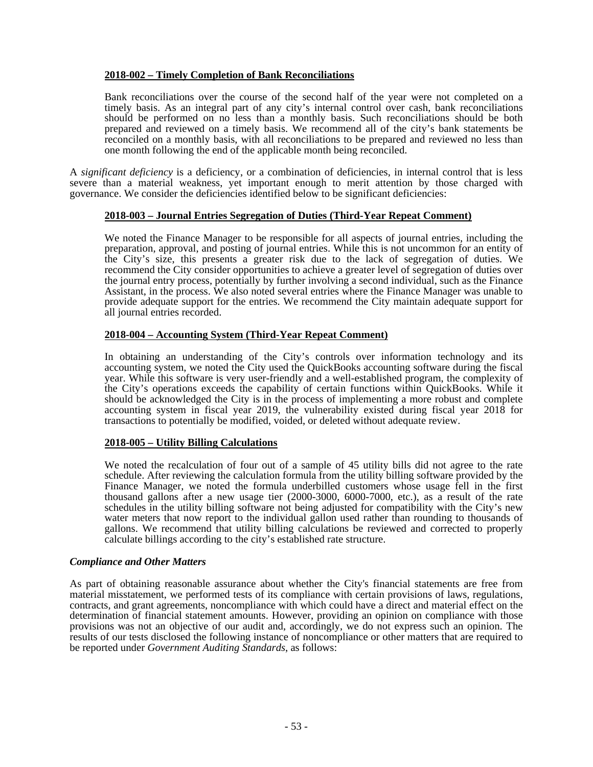**2018-002 – Timely Completion of Bank Reconciliations**

Bank reconciliations over the course of the second half of the year were not completed on a timely basis. As an integral part of any city's internal control over cash, bank reconciliations should be performed on no less than a monthly basis. Such reconciliations should be both prepared and reviewed on a timely basis. We recommend all of the city's bank statements be reconciled on a monthly basis, with all reconciliations to be prepared and reviewed no less than one month following the end of the applicable month being reconciled.

A *significant deficiency* is a deficiency, or a combination of deficiencies, in internal control that is less severe than a material weakness, yet important enough to merit attention by those charged with governance. We consider the deficiencies identified below to be significant deficiencies:

**2018-003 – Journal Entries Segregation of Duties (Third-Year Repeat Comment)**

We noted the Finance Manager to be responsible for all aspects of journal entries, including the preparation, approval, and posting of journal entries. While this is not uncommon for an entity of the City's size, this presents a greater risk due to the lack of segregation of duties. We recommend the City consider opportunities to achieve a greater level of segregation of duties over the journal entry process, potentially by further involving a second individual, such as the Finance Assistant, in the process. We also noted several entries where the Finance Manager was unable to provide adequate support for the entries. We recommend the City maintain adequate support for all journal entries recorded.

**2018-004 – Accounting System (Third-Year Repeat Comment)**

In obtaining an understanding of the City's controls over information technology and its accounting system, we noted the City used the QuickBooks accounting software during the fiscal year. While this software is very user-friendly and a well-established program, the complexity of the City's operations exceeds the capability of certain functions within QuickBooks. While it should be acknowledged the City is in the process of implementing a more robust and complete accounting system in fiscal year 2019, the vulnerability existed during fiscal year 2018 for transactions to potentially be modified, voided, or deleted without adequate review.

**2018-005 – Utility Billing Calculations**

We noted the recalculation of four out of a sample of 45 utility bills did not agree to the rate schedule. After reviewing the calculation formula from the utility billing software provided by the Finance Manager, we noted the formula underbilled customers whose usage fell in the first thousand gallons after a new usage tier (2000-3000, 6000-7000, etc.), as a result of the rate schedules in the utility billing software not being adjusted for compatibility with the City's new water meters that now report to the individual gallon used rather than rounding to thousands of gallons. We recommend that utility billing calculations be reviewed and corrected to properly calculate billings according to the city's established rate structure.

***Compliance and Other Matters***

As part of obtaining reasonable assurance about whether the City's financial statements are free from material misstatement, we performed tests of its compliance with certain provisions of laws, regulations, contracts, and grant agreements, noncompliance with which could have a direct and material effect on the determination of financial statement amounts. However, providing an opinion on compliance with those provisions was not an objective of our audit and, accordingly, we do not express such an opinion. The results of our tests disclosed the following instance of noncompliance or other matters that are required to be reported under *Government Auditing Standards*, as follows: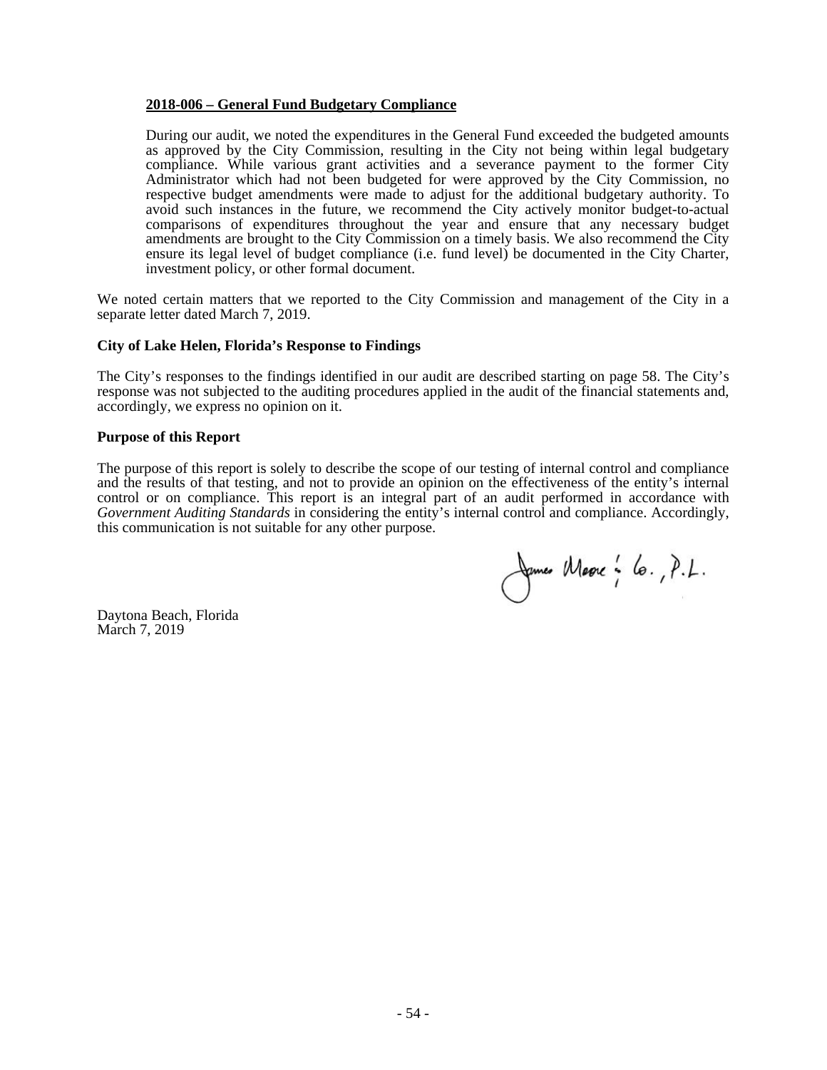**2018-006 – General Fund Budgetary Compliance**

During our audit, we noted the expenditures in the General Fund exceeded the budgeted amounts as approved by the City Commission, resulting in the City not being within legal budgetary compliance. While various grant activities and a severance payment to the former City Administrator which had not been budgeted for were approved by the City Commission, no respective budget amendments were made to adjust for the additional budgetary authority. To avoid such instances in the future, we recommend the City actively monitor budget-to-actual comparisons of expenditures throughout the year and ensure that any necessary budget amendments are brought to the City Commission on a timely basis. We also recommend the City ensure its legal level of budget compliance (i.e. fund level) be documented in the City Charter, investment policy, or other formal document.

We noted certain matters that we reported to the City Commission and management of the City in a separate letter dated March 7, 2019.

**City of Lake Helen, Florida's Response to Findings**

The City's responses to the findings identified in our audit are described starting on page 58. The City's response was not subjected to the auditing procedures applied in the audit of the financial statements and, accordingly, we express no opinion on it.

**Purpose of this Report**

The purpose of this report is solely to describe the scope of our testing of internal control and compliance and the results of that testing, and not to provide an opinion on the effectiveness of the entity's internal control or on compliance. This report is an integral part of an audit performed in accordance with *Government Auditing Standards* in considering the entity's internal control and compliance. Accordingly, this communication is not suitable for any other purpose.

James Moore & Co., P.L.

Daytona Beach, Florida
March 7, 2019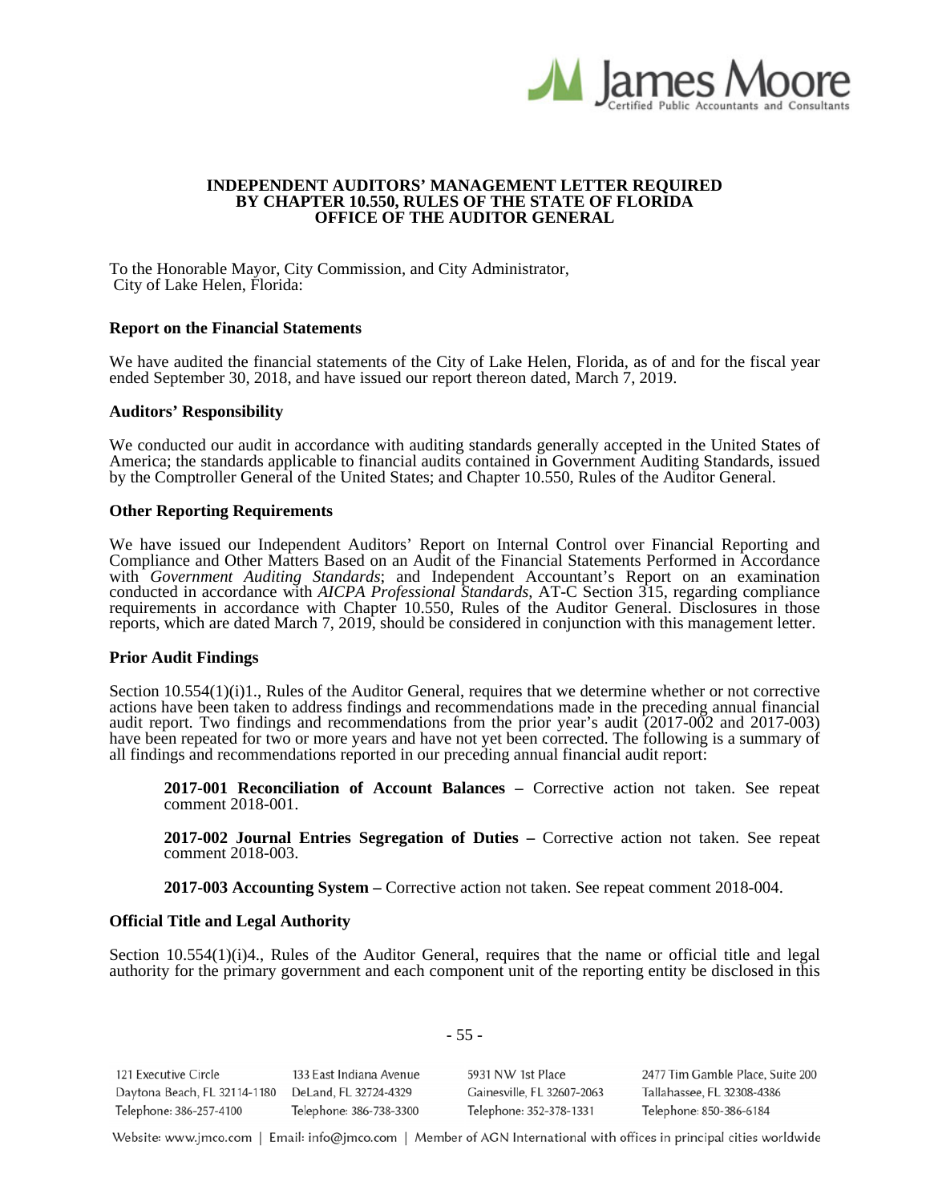# INDEPENDENT AUDITORS' MANAGEMENT LETTER REQUIRED BY CHAPTER 10.550, RULES OF THE STATE OF FLORIDA OFFICE OF THE AUDITOR GENERAL

To the Honorable Mayor, City Commission, and City Administrator,
City of Lake Helen, Florida:

### Report on the Financial Statements

We have audited the financial statements of the City of Lake Helen, Florida, as of and for the fiscal year ended September 30, 2018, and have issued our report thereon dated, March 7, 2019.

### Auditors' Responsibility

We conducted our audit in accordance with auditing standards generally accepted in the United States of America; the standards applicable to financial audits contained in Government Auditing Standards, issued by the Comptroller General of the United States; and Chapter 10.550, Rules of the Auditor General.

### Other Reporting Requirements

We have issued our Independent Auditors' Report on Internal Control over Financial Reporting and Compliance and Other Matters Based on an Audit of the Financial Statements Performed in Accordance with *Government Auditing Standards*; and Independent Accountant's Report on an examination conducted in accordance with *AICPA Professional Standards*, AT-C Section 315, regarding compliance requirements in accordance with Chapter 10.550, Rules of the Auditor General. Disclosures in those reports, which are dated March 7, 2019, should be considered in conjunction with this management letter.

### Prior Audit Findings

Section 10.554(1)(i)1., Rules of the Auditor General, requires that we determine whether or not corrective actions have been taken to address findings and recommendations made in the preceding annual financial audit report. Two findings and recommendations from the prior year's audit (2017-002 and 2017-003) have been repeated for two or more years and have not yet been corrected. The following is a summary of all findings and recommendations reported in our preceding annual financial audit report:

> **2017-001 Reconciliation of Account Balances –** Corrective action not taken. See repeat comment 2018-001.
>
> **2017-002 Journal Entries Segregation of Duties –** Corrective action not taken. See repeat comment 2018-003.
>
> **2017-003 Accounting System –** Corrective action not taken. See repeat comment 2018-004.

### Official Title and Legal Authority

Section 10.554(1)(i)4., Rules of the Auditor General, requires that the name or official title and legal authority for the primary government and each component unit of the reporting entity be disclosed in this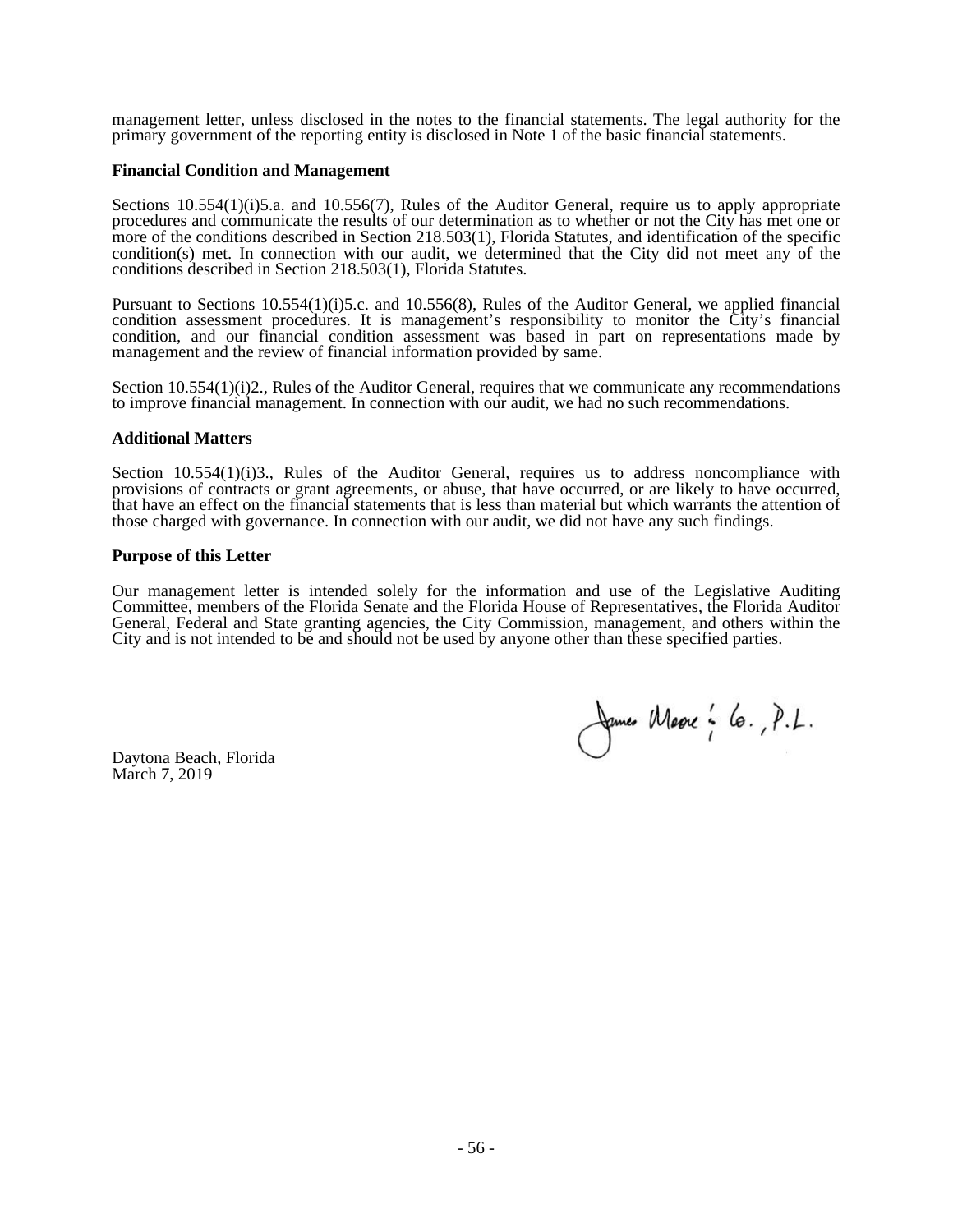management letter, unless disclosed in the notes to the financial statements. The legal authority for the primary government of the reporting entity is disclosed in Note 1 of the basic financial statements.

**Financial Condition and Management**

Sections 10.554(1)(i)5.a. and 10.556(7), Rules of the Auditor General, require us to apply appropriate procedures and communicate the results of our determination as to whether or not the City has met one or more of the conditions described in Section 218.503(1), Florida Statutes, and identification of the specific condition(s) met. In connection with our audit, we determined that the City did not meet any of the conditions described in Section 218.503(1), Florida Statutes.

Pursuant to Sections 10.554(1)(i)5.c. and 10.556(8), Rules of the Auditor General, we applied financial condition assessment procedures. It is management's responsibility to monitor the City's financial condition, and our financial condition assessment was based in part on representations made by management and the review of financial information provided by same.

Section 10.554(1)(i)2., Rules of the Auditor General, requires that we communicate any recommendations to improve financial management. In connection with our audit, we had no such recommendations.

**Additional Matters**

Section 10.554(1)(i)3., Rules of the Auditor General, requires us to address noncompliance with provisions of contracts or grant agreements, or abuse, that have occurred, or are likely to have occurred, that have an effect on the financial statements that is less than material but which warrants the attention of those charged with governance. In connection with our audit, we did not have any such findings.

**Purpose of this Letter**

Our management letter is intended solely for the information and use of the Legislative Auditing Committee, members of the Florida Senate and the Florida House of Representatives, the Florida Auditor General, Federal and State granting agencies, the City Commission, management, and others within the City and is not intended to be and should not be used by anyone other than these specified parties.

James Moore & Co., P.L.

Daytona Beach, Florida
March 7, 2019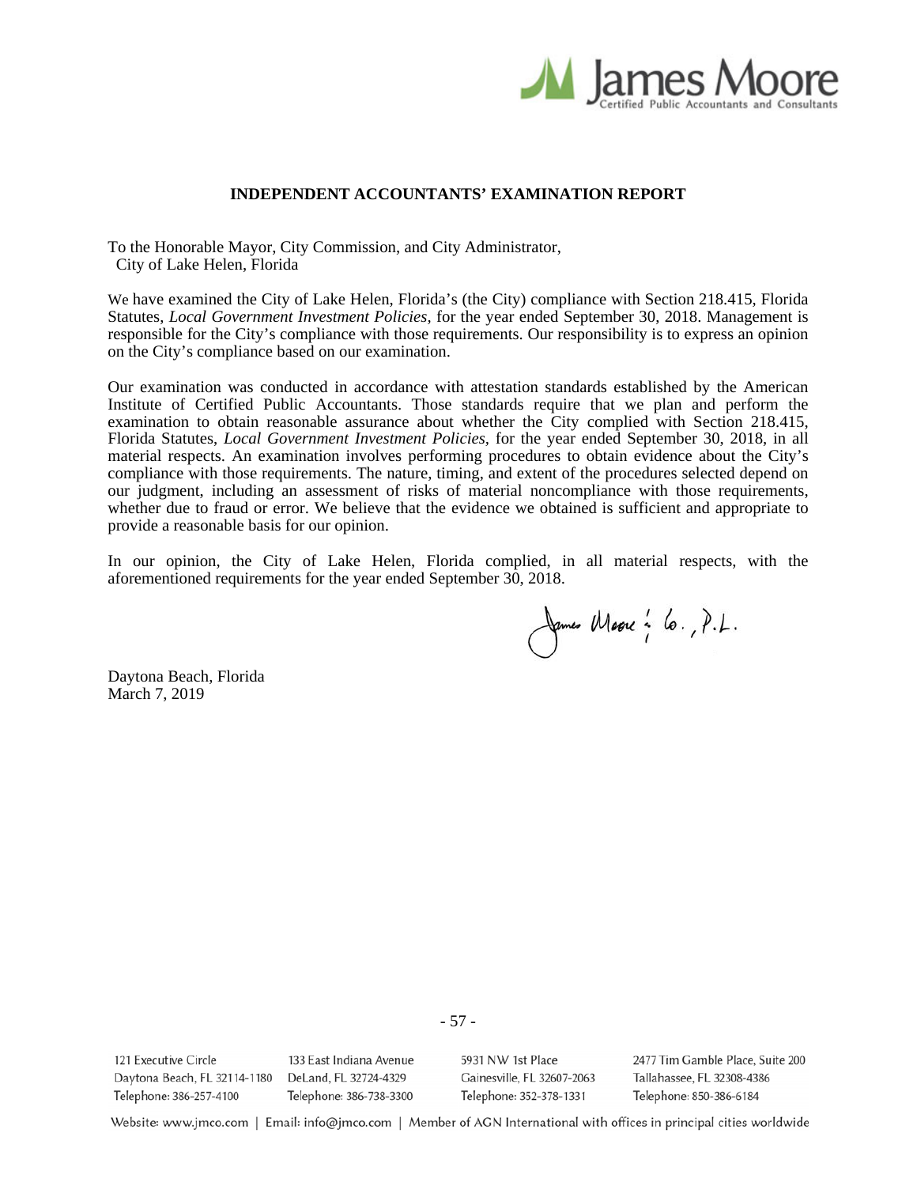## INDEPENDENT ACCOUNTANTS' EXAMINATION REPORT

To the Honorable Mayor, City Commission, and City Administrator,
City of Lake Helen, Florida

We have examined the City of Lake Helen, Florida's (the City) compliance with Section 218.415, Florida Statutes, *Local Government Investment Policies,* for the year ended September 30, 2018. Management is responsible for the City's compliance with those requirements. Our responsibility is to express an opinion on the City's compliance based on our examination.

Our examination was conducted in accordance with attestation standards established by the American Institute of Certified Public Accountants. Those standards require that we plan and perform the examination to obtain reasonable assurance about whether the City complied with Section 218.415, Florida Statutes, *Local Government Investment Policies,* for the year ended September 30, 2018, in all material respects. An examination involves performing procedures to obtain evidence about the City's compliance with those requirements. The nature, timing, and extent of the procedures selected depend on our judgment, including an assessment of risks of material noncompliance with those requirements, whether due to fraud or error. We believe that the evidence we obtained is sufficient and appropriate to provide a reasonable basis for our opinion.

In our opinion, the City of Lake Helen, Florida complied, in all material respects, with the aforementioned requirements for the year ended September 30, 2018.

James Moore & Co., P.L.

Daytona Beach, Florida
March 7, 2019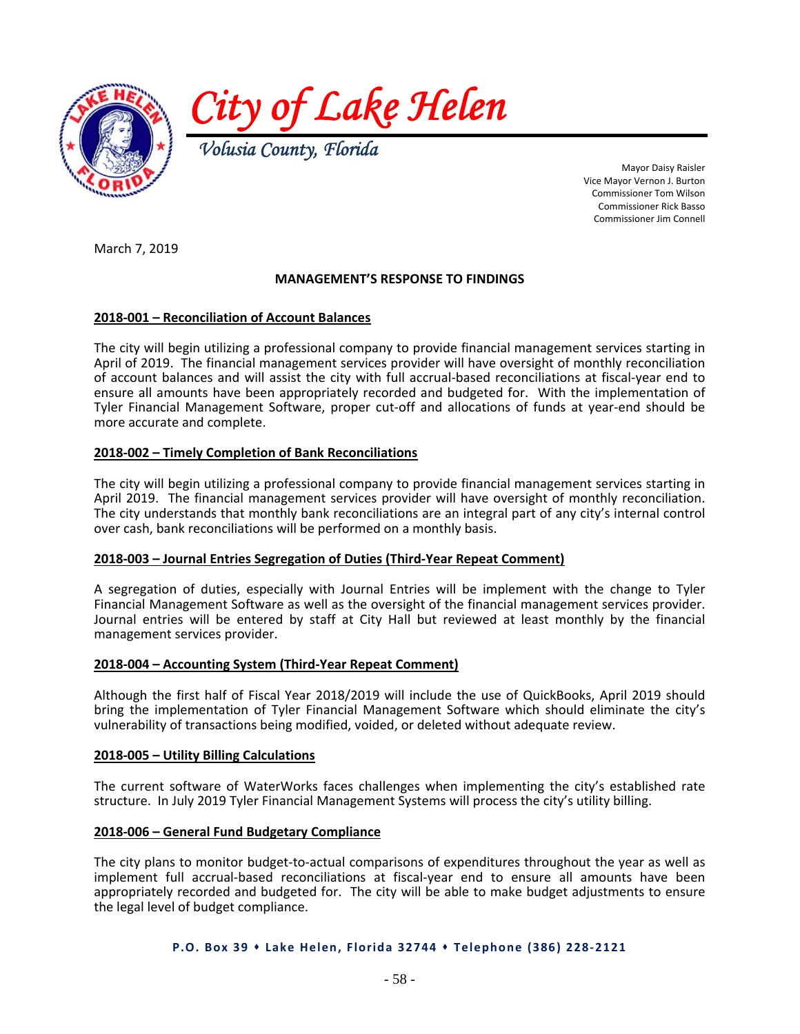# *City of Lake Helen*

*Volusia County, Florida*

Mayor Daisy Raisler
Vice Mayor Vernon J. Burton
Commissioner Tom Wilson
Commissioner Rick Basso
Commissioner Jim Connell

March 7, 2019

**MANAGEMENT'S RESPONSE TO FINDINGS**

**2018-001 – Reconciliation of Account Balances**

The city will begin utilizing a professional company to provide financial management services starting in April of 2019. The financial management services provider will have oversight of monthly reconciliation of account balances and will assist the city with full accrual-based reconciliations at fiscal-year end to ensure all amounts have been appropriately recorded and budgeted for. With the implementation of Tyler Financial Management Software, proper cut-off and allocations of funds at year-end should be more accurate and complete.

**2018-002 – Timely Completion of Bank Reconciliations**

The city will begin utilizing a professional company to provide financial management services starting in April 2019. The financial management services provider will have oversight of monthly reconciliation. The city understands that monthly bank reconciliations are an integral part of any city's internal control over cash, bank reconciliations will be performed on a monthly basis.

**2018-003 – Journal Entries Segregation of Duties (Third-Year Repeat Comment)**

A segregation of duties, especially with Journal Entries will be implement with the change to Tyler Financial Management Software as well as the oversight of the financial management services provider. Journal entries will be entered by staff at City Hall but reviewed at least monthly by the financial management services provider.

**2018-004 – Accounting System (Third-Year Repeat Comment)**

Although the first half of Fiscal Year 2018/2019 will include the use of QuickBooks, April 2019 should bring the implementation of Tyler Financial Management Software which should eliminate the city's vulnerability of transactions being modified, voided, or deleted without adequate review.

**2018-005 – Utility Billing Calculations**

The current software of WaterWorks faces challenges when implementing the city's established rate structure. In July 2019 Tyler Financial Management Systems will process the city's utility billing.

**2018-006 – General Fund Budgetary Compliance**

The city plans to monitor budget-to-actual comparisons of expenditures throughout the year as well as implement full accrual-based reconciliations at fiscal-year end to ensure all amounts have been appropriately recorded and budgeted for. The city will be able to make budget adjustments to ensure the legal level of budget compliance.

**P.O. Box 39 • Lake Helen, Florida 32744 • Telephone (386) 228-2121**